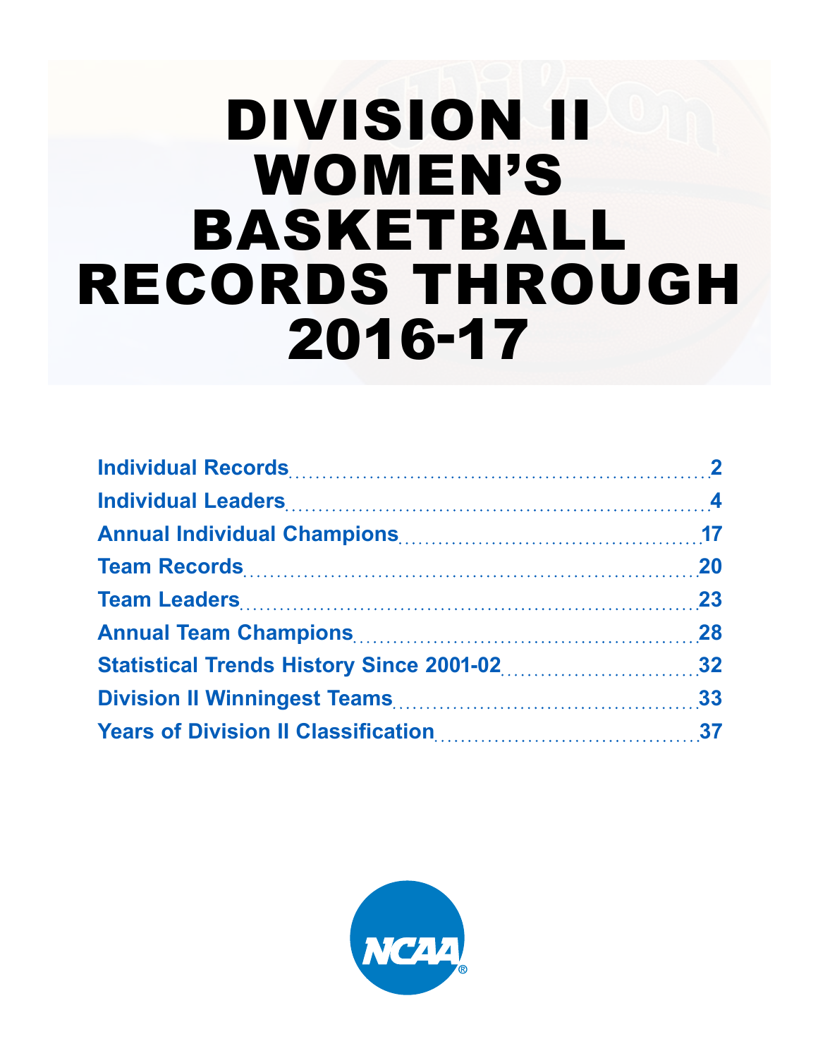# DIVISION II WOMEN'S BASKETBALL RECORDS THROUGH 2016-17

| | |
|---|---|
| Individual Records | 2 |
| Individual Leaders | 4 |
| Annual Individual Champions | 17 |
| Team Records | 20 |
| Team Leaders | 23 |
| Annual Team Champions | 28 |
| Statistical Trends History Since 2001-02 | 32 |
| Division II Winningest Teams | 33 |
| Years of Division II Classification | 37 |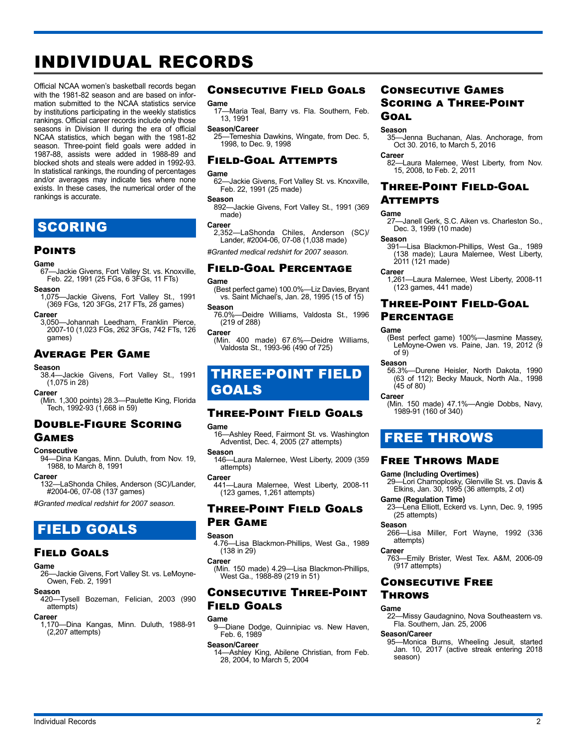# INDIVIDUAL RECORDS

Official NCAA women's basketball records began with the 1981-82 season and are based on information submitted to the NCAA statistics service by institutions participating in the weekly statistics rankings. Official career records include only those seasons in Division II during the era of official NCAA statistics, which began with the 1981-82 season. Three-point field goals were added in 1987-88, assists were added in 1988-89 and blocked shots and steals were added in 1992-93. In statistical rankings, the rounding of percentages and/or averages may indicate ties where none exists. In these cases, the numerical order of the rankings is accurate.

## SCORING

### Points

**Game**
67—Jackie Givens, Fort Valley St. vs. Knoxville, Feb. 22, 1991 (25 FGs, 6 3FGs, 11 FTs)

**Season**
1,075—Jackie Givens, Fort Valley St., 1991 (369 FGs, 120 3FGs, 217 FTs, 28 games)

**Career**
3,050—Johannah Leedham, Franklin Pierce, 2007-10 (1,023 FGs, 262 3FGs, 742 FTs, 126 games)

### Average Per Game

**Season**
38.4—Jackie Givens, Fort Valley St., 1991 (1,075 in 28)

**Career**
(Min. 1,300 points) 28.3—Paulette King, Florida Tech, 1992-93 (1,668 in 59)

### Double-Figure Scoring Games

**Consecutive**
94—Dina Kangas, Minn. Duluth, from Nov. 19, 1988, to March 8, 1991

**Career**
132—LaShonda Chiles, Anderson (SC)/Lander, #2004-06, 07-08 (137 games)

*#Granted medical redshirt for 2007 season.*

## FIELD GOALS

### Field Goals

**Game**
26—Jackie Givens, Fort Valley St. vs. LeMoyne-Owen, Feb. 2, 1991

**Season**
420—Tysell Bozeman, Felician, 2003 (990 attempts)

**Career**
1,170—Dina Kangas, Minn. Duluth, 1988-91 (2,207 attempts)

### Consecutive Field Goals

**Game**
17—Maria Teal, Barry vs. Fla. Southern, Feb. 13, 1991

**Season/Career**
25—Temeshia Dawkins, Wingate, from Dec. 5, 1998, to Dec. 9, 1998

### Field-Goal Attempts

**Game**
62—Jackie Givens, Fort Valley St. vs. Knoxville, Feb. 22, 1991 (25 made)

**Season**
892—Jackie Givens, Fort Valley St., 1991 (369 made)

**Career**
2,352—LaShonda Chiles, Anderson (SC)/Lander, #2004-06, 07-08 (1,038 made)

*#Granted medical redshirt for 2007 season.*

### Field-Goal Percentage

**Game**
(Best perfect game) 100.0%—Liz Davies, Bryant vs. Saint Michael's, Jan. 28, 1995 (15 of 15)

**Season**
76.0%—Deidre Williams, Valdosta St., 1996 (219 of 288)

**Career**
(Min. 400 made) 67.6%—Deidre Williams, Valdosta St., 1993-96 (490 of 725)

## THREE-POINT FIELD GOALS

### Three-Point Field Goals

**Game**
16—Ashley Reed, Fairmont St. vs. Washington Adventist, Dec. 4, 2005 (27 attempts)

**Season**
146—Laura Malernee, West Liberty, 2009 (359 attempts)

**Career**
441—Laura Malernee, West Liberty, 2008-11 (123 games, 1,261 attempts)

### Three-Point Field Goals Per Game

**Season**
4.76—Lisa Blackmon-Phillips, West Ga., 1989 (138 in 29)

**Career**
(Min. 150 made) 4.29—Lisa Blackmon-Phillips, West Ga., 1988-89 (219 in 51)

### Consecutive Three-Point Field Goals

**Game**
9—Diane Dodge, Quinnipiac vs. New Haven, Feb. 6, 1989

**Season/Career**
14—Ashley King, Abilene Christian, from Feb. 28, 2004, to March 5, 2004

### Consecutive Games Scoring a Three-Point Goal

**Season**
35—Jenna Buchanan, Alas. Anchorage, from Oct 30. 2016, to March 5, 2016

**Career**
82—Laura Malernee, West Liberty, from Nov. 15, 2008, to Feb. 2, 2011

### Three-Point Field-Goal Attempts

**Game**
27—Janell Gerk, S.C. Aiken vs. Charleston So., Dec. 3, 1999 (10 made)

**Season**
391—Lisa Blackmon-Phillips, West Ga., 1989 (138 made); Laura Malernee, West Liberty, 2011 (121 made)

**Career**
1,261—Laura Malernee, West Liberty, 2008-11 (123 games, 441 made)

### Three-Point Field-Goal Percentage

**Game**
(Best perfect game) 100%—Jasmine Massey, LeMoyne-Owen vs. Paine, Jan. 19, 2012 (9 of 9)

**Season**
56.3%—Durene Heisler, North Dakota, 1990 (63 of 112); Becky Mauck, North Ala., 1998 (45 of 80)

**Career**
(Min. 150 made) 47.1%—Angie Dobbs, Navy, 1989-91 (160 of 340)

## FREE THROWS

### Free Throws Made

**Game (Including Overtimes)**
29—Lori Charnoplosky, Glenville St. vs. Davis & Elkins, Jan. 30, 1995 (36 attempts, 2 ot)

**Game (Regulation Time)**
23—Lena Elliott, Eckerd vs. Lynn, Dec. 9, 1995 (25 attempts)

**Season**
266—Lisa Miller, Fort Wayne, 1992 (336 attempts)

**Career**
763—Emily Brister, West Tex. A&M, 2006-09 (917 attempts)

### Consecutive Free Throws

**Game**
22—Missy Gaudagnino, Nova Southeastern vs. Fla. Southern, Jan. 25, 2006

**Season/Career**
95—Monica Burns, Wheeling Jesuit, started Jan. 10, 2017 (active streak entering 2018 season)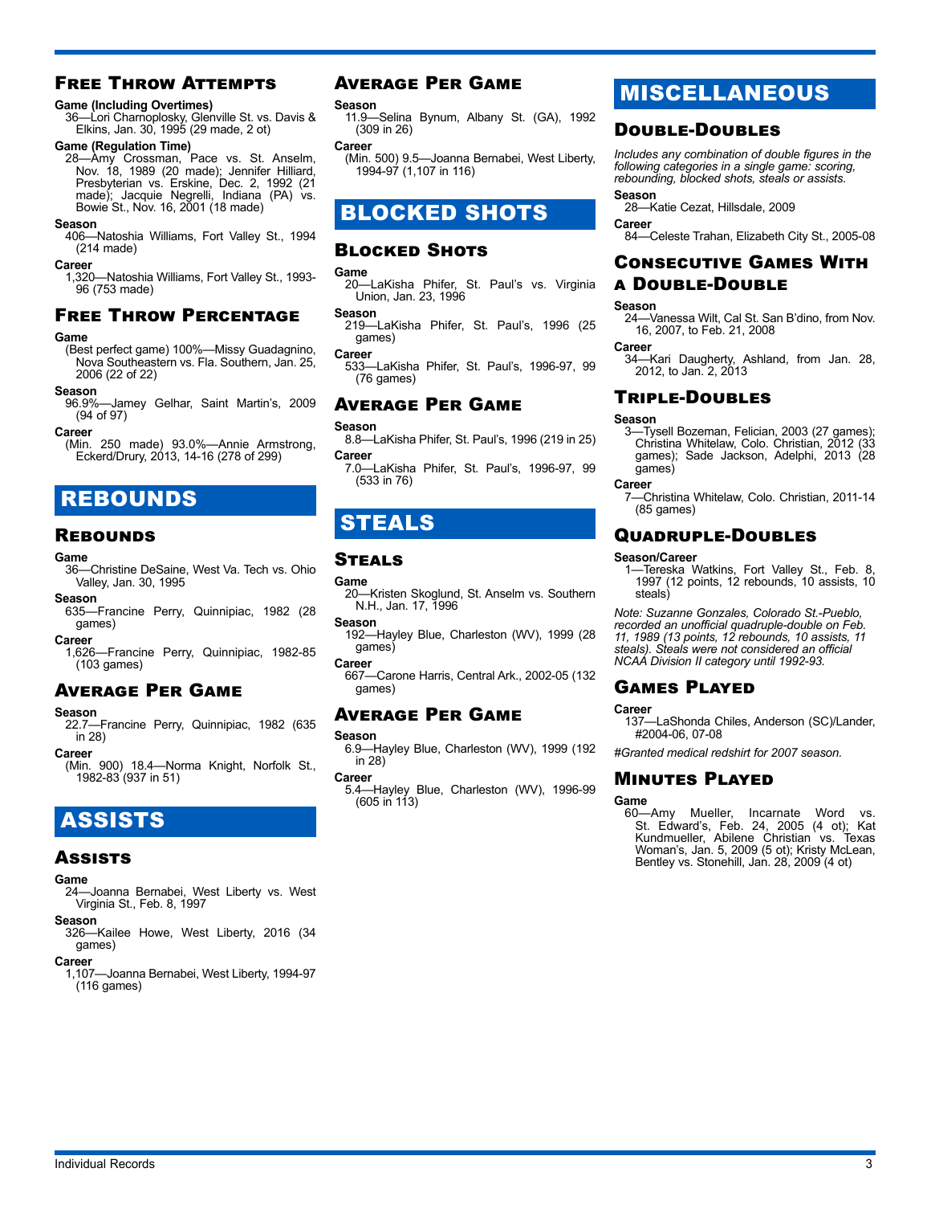## Free Throw Attempts

**Game (Including Overtimes)**
36—Lori Charnoplosky, Glenville St. vs. Davis & Elkins, Jan. 30, 1995 (29 made, 2 ot)

**Game (Regulation Time)**
28—Amy Crossman, Pace vs. St. Anselm, Nov. 18, 1989 (20 made); Jennifer Hilliard, Presbyterian vs. Erskine, Dec. 2, 1992 (21 made); Jacquie Negrelli, Indiana (PA) vs. Bowie St., Nov. 16, 2001 (18 made)

**Season**
406—Natoshia Williams, Fort Valley St., 1994 (214 made)

**Career**
1,320—Natoshia Williams, Fort Valley St., 1993-96 (753 made)

## Free Throw Percentage

**Game**
(Best perfect game) 100%—Missy Guadagnino, Nova Southeastern vs. Fla. Southern, Jan. 25, 2006 (22 of 22)

**Season**
96.9%—Jamey Gelhar, Saint Martin's, 2009 (94 of 97)

**Career**
(Min. 250 made) 93.0%—Annie Armstrong, Eckerd/Drury, 2013, 14-16 (278 of 299)

# REBOUNDS

## Rebounds

**Game**
36—Christine DeSaine, West Va. Tech vs. Ohio Valley, Jan. 30, 1995

**Season**
635—Francine Perry, Quinnipiac, 1982 (28 games)

**Career**
1,626—Francine Perry, Quinnipiac, 1982-85 (103 games)

## Average Per Game

**Season**
22.7—Francine Perry, Quinnipiac, 1982 (635 in 28)

**Career**
(Min. 900) 18.4—Norma Knight, Norfolk St., 1982-83 (937 in 51)

# ASSISTS

## Assists

**Game**
24—Joanna Bernabei, West Liberty vs. West Virginia St., Feb. 8, 1997

**Season**
326—Kailee Howe, West Liberty, 2016 (34 games)

**Career**
1,107—Joanna Bernabei, West Liberty, 1994-97 (116 games)

## Average Per Game

**Season**
11.9—Selina Bynum, Albany St. (GA), 1992 (309 in 26)

**Career**
(Min. 500) 9.5—Joanna Bernabei, West Liberty, 1994-97 (1,107 in 116)

# BLOCKED SHOTS

## Blocked Shots

**Game**
20—LaKisha Phifer, St. Paul's vs. Virginia Union, Jan. 23, 1996

**Season**
219—LaKisha Phifer, St. Paul's, 1996 (25 games)

**Career**
533—LaKisha Phifer, St. Paul's, 1996-97, 99 (76 games)

## Average Per Game

**Season**
8.8—LaKisha Phifer, St. Paul's, 1996 (219 in 25)

**Career**
7.0—LaKisha Phifer, St. Paul's, 1996-97, 99 (533 in 76)

# STEALS

## Steals

**Game**
20—Kristen Skoglund, St. Anselm vs. Southern N.H., Jan. 17, 1996

**Season**
192—Hayley Blue, Charleston (WV), 1999 (28 games)

**Career**
667—Carone Harris, Central Ark., 2002-05 (132 games)

## Average Per Game

**Season**
6.9—Hayley Blue, Charleston (WV), 1999 (192 in 28)

**Career**
5.4—Hayley Blue, Charleston (WV), 1996-99 (605 in 113)

# MISCELLANEOUS

## Double-Doubles

*Includes any combination of double figures in the following categories in a single game: scoring, rebounding, blocked shots, steals or assists.*

**Season**
28—Katie Cezat, Hillsdale, 2009

**Career**
84—Celeste Trahan, Elizabeth City St., 2005-08

## Consecutive Games With a Double-Double

**Season**
24—Vanessa Wilt, Cal St. San B'dino, from Nov. 16, 2007, to Feb. 21, 2008

**Career**
34—Kari Daugherty, Ashland, from Jan. 28, 2012, to Jan. 2, 2013

## Triple-Doubles

**Season**
3—Tysell Bozeman, Felician, 2003 (27 games); Christina Whitelaw, Colo. Christian, 2012 (33 games); Sade Jackson, Adelphi, 2013 (28 games)

**Career**
7—Christina Whitelaw, Colo. Christian, 2011-14 (85 games)

## Quadruple-Doubles

**Season/Career**
1—Tereska Watkins, Fort Valley St., Feb. 8, 1997 (12 points, 12 rebounds, 10 assists, 10 steals)

*Note: Suzanne Gonzales, Colorado St.-Pueblo, recorded an unofficial quadruple-double on Feb. 11, 1989 (13 points, 12 rebounds, 10 assists, 11 steals). Steals were not considered an official NCAA Division II category until 1992-93.*

## Games Played

**Career**
137—LaShonda Chiles, Anderson (SC)/Lander, #2004-06, 07-08

*#Granted medical redshirt for 2007 season.*

## Minutes Played

**Game**
60—Amy Mueller, Incarnate Word vs. St. Edward's, Feb. 24, 2005 (4 ot); Kat Kundmueller, Abilene Christian vs. Texas Woman's, Jan. 5, 2009 (5 ot); Kristy McLean, Bentley vs. Stonehill, Jan. 28, 2009 (4 ot)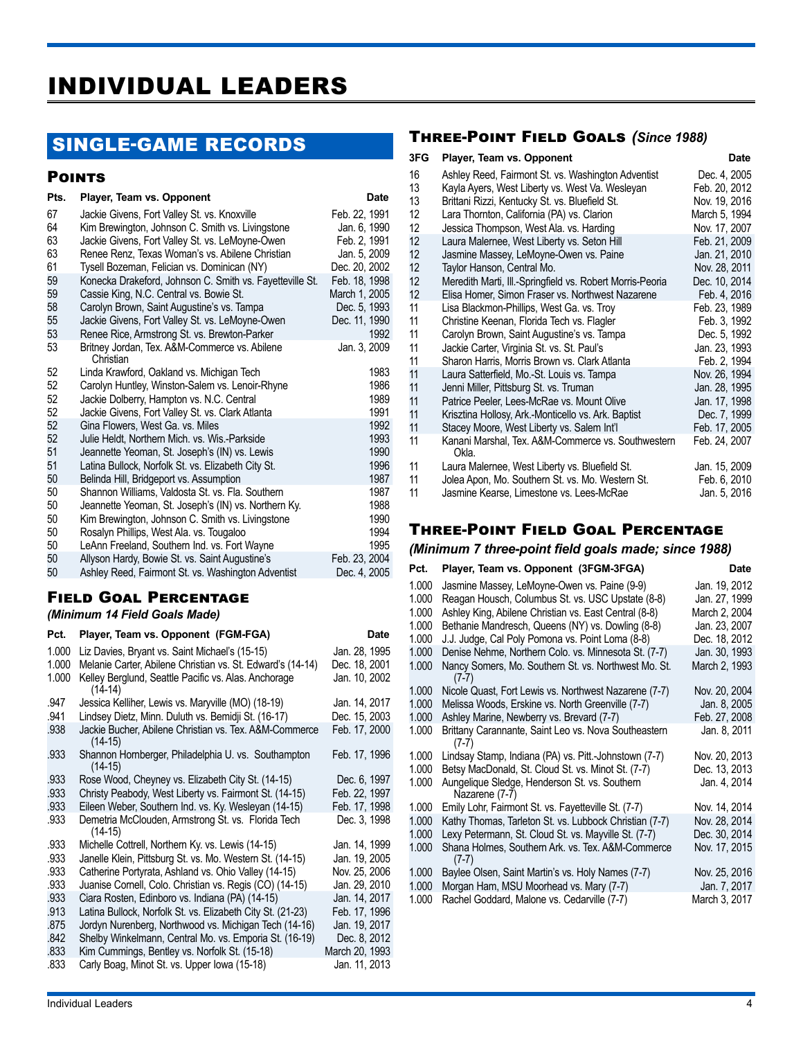# INDIVIDUAL LEADERS

## SINGLE-GAME RECORDS

### Points

| Pts. | Player, Team vs. Opponent | Date |
|---|---|---|
| 67 | Jackie Givens, Fort Valley St. vs. Knoxville | Feb. 22, 1991 |
| 64 | Kim Brewington, Johnson C. Smith vs. Livingstone | Jan. 6, 1990 |
| 63 | Jackie Givens, Fort Valley St. vs. LeMoyne-Owen | Feb. 2, 1991 |
| 63 | Renee Renz, Texas Woman's vs. Abilene Christian | Jan. 5, 2009 |
| 61 | Tysell Bozeman, Felician vs. Dominican (NY) | Dec. 20, 2002 |
| 59 | Konecka Drakeford, Johnson C. Smith vs. Fayetteville St. | Feb. 18, 1998 |
| 59 | Cassie King, N.C. Central vs. Bowie St. | March 1, 2005 |
| 58 | Carolyn Brown, Saint Augustine's vs. Tampa | Dec. 5, 1993 |
| 55 | Jackie Givens, Fort Valley St. vs. LeMoyne-Owen | Dec. 11, 1990 |
| 53 | Renee Rice, Armstrong St. vs. Brewton-Parker | 1992 |
| 53 | Britney Jordan, Tex. A&M-Commerce vs. Abilene Christian | Jan. 3, 2009 |
| 52 | Linda Krawford, Oakland vs. Michigan Tech | 1983 |
| 52 | Carolyn Huntley, Winston-Salem vs. Lenoir-Rhyne | 1986 |
| 52 | Jackie Dolberry, Hampton vs. N.C. Central | 1989 |
| 52 | Jackie Givens, Fort Valley St. vs. Clark Atlanta | 1991 |
| 52 | Gina Flowers, West Ga. vs. Miles | 1992 |
| 52 | Julie Heldt, Northern Mich. vs. Wis.-Parkside | 1993 |
| 51 | Jeannette Yeoman, St. Joseph's (IN) vs. Lewis | 1990 |
| 51 | Latina Bullock, Norfolk St. vs. Elizabeth City St. | 1996 |
| 50 | Belinda Hill, Bridgeport vs. Assumption | 1987 |
| 50 | Shannon Williams, Valdosta St. vs. Fla. Southern | 1987 |
| 50 | Jeannette Yeoman, St. Joseph's (IN) vs. Northern Ky. | 1988 |
| 50 | Kim Brewington, Johnson C. Smith vs. Livingstone | 1990 |
| 50 | Rosalyn Phillips, West Ala. vs. Tougaloo | 1994 |
| 50 | LeAnn Freeland, Southern Ind. vs. Fort Wayne | 1995 |
| 50 | Allyson Hardy, Bowie St. vs. Saint Augustine's | Feb. 23, 2004 |
| 50 | Ashley Reed, Fairmont St. vs. Washington Adventist | Dec. 4, 2005 |

### Field Goal Percentage

*(Minimum 14 Field Goals Made)*

| Pct. | Player, Team vs. Opponent (FGM-FGA) | Date |
|---|---|---|
| 1.000 | Liz Davies, Bryant vs. Saint Michael's (15-15) | Jan. 28, 1995 |
| 1.000 | Melanie Carter, Abilene Christian vs. St. Edward's (14-14) | Dec. 18, 2001 |
| 1.000 | Kelley Berglund, Seattle Pacific vs. Alas. Anchorage (14-14) | Jan. 10, 2002 |
| .947 | Jessica Kelliher, Lewis vs. Maryville (MO) (18-19) | Jan. 14, 2017 |
| .941 | Lindsey Dietz, Minn. Duluth vs. Bemidji St. (16-17) | Dec. 15, 2003 |
| .938 | Jackie Bucher, Abilene Christian vs. Tex. A&M-Commerce (14-15) | Feb. 17, 2000 |
| .933 | Shannon Hornberger, Philadelphia U. vs. Southampton (14-15) | Feb. 17, 1996 |
| .933 | Rose Wood, Cheyney vs. Elizabeth City St. (14-15) | Dec. 6, 1997 |
| .933 | Christy Peabody, West Liberty vs. Fairmont St. (14-15) | Feb. 22, 1997 |
| .933 | Eileen Weber, Southern Ind. vs. Ky. Wesleyan (14-15) | Feb. 17, 1998 |
| .933 | Demetria McClouden, Armstrong St. vs. Florida Tech (14-15) | Dec. 3, 1998 |
| .933 | Michelle Cottrell, Northern Ky. vs. Lewis (14-15) | Jan. 14, 1999 |
| .933 | Janelle Klein, Pittsburg St. vs. Mo. Western St. (14-15) | Jan. 19, 2005 |
| .933 | Catherine Portyrata, Ashland vs. Ohio Valley (14-15) | Nov. 25, 2006 |
| .933 | Juanise Cornell, Colo. Christian vs. Regis (CO) (14-15) | Jan. 29, 2010 |
| .933 | Ciara Rosten, Edinboro vs. Indiana (PA) (14-15) | Jan. 14, 2017 |
| .913 | Latina Bullock, Norfolk St. vs. Elizabeth City St. (21-23) | Feb. 17, 1996 |
| .875 | Jordyn Nurenberg, Northwood vs. Michigan Tech (14-16) | Jan. 19, 2017 |
| .842 | Shelby Winkelmann, Central Mo. vs. Emporia St. (16-19) | Dec. 8, 2012 |
| .833 | Kim Cummings, Bentley vs. Norfolk St. (15-18) | March 20, 1993 |
| .833 | Carly Boag, Minot St. vs. Upper Iowa (15-18) | Jan. 11, 2013 |

### Three-Point Field Goals *(Since 1988)*

| 3FG | Player, Team vs. Opponent | Date |
|---|---|---|
| 16 | Ashley Reed, Fairmont St. vs. Washington Adventist | Dec. 4, 2005 |
| 13 | Kayla Ayers, West Liberty vs. West Va. Wesleyan | Feb. 20, 2012 |
| 13 | Brittani Rizzi, Kentucky St. vs. Bluefield St. | Nov. 19, 2016 |
| 12 | Lara Thornton, California (PA) vs. Clarion | March 5, 1994 |
| 12 | Jessica Thompson, West Ala. vs. Harding | Nov. 17, 2007 |
| 12 | Laura Malernee, West Liberty vs. Seton Hill | Feb. 21, 2009 |
| 12 | Jasmine Massey, LeMoyne-Owen vs. Paine | Jan. 21, 2010 |
| 12 | Taylor Hanson, Central Mo. | Nov. 28, 2011 |
| 12 | Meredith Marti, Ill.-Springfield vs. Robert Morris-Peoria | Dec. 10, 2014 |
| 12 | Elisa Homer, Simon Fraser vs. Northwest Nazarene | Feb. 4, 2016 |
| 11 | Lisa Blackmon-Phillips, West Ga. vs. Troy | Feb. 23, 1989 |
| 11 | Christine Keenan, Florida Tech vs. Flagler | Feb. 3, 1992 |
| 11 | Carolyn Brown, Saint Augustine's vs. Tampa | Dec. 5, 1992 |
| 11 | Jackie Carter, Virginia St. vs. St. Paul's | Jan. 23, 1993 |
| 11 | Sharon Harris, Morris Brown vs. Clark Atlanta | Feb. 2, 1994 |
| 11 | Laura Satterfield, Mo.-St. Louis vs. Tampa | Nov. 26, 1994 |
| 11 | Jenni Miller, Pittsburg St. vs. Truman | Jan. 28, 1995 |
| 11 | Patrice Peeler, Lees-McRae vs. Mount Olive | Jan. 17, 1998 |
| 11 | Krisztina Hollosy, Ark.-Monticello vs. Ark. Baptist | Dec. 7, 1999 |
| 11 | Stacey Moore, West Liberty vs. Salem Int'l | Feb. 17, 2005 |
| 11 | Kanani Marshal, Tex. A&M-Commerce vs. Southwestern Okla. | Feb. 24, 2007 |
| 11 | Laura Malernee, West Liberty vs. Bluefield St. | Jan. 15, 2009 |
| 11 | Jolea Apon, Mo. Southern St. vs. Mo. Western St. | Feb. 6, 2010 |
| 11 | Jasmine Kearse, Limestone vs. Lees-McRae | Jan. 5, 2016 |

### Three-Point Field Goal Percentage

*(Minimum 7 three-point field goals made; since 1988)*

| Pct. | Player, Team vs. Opponent (3FGM-3FGA) | Date |
|---|---|---|
| 1.000 | Jasmine Massey, LeMoyne-Owen vs. Paine (9-9) | Jan. 19, 2012 |
| 1.000 | Reagan Housch, Columbus St. vs. USC Upstate (8-8) | Jan. 27, 1999 |
| 1.000 | Ashley King, Abilene Christian vs. East Central (8-8) | March 2, 2004 |
| 1.000 | Bethanie Mandresch, Queens (NY) vs. Dowling (8-8) | Jan. 23, 2007 |
| 1.000 | J.J. Judge, Cal Poly Pomona vs. Point Loma (8-8) | Dec. 18, 2012 |
| 1.000 | Denise Nehme, Northern Colo. vs. Minnesota St. (7-7) | Jan. 30, 1993 |
| 1.000 | Nancy Somers, Mo. Southern St. vs. Northwest Mo. St. (7-7) | March 2, 1993 |
| 1.000 | Nicole Quast, Fort Lewis vs. Northwest Nazarene (7-7) | Nov. 20, 2004 |
| 1.000 | Melissa Woods, Erskine vs. North Greenville (7-7) | Jan. 8, 2005 |
| 1.000 | Ashley Marine, Newberry vs. Brevard (7-7) | Feb. 27, 2008 |
| 1.000 | Brittany Carannante, Saint Leo vs. Nova Southeastern (7-7) | Jan. 8, 2011 |
| 1.000 | Lindsay Stamp, Indiana (PA) vs. Pitt.-Johnstown (7-7) | Nov. 20, 2013 |
| 1.000 | Betsy MacDonald, St. Cloud St. vs. Minot St. (7-7) | Dec. 13, 2013 |
| 1.000 | Aungelique Sledge, Henderson St. vs. Southern Nazarene (7-7) | Jan. 4, 2014 |
| 1.000 | Emily Lohr, Fairmont St. vs. Fayetteville St. (7-7) | Nov. 14, 2014 |
| 1.000 | Kathy Thomas, Tarleton St. vs. Lubbock Christian (7-7) | Nov. 28, 2014 |
| 1.000 | Lexy Petermann, St. Cloud St. vs. Mayville St. (7-7) | Dec. 30, 2014 |
| 1.000 | Shana Holmes, Southern Ark. vs. Tex. A&M-Commerce (7-7) | Nov. 17, 2015 |
| 1.000 | Baylee Olsen, Saint Martin's vs. Holy Names (7-7) | Nov. 25, 2016 |
| 1.000 | Morgan Ham, MSU Moorhead vs. Mary (7-7) | Jan. 7, 2017 |
| 1.000 | Rachel Goddard, Malone vs. Cedarville (7-7) | March 3, 2017 |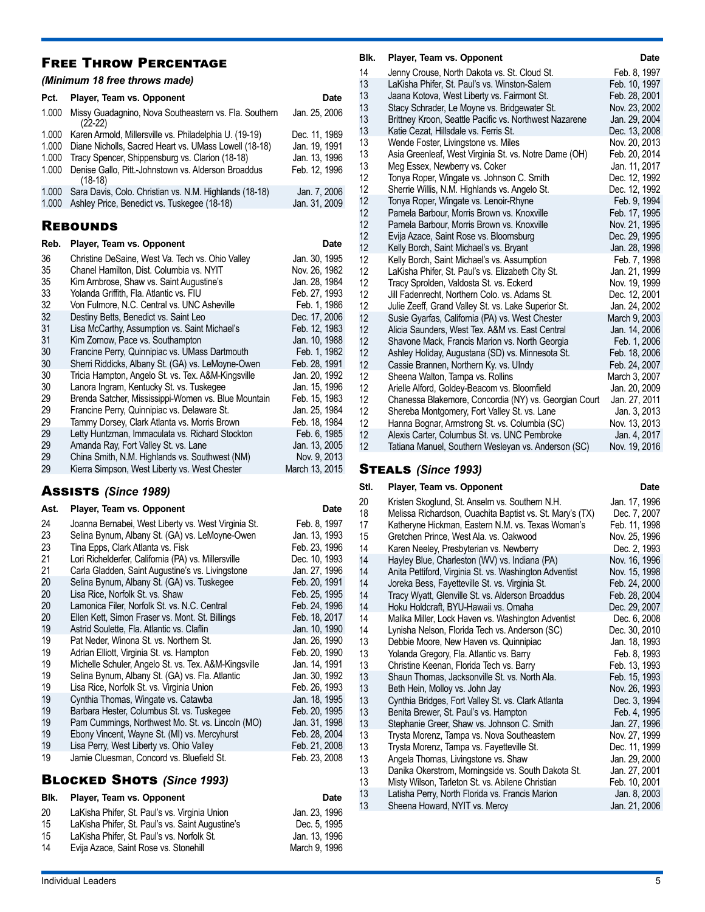## Free Throw Percentage

*(Minimum 18 free throws made)*

| Pct. | Player, Team vs. Opponent | Date |
|---|---|---|
| 1.000 | Missy Guadagnino, Nova Southeastern vs. Fla. Southern (22-22) | Jan. 25, 2006 |
| 1.000 | Karen Armold, Millersville vs. Philadelphia U. (19-19) | Dec. 11, 1989 |
| 1.000 | Diane Nicholls, Sacred Heart vs. UMass Lowell (18-18) | Jan. 19, 1991 |
| 1.000 | Tracy Spencer, Shippensburg vs. Clarion (18-18) | Jan. 13, 1996 |
| 1.000 | Denise Gallo, Pitt.-Johnstown vs. Alderson Broaddus (18-18) | Feb. 12, 1996 |
| 1.000 | Sara Davis, Colo. Christian vs. N.M. Highlands (18-18) | Jan. 7, 2006 |
| 1.000 | Ashley Price, Benedict vs. Tuskegee (18-18) | Jan. 31, 2009 |

## Rebounds

| Reb. | Player, Team vs. Opponent | Date |
|---|---|---|
| 36 | Christine DeSaine, West Va. Tech vs. Ohio Valley | Jan. 30, 1995 |
| 35 | Chanel Hamilton, Dist. Columbia vs. NYIT | Nov. 26, 1982 |
| 35 | Kim Ambrose, Shaw vs. Saint Augustine's | Jan. 28, 1984 |
| 33 | Yolanda Griffith, Fla. Atlantic vs. FIU | Feb. 27, 1993 |
| 32 | Von Fulmore, N.C. Central vs. UNC Asheville | Feb. 1, 1986 |
| 32 | Destiny Betts, Benedict vs. Saint Leo | Dec. 17, 2006 |
| 31 | Lisa McCarthy, Assumption vs. Saint Michael's | Feb. 12, 1983 |
| 31 | Kim Zornow, Pace vs. Southampton | Jan. 10, 1988 |
| 30 | Francine Perry, Quinnipiac vs. UMass Dartmouth | Feb. 1, 1982 |
| 30 | Sherri Riddicks, Albany St. (GA) vs. LeMoyne-Owen | Feb. 28, 1991 |
| 30 | Tricia Hampton, Angelo St. vs. Tex. A&M-Kingsville | Jan. 20, 1992 |
| 30 | Lanora Ingram, Kentucky St. vs. Tuskegee | Jan. 15, 1996 |
| 29 | Brenda Satcher, Mississippi-Women vs. Blue Mountain | Feb. 15, 1983 |
| 29 | Francine Perry, Quinnipiac vs. Delaware St. | Jan. 25, 1984 |
| 29 | Tammy Dorsey, Clark Atlanta vs. Morris Brown | Feb. 18, 1984 |
| 29 | Letty Huntzman, Immaculata vs. Richard Stockton | Feb. 6, 1985 |
| 29 | Amanda Ray, Fort Valley St. vs. Lane | Jan. 13, 2005 |
| 29 | China Smith, N.M. Highlands vs. Southwest (NM) | Nov. 9, 2013 |
| 29 | Kierra Simpson, West Liberty vs. West Chester | March 13, 2015 |

## Assists *(Since 1989)*

| Ast. | Player, Team vs. Opponent | Date |
|---|---|---|
| 24 | Joanna Bernabei, West Liberty vs. West Virginia St. | Feb. 8, 1997 |
| 23 | Selina Bynum, Albany St. (GA) vs. LeMoyne-Owen | Jan. 13, 1993 |
| 23 | Tina Epps, Clark Atlanta vs. Fisk | Feb. 23, 1996 |
| 21 | Lori Richelderfer, California (PA) vs. Millersville | Dec. 10, 1993 |
| 21 | Carla Gladden, Saint Augustine's vs. Livingstone | Jan. 27, 1996 |
| 20 | Selina Bynum, Albany St. (GA) vs. Tuskegee | Feb. 20, 1991 |
| 20 | Lisa Rice, Norfolk St. vs. Shaw | Feb. 25, 1995 |
| 20 | Lamonica Filer, Norfolk St. vs. N.C. Central | Feb. 24, 1996 |
| 20 | Ellen Kett, Simon Fraser vs. Mont. St. Billings | Feb. 18, 2017 |
| 19 | Astrid Soulette, Fla. Atlantic vs. Claflin | Jan. 10, 1990 |
| 19 | Pat Neder, Winona St. vs. Northern St. | Jan. 26, 1990 |
| 19 | Adrian Elliott, Virginia St. vs. Hampton | Feb. 20, 1990 |
| 19 | Michelle Schuler, Angelo St. vs. Tex. A&M-Kingsville | Jan. 14, 1991 |
| 19 | Selina Bynum, Albany St. (GA) vs. Fla. Atlantic | Jan. 30, 1992 |
| 19 | Lisa Rice, Norfolk St. vs. Virginia Union | Feb. 26, 1993 |
| 19 | Cynthia Thomas, Wingate vs. Catawba | Jan. 18, 1995 |
| 19 | Barbara Hester, Columbus St. vs. Tuskegee | Feb. 20, 1995 |
| 19 | Pam Cummings, Northwest Mo. St. vs. Lincoln (MO) | Jan. 31, 1998 |
| 19 | Ebony Vincent, Wayne St. (MI) vs. Mercyhurst | Feb. 28, 2004 |
| 19 | Lisa Perry, West Liberty vs. Ohio Valley | Feb. 21, 2008 |
| 19 | Jamie Cluesman, Concord vs. Bluefield St. | Feb. 23, 2008 |

## Blocked Shots *(Since 1993)*

| Blk. | Player, Team vs. Opponent | Date |
|---|---|---|
| 20 | LaKisha Phifer, St. Paul's vs. Virginia Union | Jan. 23, 1996 |
| 15 | LaKisha Phifer, St. Paul's vs. Saint Augustine's | Dec. 5, 1995 |
| 15 | LaKisha Phifer, St. Paul's vs. Norfolk St. | Jan. 13, 1996 |
| 14 | Evija Azace, Saint Rose vs. Stonehill | March 9, 1996 |
| 14 | Jenny Crouse, North Dakota vs. St. Cloud St. | Feb. 8, 1997 |
| 13 | LaKisha Phifer, St. Paul's vs. Winston-Salem | Feb. 10, 1997 |
| 13 | Jaana Kotova, West Liberty vs. Fairmont St. | Feb. 28, 2001 |
| 13 | Stacy Schrader, Le Moyne vs. Bridgewater St. | Nov. 23, 2002 |
| 13 | Brittney Kroon, Seattle Pacific vs. Northwest Nazarene | Jan. 29, 2004 |
| 13 | Katie Cezat, Hillsdale vs. Ferris St. | Dec. 13, 2008 |
| 13 | Wende Foster, Livingstone vs. Miles | Nov. 20, 2013 |
| 13 | Asia Greenleaf, West Virginia St. vs. Notre Dame (OH) | Feb. 20, 2014 |
| 13 | Meg Essex, Newberry vs. Coker | Jan. 11, 2017 |
| 12 | Tonya Roper, Wingate vs. Johnson C. Smith | Dec. 12, 1992 |
| 12 | Sherrie Willis, N.M. Highlands vs. Angelo St. | Dec. 12, 1992 |
| 12 | Tonya Roper, Wingate vs. Lenoir-Rhyne | Feb. 9, 1994 |
| 12 | Pamela Barbour, Morris Brown vs. Knoxville | Feb. 17, 1995 |
| 12 | Pamela Barbour, Morris Brown vs. Knoxville | Nov. 21, 1995 |
| 12 | Evija Azace, Saint Rose vs. Bloomsburg | Dec. 29, 1995 |
| 12 | Kelly Borch, Saint Michael's vs. Bryant | Jan. 28, 1998 |
| 12 | Kelly Borch, Saint Michael's vs. Assumption | Feb. 7, 1998 |
| 12 | LaKisha Phifer, St. Paul's vs. Elizabeth City St. | Jan. 21, 1999 |
| 12 | Tracy Sprolden, Valdosta St. vs. Eckerd | Nov. 19, 1999 |
| 12 | Jill Fadenrecht, Northern Colo. vs. Adams St. | Dec. 12, 2001 |
| 12 | Julie Zeeff, Grand Valley St. vs. Lake Superior St. | Jan. 24, 2002 |
| 12 | Susie Gyarfas, California (PA) vs. West Chester | March 9, 2003 |
| 12 | Alicia Saunders, West Tex. A&M vs. East Central | Jan. 14, 2006 |
| 12 | Shavone Mack, Francis Marion vs. North Georgia | Feb. 1, 2006 |
| 12 | Ashley Holiday, Augustana (SD) vs. Minnesota St. | Feb. 18, 2006 |
| 12 | Cassie Brannen, Northern Ky. vs. UIndy | Feb. 24, 2007 |
| 12 | Sheena Walton, Tampa vs. Rollins | March 3, 2007 |
| 12 | Arielle Alford, Goldey-Beacom vs. Bloomfield | Jan. 20, 2009 |
| 12 | Chanessa Blakemore, Concordia (NY) vs. Georgian Court | Jan. 27, 2011 |
| 12 | Shereba Montgomery, Fort Valley St. vs. Lane | Jan. 3, 2013 |
| 12 | Hanna Bognar, Armstrong St. vs. Columbia (SC) | Nov. 13, 2013 |
| 12 | Alexis Carter, Columbus St. vs. UNC Pembroke | Jan. 4, 2017 |
| 12 | Tatiana Manuel, Southern Wesleyan vs. Anderson (SC) | Nov. 19, 2016 |

## Steals *(Since 1993)*

| Stl. | Player, Team vs. Opponent | Date |
|---|---|---|
| 20 | Kristen Skoglund, St. Anselm vs. Southern N.H. | Jan. 17, 1996 |
| 18 | Melissa Richardson, Ouachita Baptist vs. St. Mary's (TX) | Dec. 7, 2007 |
| 17 | Katheryne Hickman, Eastern N.M. vs. Texas Woman's | Feb. 11, 1998 |
| 15 | Gretchen Prince, West Ala. vs. Oakwood | Nov. 25, 1996 |
| 14 | Karen Neeley, Presbyterian vs. Newberry | Dec. 2, 1993 |
| 14 | Hayley Blue, Charleston (WV) vs. Indiana (PA) | Nov. 16, 1996 |
| 14 | Anita Pettiford, Virginia St. vs. Washington Adventist | Nov. 15, 1998 |
| 14 | Joreka Bess, Fayetteville St. vs. Virginia St. | Feb. 24, 2000 |
| 14 | Tracy Wyatt, Glenville St. vs. Alderson Broaddus | Feb. 28, 2004 |
| 14 | Hoku Holdcraft, BYU-Hawaii vs. Omaha | Dec. 29, 2007 |
| 14 | Malika Miller, Lock Haven vs. Washington Adventist | Dec. 6, 2008 |
| 14 | Lynisha Nelson, Florida Tech vs. Anderson (SC) | Dec. 30, 2010 |
| 13 | Debbie Moore, New Haven vs. Quinnipiac | Jan. 18, 1993 |
| 13 | Yolanda Gregory, Fla. Atlantic vs. Barry | Feb. 8, 1993 |
| 13 | Christine Keenan, Florida Tech vs. Barry | Feb. 13, 1993 |
| 13 | Shaun Thomas, Jacksonville St. vs. North Ala. | Feb. 15, 1993 |
| 13 | Beth Hein, Molloy vs. John Jay | Nov. 26, 1993 |
| 13 | Cynthia Bridges, Fort Valley St. vs. Clark Atlanta | Dec. 3, 1994 |
| 13 | Benita Brewer, St. Paul's vs. Hampton | Feb. 4, 1995 |
| 13 | Stephanie Greer, Shaw vs. Johnson C. Smith | Jan. 27, 1996 |
| 13 | Trysta Morenz, Tampa vs. Nova Southeastern | Nov. 27, 1999 |
| 13 | Trysta Morenz, Tampa vs. Fayetteville St. | Dec. 11, 1999 |
| 13 | Angela Thomas, Livingstone vs. Shaw | Jan. 29, 2000 |
| 13 | Danika Okerstrom, Morningside vs. South Dakota St. | Jan. 27, 2001 |
| 13 | Misty Wilson, Tarleton St. vs. Abilene Christian | Feb. 10, 2001 |
| 13 | Latisha Perry, North Florida vs. Francis Marion | Jan. 8, 2003 |
| 13 | Sheena Howard, NYIT vs. Mercy | Jan. 21, 2006 |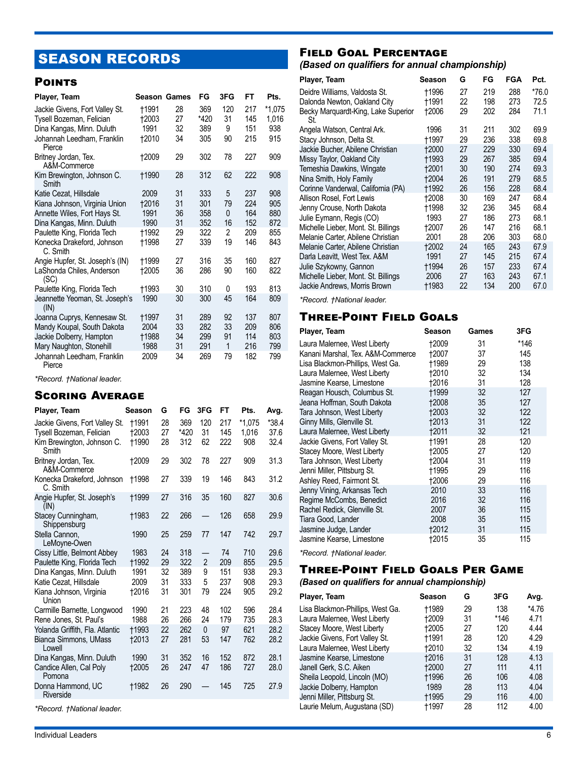# SEASON RECORDS

## Points

| Player, Team | Season | Games | FG | 3FG | FT | Pts. |
|---|---|---|---|---|---|---|
| Jackie Givens, Fort Valley St. | †1991 | 28 | 369 | 120 | 217 | *1,075 |
| Tysell Bozeman, Felician | †2003 | 27 | *420 | 31 | 145 | 1,016 |
| Dina Kangas, Minn. Duluth | 1991 | 32 | 389 | 9 | 151 | 938 |
| Johannah Leedham, Franklin Pierce | †2010 | 34 | 305 | 90 | 215 | 915 |
| Britney Jordan, Tex. A&M-Commerce | †2009 | 29 | 302 | 78 | 227 | 909 |
| Kim Brewington, Johnson C. Smith | †1990 | 28 | 312 | 62 | 222 | 908 |
| Katie Cezat, Hillsdale | 2009 | 31 | 333 | 5 | 237 | 908 |
| Kiana Johnson, Virginia Union | †2016 | 31 | 301 | 79 | 224 | 905 |
| Annette Wiles, Fort Hays St. | 1991 | 36 | 358 | 0 | 164 | 880 |
| Dina Kangas, Minn. Duluth | 1990 | 31 | 352 | 16 | 152 | 872 |
| Paulette King, Florida Tech | †1992 | 29 | 322 | 2 | 209 | 855 |
| Konecka Drakeford, Johnson C. Smith | †1998 | 27 | 339 | 19 | 146 | 843 |
| Angie Hupfer, St. Joseph's (IN) | †1999 | 27 | 316 | 35 | 160 | 827 |
| LaShonda Chiles, Anderson (SC) | †2005 | 36 | 286 | 90 | 160 | 822 |
| Paulette King, Florida Tech | †1993 | 30 | 310 | 0 | 193 | 813 |
| Jeannette Yeoman, St. Joseph's (IN) | 1990 | 30 | 300 | 45 | 164 | 809 |
| Joanna Cuprys, Kennesaw St. | †1997 | 31 | 289 | 92 | 137 | 807 |
| Mandy Koupal, South Dakota | 2004 | 33 | 282 | 33 | 209 | 806 |
| Jackie Dolberry, Hampton | †1988 | 34 | 299 | 91 | 114 | 803 |
| Mary Naughton, Stonehill | 1988 | 31 | 291 | 1 | 216 | 799 |
| Johannah Leedham, Franklin Pierce | 2009 | 34 | 269 | 79 | 182 | 799 |

*\*Record. †National leader.*

## Scoring Average

| Player, Team | Season | G | FG | 3FG | FT | Pts. | Avg. |
|---|---|---|---|---|---|---|---|
| Jackie Givens, Fort Valley St. | †1991 | 28 | 369 | 120 | 217 | *1,075 | *38.4 |
| Tysell Bozeman, Felician | †2003 | 27 | *420 | 31 | 145 | 1,016 | 37.6 |
| Kim Brewington, Johnson C. Smith | †1990 | 28 | 312 | 62 | 222 | 908 | 32.4 |
| Britney Jordan, Tex. A&M-Commerce | †2009 | 29 | 302 | 78 | 227 | 909 | 31.3 |
| Konecka Drakeford, Johnson C. Smith | †1998 | 27 | 339 | 19 | 146 | 843 | 31.2 |
| Angie Hupfer, St. Joseph's (IN) | †1999 | 27 | 316 | 35 | 160 | 827 | 30.6 |
| Stacey Cunningham, Shippensburg | †1983 | 22 | 266 | — | 126 | 658 | 29.9 |
| Stella Cannon, LeMoyne-Owen | 1990 | 25 | 259 | 77 | 147 | 742 | 29.7 |
| Cissy Little, Belmont Abbey | 1983 | 24 | 318 | — | 74 | 710 | 29.6 |
| Paulette King, Florida Tech | †1992 | 29 | 322 | 2 | 209 | 855 | 29.5 |
| Dina Kangas, Minn. Duluth | 1991 | 32 | 389 | 9 | 151 | 938 | 29.3 |
| Katie Cezat, Hillsdale | 2009 | 31 | 333 | 5 | 237 | 908 | 29.3 |
| Kiana Johnson, Virginia Union | †2016 | 31 | 301 | 79 | 224 | 905 | 29.2 |
| Carmille Barnette, Longwood | 1990 | 21 | 223 | 48 | 102 | 596 | 28.4 |
| Rene Jones, St. Paul's | 1988 | 26 | 266 | 24 | 179 | 735 | 28.3 |
| Yolanda Griffith, Fla. Atlantic | †1993 | 22 | 262 | 0 | 97 | 621 | 28.2 |
| Bianca Simmons, UMass Lowell | †2013 | 27 | 281 | 53 | 147 | 762 | 28.2 |
| Dina Kangas, Minn. Duluth | 1990 | 31 | 352 | 16 | 152 | 872 | 28.1 |
| Candice Allen, Cal Poly Pomona | †2005 | 26 | 247 | 47 | 186 | 727 | 28.0 |
| Donna Hammond, UC Riverside | †1982 | 26 | 290 | — | 145 | 725 | 27.9 |

*\*Record. †National leader.*

## Field Goal Percentage

*(Based on qualifiers for annual championship)*

| Player, Team | Season | G | FG | FGA | Pct. |
|---|---|---|---|---|---|
| Deidre Williams, Valdosta St. | †1996 | 27 | 219 | 288 | *76.0 |
| Dalonda Newton, Oakland City | †1991 | 22 | 198 | 273 | 72.5 |
| Becky Marquardt-King, Lake Superior St. | †2006 | 29 | 202 | 284 | 71.1 |
| Angela Watson, Central Ark. | 1996 | 31 | 211 | 302 | 69.9 |
| Stacy Johnson, Delta St. | †1997 | 29 | 236 | 338 | 69.8 |
| Jackie Bucher, Abilene Christian | †2000 | 27 | 229 | 330 | 69.4 |
| Missy Taylor, Oakland City | †1993 | 29 | 267 | 385 | 69.4 |
| Temeshia Dawkins, Wingate | †2001 | 30 | 190 | 274 | 69.3 |
| Nina Smith, Holy Family | †2004 | 26 | 191 | 279 | 68.5 |
| Corinne Vanderwal, California (PA) | †1992 | 26 | 156 | 228 | 68.4 |
| Allison Rosel, Fort Lewis | †2008 | 30 | 169 | 247 | 68.4 |
| Jenny Crouse, North Dakota | †1998 | 32 | 236 | 345 | 68.4 |
| Julie Eymann, Regis (CO) | 1993 | 27 | 186 | 273 | 68.1 |
| Michelle Lieber, Mont. St. Billings | †2007 | 26 | 147 | 216 | 68.1 |
| Melanie Carter, Abilene Christian | 2001 | 28 | 206 | 303 | 68.0 |
| Melanie Carter, Abilene Christian | †2002 | 24 | 165 | 243 | 67.9 |
| Darla Leavitt, West Tex. A&M | 1991 | 27 | 145 | 215 | 67.4 |
| Julie Szykowny, Gannon | †1994 | 26 | 157 | 233 | 67.4 |
| Michelle Lieber, Mont. St. Billings | 2006 | 27 | 163 | 243 | 67.1 |
| Jackie Andrews, Morris Brown | †1983 | 22 | 134 | 200 | 67.0 |

*\*Record. †National leader.*

## Three-Point Field Goals

| Player, Team | Season | Games | 3FG |
|---|---|---|---|
| Laura Malernee, West Liberty | †2009 | 31 | *146 |
| Kanani Marshal, Tex. A&M-Commerce | †2007 | 37 | 145 |
| Lisa Blackmon-Phillips, West Ga. | †1989 | 29 | 138 |
| Laura Malernee, West Liberty | †2010 | 32 | 134 |
| Jasmine Kearse, Limestone | †2016 | 31 | 128 |
| Reagan Housch, Columbus St. | †1999 | 32 | 127 |
| Jeana Hoffman, South Dakota | †2008 | 35 | 127 |
| Tara Johnson, West Liberty | †2003 | 32 | 122 |
| Ginny Mills, Glenville St. | †2013 | 31 | 122 |
| Laura Malernee, West Liberty | †2011 | 32 | 121 |
| Jackie Givens, Fort Valley St. | †1991 | 28 | 120 |
| Stacey Moore, West Liberty | †2005 | 27 | 120 |
| Tara Johnson, West Liberty | †2004 | 31 | 119 |
| Jenni Miller, Pittsburg St. | †1995 | 29 | 116 |
| Ashley Reed, Fairmont St. | †2006 | 29 | 116 |
| Jenny Vining, Arkansas Tech | 2010 | 33 | 116 |
| Regime McCombs, Benedict | 2016 | 32 | 116 |
| Rachel Redick, Glenville St. | 2007 | 36 | 115 |
| Tiara Good, Lander | 2008 | 35 | 115 |
| Jasmine Judge, Lander | †2012 | 31 | 115 |
| Jasmine Kearse, Limestone | †2015 | 35 | 115 |

*\*Record. †National leader.*

## Three-Point Field Goals Per Game

*(Based on qualifiers for annual championship)*

| Player, Team | Season | G | 3FG | Avg. |
|---|---|---|---|---|
| Lisa Blackmon-Phillips, West Ga. | †1989 | 29 | 138 | *4.76 |
| Laura Malernee, West Liberty | †2009 | 31 | *146 | 4.71 |
| Stacey Moore, West Liberty | †2005 | 27 | 120 | 4.44 |
| Jackie Givens, Fort Valley St. | †1991 | 28 | 120 | 4.29 |
| Laura Malernee, West Liberty | †2010 | 32 | 134 | 4.19 |
| Jasmine Kearse, Limestone | †2016 | 31 | 128 | 4.13 |
| Janell Gerk, S.C. Aiken | †2000 | 27 | 111 | 4.11 |
| Sheila Leopold, Lincoln (MO) | †1996 | 26 | 106 | 4.08 |
| Jackie Dolberry, Hampton | 1989 | 28 | 113 | 4.04 |
| Jenni Miller, Pittsburg St. | †1995 | 29 | 116 | 4.00 |
| Laurie Melum, Augustana (SD) | †1997 | 28 | 112 | 4.00 |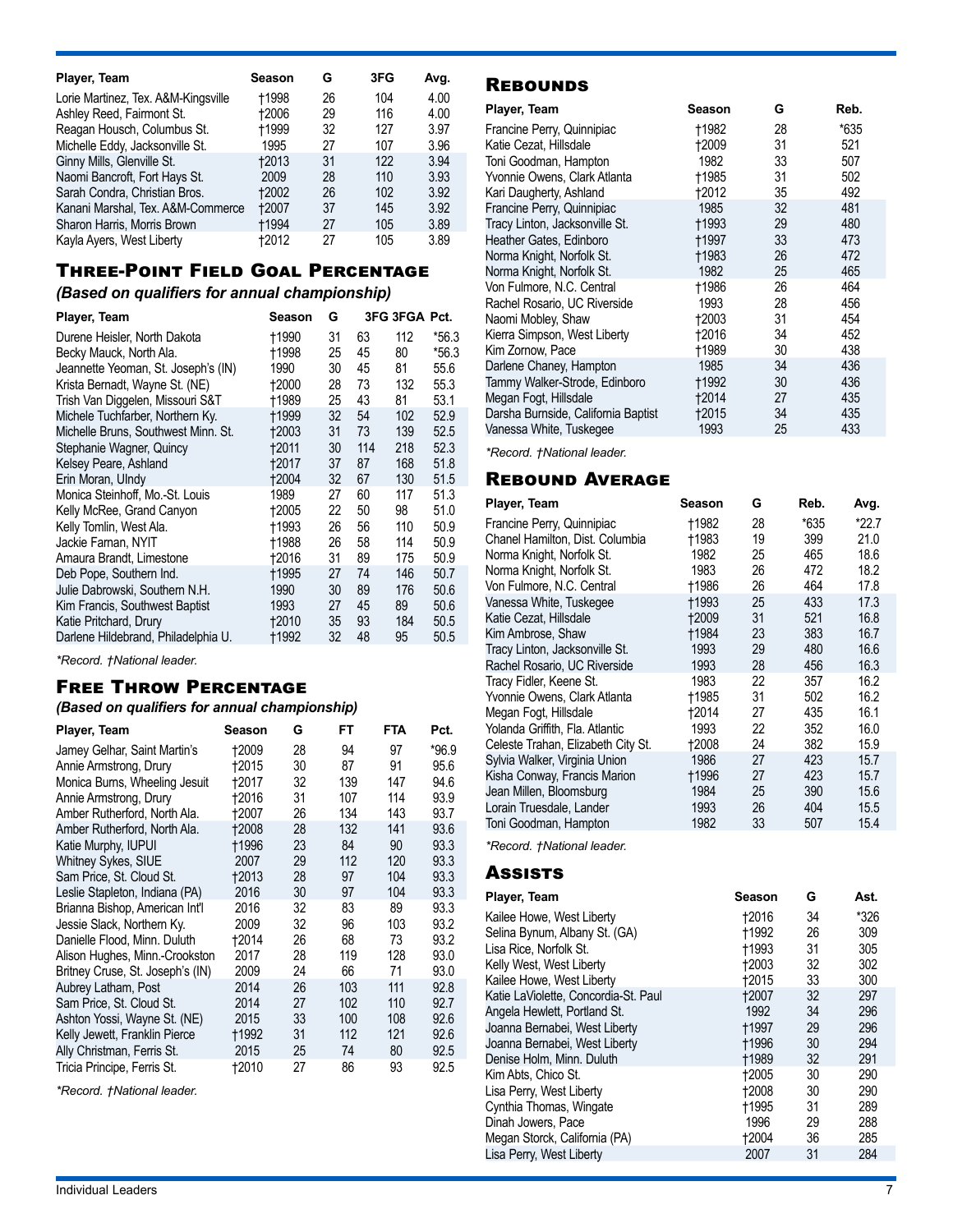| Player, Team | Season | G | 3FG | Avg. |
|---|---|---|---|---|
| Lorie Martinez, Tex. A&M-Kingsville | †1998 | 26 | 104 | 4.00 |
| Ashley Reed, Fairmont St. | †2006 | 29 | 116 | 4.00 |
| Reagan Housch, Columbus St. | †1999 | 32 | 127 | 3.97 |
| Michelle Eddy, Jacksonville St. | 1995 | 27 | 107 | 3.96 |
| Ginny Mills, Glenville St. | †2013 | 31 | 122 | 3.94 |
| Naomi Bancroft, Fort Hays St. | 2009 | 28 | 110 | 3.93 |
| Sarah Condra, Christian Bros. | †2002 | 26 | 102 | 3.92 |
| Kanani Marshal, Tex. A&M-Commerce | †2007 | 37 | 145 | 3.92 |
| Sharon Harris, Morris Brown | †1994 | 27 | 105 | 3.89 |
| Kayla Ayers, West Liberty | †2012 | 27 | 105 | 3.89 |

## Three-Point Field Goal Percentage

***(Based on qualifiers for annual championship)***

| Player, Team | Season | G | 3FG | 3FGA | Pct. |
|---|---|---|---|---|---|
| Durene Heisler, North Dakota | †1990 | 31 | 63 | 112 | *56.3 |
| Becky Mauck, North Ala. | †1998 | 25 | 45 | 80 | *56.3 |
| Jeannette Yeoman, St. Joseph's (IN) | 1990 | 30 | 45 | 81 | 55.6 |
| Krista Bernadt, Wayne St. (NE) | †2000 | 28 | 73 | 132 | 55.3 |
| Trish Van Diggelen, Missouri S&T | †1989 | 25 | 43 | 81 | 53.1 |
| Michele Tuchfarber, Northern Ky. | †1999 | 32 | 54 | 102 | 52.9 |
| Michelle Bruns, Southwest Minn. St. | †2003 | 31 | 73 | 139 | 52.5 |
| Stephanie Wagner, Quincy | †2011 | 30 | 114 | 218 | 52.3 |
| Kelsey Peare, Ashland | †2017 | 37 | 87 | 168 | 51.8 |
| Erin Moran, UIndy | †2004 | 32 | 67 | 130 | 51.5 |
| Monica Steinhoff, Mo.-St. Louis | 1989 | 27 | 60 | 117 | 51.3 |
| Kelly McRee, Grand Canyon | †2005 | 22 | 50 | 98 | 51.0 |
| Kelly Tomlin, West Ala. | †1993 | 26 | 56 | 110 | 50.9 |
| Jackie Farnan, NYIT | †1988 | 26 | 58 | 114 | 50.9 |
| Amaura Brandt, Limestone | †2016 | 31 | 89 | 175 | 50.9 |
| Deb Pope, Southern Ind. | †1995 | 27 | 74 | 146 | 50.7 |
| Julie Dabrowski, Southern N.H. | 1990 | 30 | 89 | 176 | 50.6 |
| Kim Francis, Southwest Baptist | 1993 | 27 | 45 | 89 | 50.6 |
| Katie Pritchard, Drury | †2010 | 35 | 93 | 184 | 50.5 |
| Darlene Hildebrand, Philadelphia U. | †1992 | 32 | 48 | 95 | 50.5 |

*\*Record. †National leader.*

## Free Throw Percentage

***(Based on qualifiers for annual championship)***

| Player, Team | Season | G | FT | FTA | Pct. |
|---|---|---|---|---|---|
| Jamey Gelhar, Saint Martin's | †2009 | 28 | 94 | 97 | *96.9 |
| Annie Armstrong, Drury | †2015 | 30 | 87 | 91 | 95.6 |
| Monica Burns, Wheeling Jesuit | †2017 | 32 | 139 | 147 | 94.6 |
| Annie Armstrong, Drury | †2016 | 31 | 107 | 114 | 93.9 |
| Amber Rutherford, North Ala. | †2007 | 26 | 134 | 143 | 93.7 |
| Amber Rutherford, North Ala. | †2008 | 28 | 132 | 141 | 93.6 |
| Katie Murphy, IUPUI | †1996 | 23 | 84 | 90 | 93.3 |
| Whitney Sykes, SIUE | 2007 | 29 | 112 | 120 | 93.3 |
| Sam Price, St. Cloud St. | †2013 | 28 | 97 | 104 | 93.3 |
| Leslie Stapleton, Indiana (PA) | 2016 | 30 | 97 | 104 | 93.3 |
| Brianna Bishop, American Int'l | 2016 | 32 | 83 | 89 | 93.3 |
| Jessie Slack, Northern Ky. | 2009 | 32 | 96 | 103 | 93.2 |
| Danielle Flood, Minn. Duluth | †2014 | 26 | 68 | 73 | 93.2 |
| Alison Hughes, Minn.-Crookston | 2017 | 28 | 119 | 128 | 93.0 |
| Britney Cruse, St. Joseph's (IN) | 2009 | 24 | 66 | 71 | 93.0 |
| Aubrey Latham, Post | 2014 | 26 | 103 | 111 | 92.8 |
| Sam Price, St. Cloud St. | 2014 | 27 | 102 | 110 | 92.7 |
| Ashton Yossi, Wayne St. (NE) | 2015 | 33 | 100 | 108 | 92.6 |
| Kelly Jewett, Franklin Pierce | †1992 | 31 | 112 | 121 | 92.6 |
| Ally Christman, Ferris St. | 2015 | 25 | 74 | 80 | 92.5 |
| Tricia Principe, Ferris St. | †2010 | 27 | 86 | 93 | 92.5 |

*\*Record. †National leader.*

## Rebounds

| Player, Team | Season | G | Reb. |
|---|---|---|---|
| Francine Perry, Quinnipiac | †1982 | 28 | *635 |
| Katie Cezat, Hillsdale | †2009 | 31 | 521 |
| Toni Goodman, Hampton | 1982 | 33 | 507 |
| Yvonnie Owens, Clark Atlanta | †1985 | 31 | 502 |
| Kari Daugherty, Ashland | †2012 | 35 | 492 |
| Francine Perry, Quinnipiac | 1985 | 32 | 481 |
| Tracy Linton, Jacksonville St. | †1993 | 29 | 480 |
| Heather Gates, Edinboro | †1997 | 33 | 473 |
| Norma Knight, Norfolk St. | †1983 | 26 | 472 |
| Norma Knight, Norfolk St. | 1982 | 25 | 465 |
| Von Fulmore, N.C. Central | †1986 | 26 | 464 |
| Rachel Rosario, UC Riverside | 1993 | 28 | 456 |
| Naomi Mobley, Shaw | †2003 | 31 | 454 |
| Kierra Simpson, West Liberty | †2016 | 34 | 452 |
| Kim Zornow, Pace | †1989 | 30 | 438 |
| Darlene Chaney, Hampton | 1985 | 34 | 436 |
| Tammy Walker-Strode, Edinboro | †1992 | 30 | 436 |
| Megan Fogt, Hillsdale | †2014 | 27 | 435 |
| Darsha Burnside, California Baptist | †2015 | 34 | 435 |
| Vanessa White, Tuskegee | 1993 | 25 | 433 |

*\*Record. †National leader.*

## Rebound Average

| Player, Team | Season | G | Reb. | Avg. |
|---|---|---|---|---|
| Francine Perry, Quinnipiac | †1982 | 28 | *635 | *22.7 |
| Chanel Hamilton, Dist. Columbia | †1983 | 19 | 399 | 21.0 |
| Norma Knight, Norfolk St. | 1982 | 25 | 465 | 18.6 |
| Norma Knight, Norfolk St. | 1983 | 26 | 472 | 18.2 |
| Von Fulmore, N.C. Central | †1986 | 26 | 464 | 17.8 |
| Vanessa White, Tuskegee | †1993 | 25 | 433 | 17.3 |
| Katie Cezat, Hillsdale | †2009 | 31 | 521 | 16.8 |
| Kim Ambrose, Shaw | †1984 | 23 | 383 | 16.7 |
| Tracy Linton, Jacksonville St. | 1993 | 29 | 480 | 16.6 |
| Rachel Rosario, UC Riverside | 1993 | 28 | 456 | 16.3 |
| Tracy Fidler, Keene St. | 1983 | 22 | 357 | 16.2 |
| Yvonnie Owens, Clark Atlanta | †1985 | 31 | 502 | 16.2 |
| Megan Fogt, Hillsdale | †2014 | 27 | 435 | 16.1 |
| Yolanda Griffith, Fla. Atlantic | 1993 | 22 | 352 | 16.0 |
| Celeste Trahan, Elizabeth City St. | †2008 | 24 | 382 | 15.9 |
| Sylvia Walker, Virginia Union | 1986 | 27 | 423 | 15.7 |
| Kisha Conway, Francis Marion | †1996 | 27 | 423 | 15.7 |
| Jean Millen, Bloomsburg | 1984 | 25 | 390 | 15.6 |
| Lorain Truesdale, Lander | 1993 | 26 | 404 | 15.5 |
| Toni Goodman, Hampton | 1982 | 33 | 507 | 15.4 |

*\*Record. †National leader.*

## Assists

| Player, Team | Season | G | Ast. |
|---|---|---|---|
| Kailee Howe, West Liberty | †2016 | 34 | *326 |
| Selina Bynum, Albany St. (GA) | †1992 | 26 | 309 |
| Lisa Rice, Norfolk St. | †1993 | 31 | 305 |
| Kelly West, West Liberty | †2003 | 32 | 302 |
| Kailee Howe, West Liberty | †2015 | 33 | 300 |
| Katie LaViolette, Concordia-St. Paul | †2007 | 32 | 297 |
| Angela Hewlett, Portland St. | 1992 | 34 | 296 |
| Joanna Bernabei, West Liberty | †1997 | 29 | 296 |
| Joanna Bernabei, West Liberty | †1996 | 30 | 294 |
| Denise Holm, Minn. Duluth | †1989 | 32 | 291 |
| Kim Abts, Chico St. | †2005 | 30 | 290 |
| Lisa Perry, West Liberty | †2008 | 30 | 290 |
| Cynthia Thomas, Wingate | †1995 | 31 | 289 |
| Dinah Jowers, Pace | 1996 | 29 | 288 |
| Megan Storck, California (PA) | †2004 | 36 | 285 |
| Lisa Perry, West Liberty | 2007 | 31 | 284 |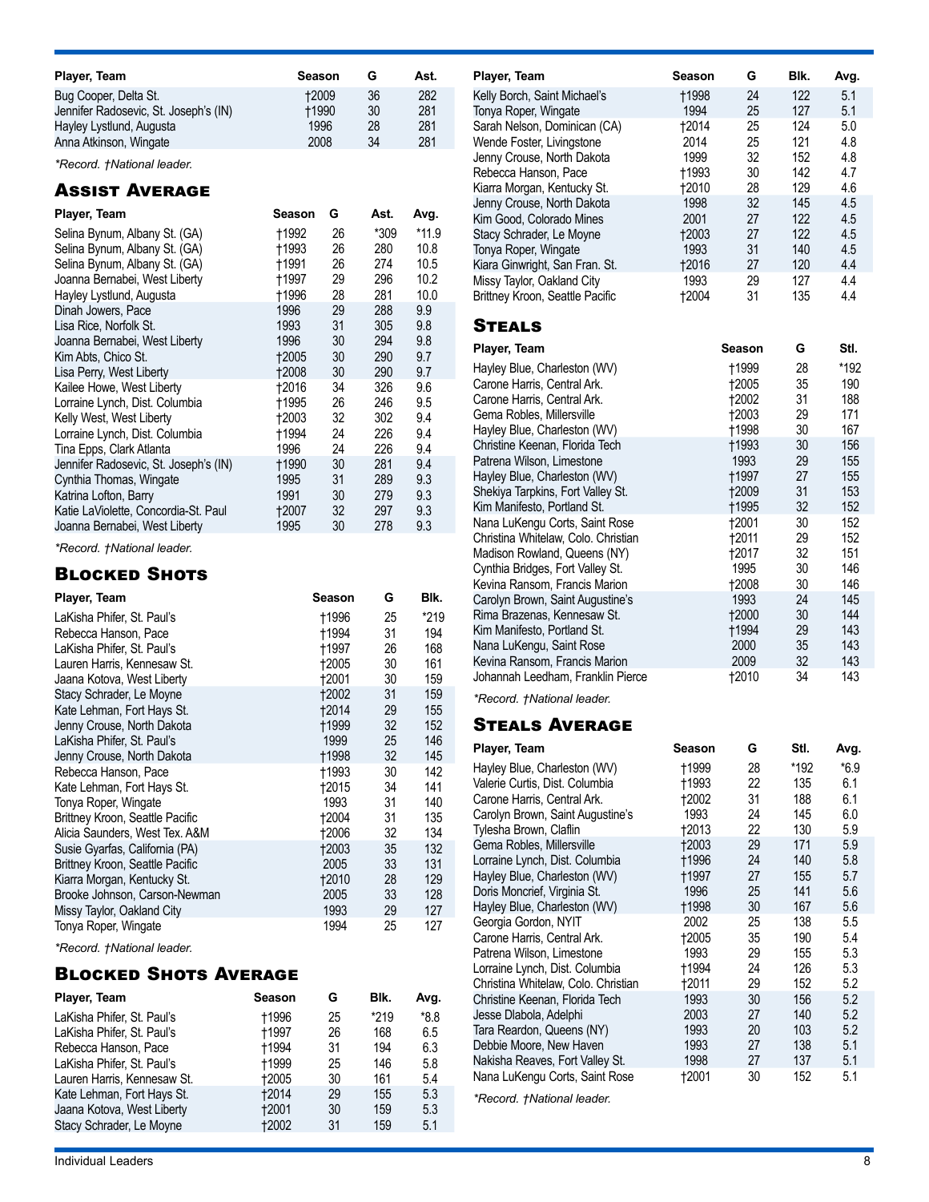| Player, Team | Season | G | Ast. |
|---|---|---|---|
| Bug Cooper, Delta St. | †2009 | 36 | 282 |
| Jennifer Radosevic, St. Joseph's (IN) | †1990 | 30 | 281 |
| Hayley Lystlund, Augusta | 1996 | 28 | 281 |
| Anna Atkinson, Wingate | 2008 | 34 | 281 |

*Record. †National leader.

## Assist Average

| Player, Team | Season | G | Ast. | Avg. |
|---|---|---|---|---|
| Selina Bynum, Albany St. (GA) | †1992 | 26 | *309 | *11.9 |
| Selina Bynum, Albany St. (GA) | †1993 | 26 | 280 | 10.8 |
| Selina Bynum, Albany St. (GA) | †1991 | 26 | 274 | 10.5 |
| Joanna Bernabei, West Liberty | †1997 | 29 | 296 | 10.2 |
| Hayley Lystlund, Augusta | †1996 | 28 | 281 | 10.0 |
| Dinah Jowers, Pace | 1996 | 29 | 288 | 9.9 |
| Lisa Rice, Norfolk St. | 1993 | 31 | 305 | 9.8 |
| Joanna Bernabei, West Liberty | 1996 | 30 | 294 | 9.8 |
| Kim Abts, Chico St. | †2005 | 30 | 290 | 9.7 |
| Lisa Perry, West Liberty | †2008 | 30 | 290 | 9.7 |
| Kailee Howe, West Liberty | †2016 | 34 | 326 | 9.6 |
| Lorraine Lynch, Dist. Columbia | †1995 | 26 | 246 | 9.5 |
| Kelly West, West Liberty | †2003 | 32 | 302 | 9.4 |
| Lorraine Lynch, Dist. Columbia | †1994 | 24 | 226 | 9.4 |
| Tina Epps, Clark Atlanta | 1996 | 24 | 226 | 9.4 |
| Jennifer Radosevic, St. Joseph's (IN) | †1990 | 30 | 281 | 9.4 |
| Cynthia Thomas, Wingate | 1995 | 31 | 289 | 9.3 |
| Katrina Lofton, Barry | 1991 | 30 | 279 | 9.3 |
| Katie LaViolette, Concordia-St. Paul | †2007 | 32 | 297 | 9.3 |
| Joanna Bernabei, West Liberty | 1995 | 30 | 278 | 9.3 |

*Record. †National leader.

## Blocked Shots

| Player, Team | Season | G | Blk. |
|---|---|---|---|
| LaKisha Phifer, St. Paul's | †1996 | 25 | *219 |
| Rebecca Hanson, Pace | †1994 | 31 | 194 |
| LaKisha Phifer, St. Paul's | †1997 | 26 | 168 |
| Lauren Harris, Kennesaw St. | †2005 | 30 | 161 |
| Jaana Kotova, West Liberty | †2001 | 30 | 159 |
| Stacy Schrader, Le Moyne | †2002 | 31 | 159 |
| Kate Lehman, Fort Hays St. | †2014 | 29 | 155 |
| Jenny Crouse, North Dakota | †1999 | 32 | 152 |
| LaKisha Phifer, St. Paul's | 1999 | 25 | 146 |
| Jenny Crouse, North Dakota | †1998 | 32 | 145 |
| Rebecca Hanson, Pace | †1993 | 30 | 142 |
| Kate Lehman, Fort Hays St. | †2015 | 34 | 141 |
| Tonya Roper, Wingate | 1993 | 31 | 140 |
| Brittney Kroon, Seattle Pacific | †2004 | 31 | 135 |
| Alicia Saunders, West Tex. A&M | †2006 | 32 | 134 |
| Susie Gyarfas, California (PA) | †2003 | 35 | 132 |
| Brittney Kroon, Seattle Pacific | 2005 | 33 | 131 |
| Kiarra Morgan, Kentucky St. | †2010 | 28 | 129 |
| Brooke Johnson, Carson-Newman | 2005 | 33 | 128 |
| Missy Taylor, Oakland City | 1993 | 29 | 127 |
| Tonya Roper, Wingate | 1994 | 25 | 127 |

*Record. †National leader.

## Blocked Shots Average

| Player, Team | Season | G | Blk. | Avg. |
|---|---|---|---|---|
| LaKisha Phifer, St. Paul's | †1996 | 25 | *219 | *8.8 |
| LaKisha Phifer, St. Paul's | †1997 | 26 | 168 | 6.5 |
| Rebecca Hanson, Pace | †1994 | 31 | 194 | 6.3 |
| LaKisha Phifer, St. Paul's | †1999 | 25 | 146 | 5.8 |
| Lauren Harris, Kennesaw St. | †2005 | 30 | 161 | 5.4 |
| Kate Lehman, Fort Hays St. | †2014 | 29 | 155 | 5.3 |
| Jaana Kotova, West Liberty | †2001 | 30 | 159 | 5.3 |
| Stacy Schrader, Le Moyne | †2002 | 31 | 159 | 5.1 |
| Kelly Borch, Saint Michael's | †1998 | 24 | 122 | 5.1 |
| Tonya Roper, Wingate | 1994 | 25 | 127 | 5.1 |
| Sarah Nelson, Dominican (CA) | †2014 | 25 | 124 | 5.0 |
| Wende Foster, Livingstone | 2014 | 25 | 121 | 4.8 |
| Jenny Crouse, North Dakota | 1999 | 32 | 152 | 4.8 |
| Rebecca Hanson, Pace | †1993 | 30 | 142 | 4.7 |
| Kiarra Morgan, Kentucky St. | †2010 | 28 | 129 | 4.6 |
| Jenny Crouse, North Dakota | 1998 | 32 | 145 | 4.5 |
| Kim Good, Colorado Mines | 2001 | 27 | 122 | 4.5 |
| Stacy Schrader, Le Moyne | †2003 | 27 | 122 | 4.5 |
| Tonya Roper, Wingate | 1993 | 31 | 140 | 4.5 |
| Kiara Ginwright, San Fran. St. | †2016 | 27 | 120 | 4.4 |
| Missy Taylor, Oakland City | 1993 | 29 | 127 | 4.4 |
| Brittney Kroon, Seattle Pacific | †2004 | 31 | 135 | 4.4 |

## Steals

| Player, Team | Season | G | Stl. |
|---|---|---|---|
| Hayley Blue, Charleston (WV) | †1999 | 28 | *192 |
| Carone Harris, Central Ark. | †2005 | 35 | 190 |
| Carone Harris, Central Ark. | †2002 | 31 | 188 |
| Gema Robles, Millersville | †2003 | 29 | 171 |
| Hayley Blue, Charleston (WV) | †1998 | 30 | 167 |
| Christine Keenan, Florida Tech | †1993 | 30 | 156 |
| Patrena Wilson, Limestone | 1993 | 29 | 155 |
| Hayley Blue, Charleston (WV) | †1997 | 27 | 155 |
| Shekiya Tarpkins, Fort Valley St. | †2009 | 31 | 153 |
| Kim Manifesto, Portland St. | †1995 | 32 | 152 |
| Nana LuKengu Corts, Saint Rose | †2001 | 30 | 152 |
| Christina Whitelaw, Colo. Christian | †2011 | 29 | 152 |
| Madison Rowland, Queens (NY) | †2017 | 32 | 151 |
| Cynthia Bridges, Fort Valley St. | 1995 | 30 | 146 |
| Kevina Ransom, Francis Marion | †2008 | 30 | 146 |
| Carolyn Brown, Saint Augustine's | 1993 | 24 | 145 |
| Rima Brazenas, Kennesaw St. | †2000 | 30 | 144 |
| Kim Manifesto, Portland St. | †1994 | 29 | 143 |
| Nana LuKengu, Saint Rose | 2000 | 35 | 143 |
| Kevina Ransom, Francis Marion | 2009 | 32 | 143 |
| Johannah Leedham, Franklin Pierce | †2010 | 34 | 143 |

*Record. †National leader.

## Steals Average

| Player, Team | Season | G | Stl. | Avg. |
|---|---|---|---|---|
| Hayley Blue, Charleston (WV) | †1999 | 28 | *192 | *6.9 |
| Valerie Curtis, Dist. Columbia | †1993 | 22 | 135 | 6.1 |
| Carone Harris, Central Ark. | †2002 | 31 | 188 | 6.1 |
| Carolyn Brown, Saint Augustine's | 1993 | 24 | 145 | 6.0 |
| Tylesha Brown, Claflin | †2013 | 22 | 130 | 5.9 |
| Gema Robles, Millersville | †2003 | 29 | 171 | 5.9 |
| Lorraine Lynch, Dist. Columbia | †1996 | 24 | 140 | 5.8 |
| Hayley Blue, Charleston (WV) | †1997 | 27 | 155 | 5.7 |
| Doris Moncrief, Virginia St. | 1996 | 25 | 141 | 5.6 |
| Hayley Blue, Charleston (WV) | †1998 | 30 | 167 | 5.6 |
| Georgia Gordon, NYIT | 2002 | 25 | 138 | 5.5 |
| Carone Harris, Central Ark. | †2005 | 35 | 190 | 5.4 |
| Patrena Wilson, Limestone | 1993 | 29 | 155 | 5.3 |
| Lorraine Lynch, Dist. Columbia | †1994 | 24 | 126 | 5.3 |
| Christina Whitelaw, Colo. Christian | †2011 | 29 | 152 | 5.2 |
| Christine Keenan, Florida Tech | 1993 | 30 | 156 | 5.2 |
| Jesse Dlabola, Adelphi | 2003 | 27 | 140 | 5.2 |
| Tara Reardon, Queens (NY) | 1993 | 20 | 103 | 5.2 |
| Debbie Moore, New Haven | 1993 | 27 | 138 | 5.1 |
| Nakisha Reaves, Fort Valley St. | 1998 | 27 | 137 | 5.1 |
| Nana LuKengu Corts, Saint Rose | †2001 | 30 | 152 | 5.1 |

*Record. †National leader.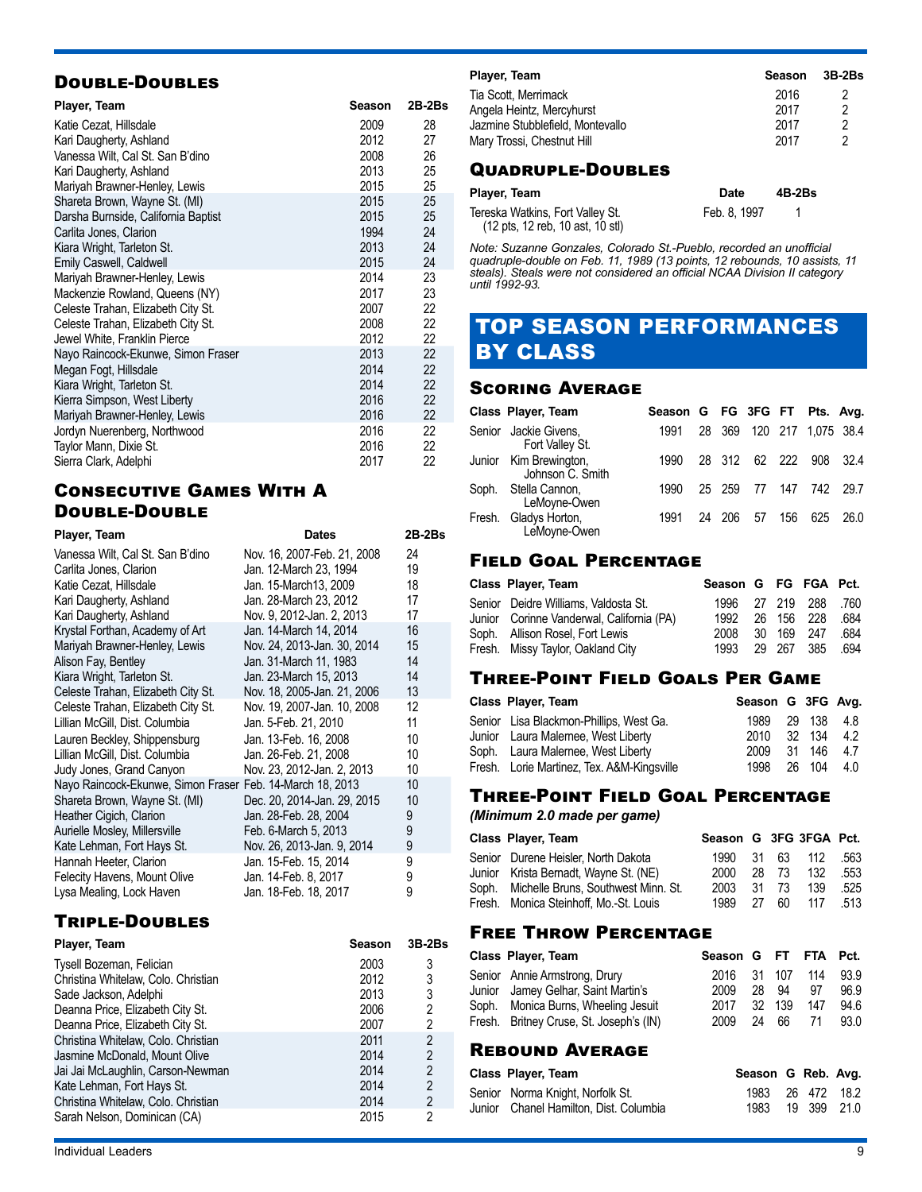## Double-Doubles

| Player, Team | Season | 2B-2Bs |
|---|---|---|
| Katie Cezat, Hillsdale | 2009 | 28 |
| Kari Daugherty, Ashland | 2012 | 27 |
| Vanessa Wilt, Cal St. San B'dino | 2008 | 26 |
| Kari Daugherty, Ashland | 2013 | 25 |
| Mariyah Brawner-Henley, Lewis | 2015 | 25 |
| Shareta Brown, Wayne St. (MI) | 2015 | 25 |
| Darsha Burnside, California Baptist | 2015 | 25 |
| Carlita Jones, Clarion | 1994 | 24 |
| Kiara Wright, Tarleton St. | 2013 | 24 |
| Emily Caswell, Caldwell | 2015 | 24 |
| Mariyah Brawner-Henley, Lewis | 2014 | 23 |
| Mackenzie Rowland, Queens (NY) | 2017 | 23 |
| Celeste Trahan, Elizabeth City St. | 2007 | 22 |
| Celeste Trahan, Elizabeth City St. | 2008 | 22 |
| Jewel White, Franklin Pierce | 2012 | 22 |
| Nayo Raincock-Ekunwe, Simon Fraser | 2013 | 22 |
| Megan Fogt, Hillsdale | 2014 | 22 |
| Kiara Wright, Tarleton St. | 2014 | 22 |
| Kierra Simpson, West Liberty | 2016 | 22 |
| Mariyah Brawner-Henley, Lewis | 2016 | 22 |
| Jordyn Nuerenberg, Northwood | 2016 | 22 |
| Taylor Mann, Dixie St. | 2016 | 22 |
| Sierra Clark, Adelphi | 2017 | 22 |

## Consecutive Games With A Double-Double

| Player, Team | Dates | 2B-2Bs |
|---|---|---|
| Vanessa Wilt, Cal St. San B'dino | Nov. 16, 2007-Feb. 21, 2008 | 24 |
| Carlita Jones, Clarion | Jan. 12-March 23, 1994 | 19 |
| Katie Cezat, Hillsdale | Jan. 15-March13, 2009 | 18 |
| Kari Daugherty, Ashland | Jan. 28-March 23, 2012 | 17 |
| Kari Daugherty, Ashland | Nov. 9, 2012-Jan. 2, 2013 | 17 |
| Krystal Forthan, Academy of Art | Jan. 14-March 14, 2014 | 16 |
| Mariyah Brawner-Henley, Lewis | Nov. 24, 2013-Jan. 30, 2014 | 15 |
| Alison Fay, Bentley | Jan. 31-March 11, 1983 | 14 |
| Kiara Wright, Tarleton St. | Jan. 23-March 15, 2013 | 14 |
| Celeste Trahan, Elizabeth City St. | Nov. 18, 2005-Jan. 21, 2006 | 13 |
| Celeste Trahan, Elizabeth City St. | Nov. 19, 2007-Jan. 10, 2008 | 12 |
| Lillian McGill, Dist. Columbia | Jan. 5-Feb. 21, 2010 | 11 |
| Lauren Beckley, Shippensburg | Jan. 13-Feb. 16, 2008 | 10 |
| Lillian McGill, Dist. Columbia | Jan. 26-Feb. 21, 2008 | 10 |
| Judy Jones, Grand Canyon | Nov. 23, 2012-Jan. 2, 2013 | 10 |
| Nayo Raincock-Ekunwe, Simon Fraser | Feb. 14-March 18, 2013 | 10 |
| Shareta Brown, Wayne St. (MI) | Dec. 20, 2014-Jan. 29, 2015 | 10 |
| Heather Cigich, Clarion | Jan. 28-Feb. 28, 2004 | 9 |
| Aurielle Mosley, Millersville | Feb. 6-March 5, 2013 | 9 |
| Kate Lehman, Fort Hays St. | Nov. 26, 2013-Jan. 9, 2014 | 9 |
| Hannah Heeter, Clarion | Jan. 15-Feb. 15, 2014 | 9 |
| Felecity Havens, Mount Olive | Jan. 14-Feb. 8, 2017 | 9 |
| Lysa Mealing, Lock Haven | Jan. 18-Feb. 18, 2017 | 9 |

## Triple-Doubles

| Player, Team | Season | 3B-2Bs |
|---|---|---|
| Tysell Bozeman, Felician | 2003 | 3 |
| Christina Whitelaw, Colo. Christian | 2012 | 3 |
| Sade Jackson, Adelphi | 2013 | 3 |
| Deanna Price, Elizabeth City St. | 2006 | 2 |
| Deanna Price, Elizabeth City St. | 2007 | 2 |
| Christina Whitelaw, Colo. Christian | 2011 | 2 |
| Jasmine McDonald, Mount Olive | 2014 | 2 |
| Jai Jai McLaughlin, Carson-Newman | 2014 | 2 |
| Kate Lehman, Fort Hays St. | 2014 | 2 |
| Christina Whitelaw, Colo. Christian | 2014 | 2 |
| Sarah Nelson, Dominican (CA) | 2015 | 2 |
| Tia Scott, Merrimack | 2016 | 2 |
| Angela Heintz, Mercyhurst | 2017 | 2 |
| Jazmine Stubblefield, Montevallo | 2017 | 2 |
| Mary Trossi, Chestnut Hill | 2017 | 2 |

## Quadruple-Doubles

| Player, Team | Date | 4B-2Bs |
|---|---|---|
| Tereska Watkins, Fort Valley St. (12 pts, 12 reb, 10 ast, 10 stl) | Feb. 8, 1997 | 1 |

*Note: Suzanne Gonzales, Colorado St.-Pueblo, recorded an unofficial quadruple-double on Feb. 11, 1989 (13 points, 12 rebounds, 10 assists, 11 steals). Steals were not considered an official NCAA Division II category until 1992-93.*

# Top Season Performances By Class

## Scoring Average

| Class | Player, Team | Season | G | FG | 3FG | FT | Pts. | Avg. |
|---|---|---|---|---|---|---|---|---|
| Senior | Jackie Givens, Fort Valley St. | 1991 | 28 | 369 | 120 | 217 | 1,075 | 38.4 |
| Junior | Kim Brewington, Johnson C. Smith | 1990 | 28 | 312 | 62 | 222 | 908 | 32.4 |
| Soph. | Stella Cannon, LeMoyne-Owen | 1990 | 25 | 259 | 77 | 147 | 742 | 29.7 |
| Fresh. | Gladys Horton, LeMoyne-Owen | 1991 | 24 | 206 | 57 | 156 | 625 | 26.0 |

## Field Goal Percentage

| Class | Player, Team | Season | G | FG | FGA | Pct. |
|---|---|---|---|---|---|---|
| Senior | Deidre Williams, Valdosta St. | 1996 | 27 | 219 | 288 | .760 |
| Junior | Corinne Vanderwal, California (PA) | 1992 | 26 | 156 | 228 | .684 |
| Soph. | Allison Rosel, Fort Lewis | 2008 | 30 | 169 | 247 | .684 |
| Fresh. | Missy Taylor, Oakland City | 1993 | 29 | 267 | 385 | .694 |

## Three-Point Field Goals Per Game

| Class | Player, Team | Season | G | 3FG | Avg. |
|---|---|---|---|---|---|
| Senior | Lisa Blackmon-Phillips, West Ga. | 1989 | 29 | 138 | 4.8 |
| Junior | Laura Malernee, West Liberty | 2010 | 32 | 134 | 4.2 |
| Soph. | Laura Malernee, West Liberty | 2009 | 31 | 146 | 4.7 |
| Fresh. | Lorie Martinez, Tex. A&M-Kingsville | 1998 | 26 | 104 | 4.0 |

## Three-Point Field Goal Percentage

***(Minimum 2.0 made per game)***

| Class | Player, Team | Season | G | 3FG | 3FGA | Pct. |
|---|---|---|---|---|---|---|
| Senior | Durene Heisler, North Dakota | 1990 | 31 | 63 | 112 | .563 |
| Junior | Krista Bernadt, Wayne St. (NE) | 2000 | 28 | 73 | 132 | .553 |
| Soph. | Michelle Bruns, Southwest Minn. St. | 2003 | 31 | 73 | 139 | .525 |
| Fresh. | Monica Steinhoff, Mo.-St. Louis | 1989 | 27 | 60 | 117 | .513 |

## Free Throw Percentage

| Class | Player, Team | Season | G | FT | FTA | Pct. |
|---|---|---|---|---|---|---|
| Senior | Annie Armstrong, Drury | 2016 | 31 | 107 | 114 | 93.9 |
| Junior | Jamey Gelhar, Saint Martin's | 2009 | 28 | 94 | 97 | 96.9 |
| Soph. | Monica Burns, Wheeling Jesuit | 2017 | 32 | 139 | 147 | 94.6 |
| Fresh. | Britney Cruse, St. Joseph's (IN) | 2009 | 24 | 66 | 71 | 93.0 |

## Rebound Average

| Class | Player, Team | Season | G | Reb. | Avg. |
|---|---|---|---|---|---|
| Senior | Norma Knight, Norfolk St. | 1983 | 26 | 472 | 18.2 |
| Junior | Chanel Hamilton, Dist. Columbia | 1983 | 19 | 399 | 21.0 |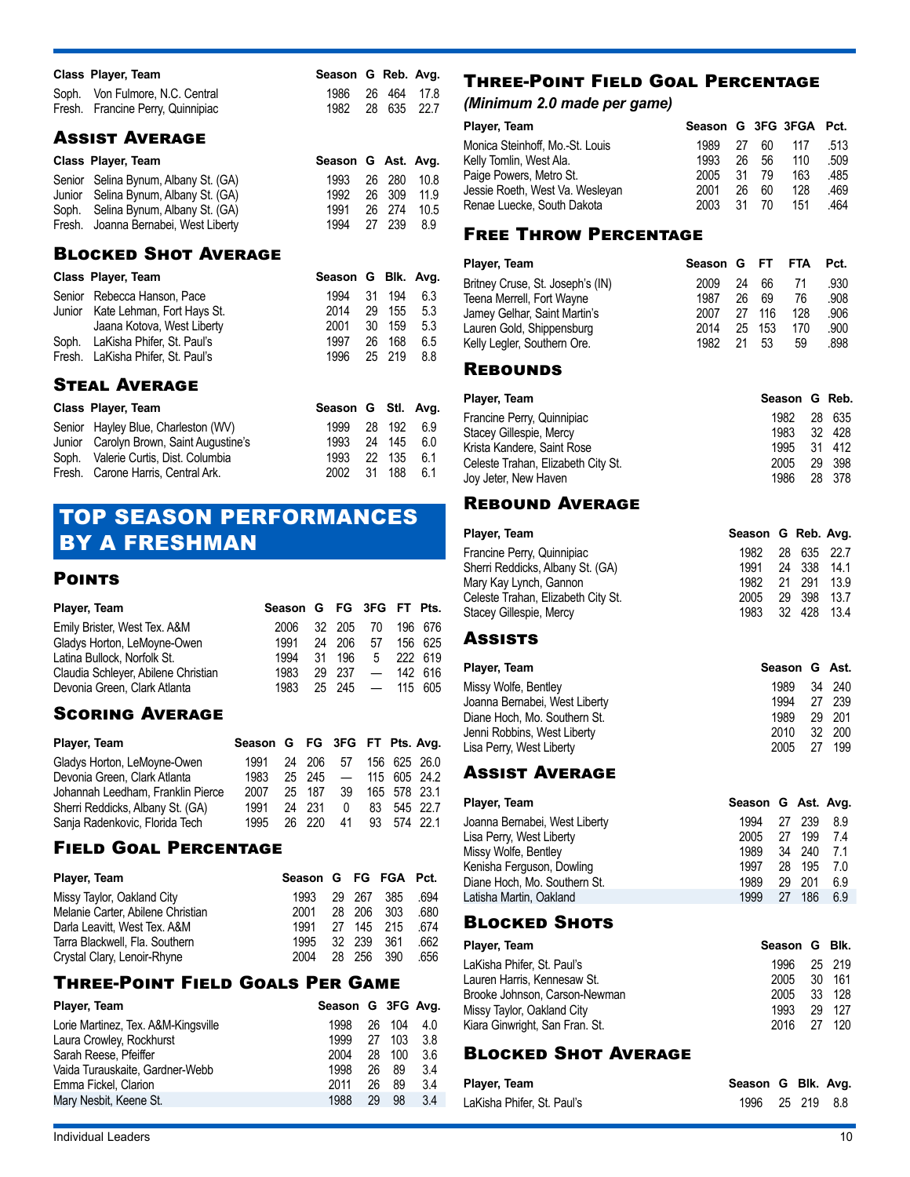| Class | Player, Team | Season | G | Reb. | Avg. |
|---|---|---|---|---|---|
| Soph. | Von Fulmore, N.C. Central | 1986 | 26 | 464 | 17.8 |
| Fresh. | Francine Perry, Quinnipiac | 1982 | 28 | 635 | 22.7 |

### Assist Average

| Class | Player, Team | Season | G | Ast. | Avg. |
|---|---|---|---|---|---|
| Senior | Selina Bynum, Albany St. (GA) | 1993 | 26 | 280 | 10.8 |
| Junior | Selina Bynum, Albany St. (GA) | 1992 | 26 | 309 | 11.9 |
| Soph. | Selina Bynum, Albany St. (GA) | 1991 | 26 | 274 | 10.5 |
| Fresh. | Joanna Bernabei, West Liberty | 1994 | 27 | 239 | 8.9 |

### Blocked Shot Average

| Class | Player, Team | Season | G | Blk. | Avg. |
|---|---|---|---|---|---|
| Senior | Rebecca Hanson, Pace | 1994 | 31 | 194 | 6.3 |
| Junior | Kate Lehman, Fort Hays St. | 2014 | 29 | 155 | 5.3 |
| | Jaana Kotova, West Liberty | 2001 | 30 | 159 | 5.3 |
| Soph. | LaKisha Phifer, St. Paul's | 1997 | 26 | 168 | 6.5 |
| Fresh. | LaKisha Phifer, St. Paul's | 1996 | 25 | 219 | 8.8 |

### Steal Average

| Class | Player, Team | Season | G | Stl. | Avg. |
|---|---|---|---|---|---|
| Senior | Hayley Blue, Charleston (WV) | 1999 | 28 | 192 | 6.9 |
| Junior | Carolyn Brown, Saint Augustine's | 1993 | 24 | 145 | 6.0 |
| Soph. | Valerie Curtis, Dist. Columbia | 1993 | 22 | 135 | 6.1 |
| Fresh. | Carone Harris, Central Ark. | 2002 | 31 | 188 | 6.1 |

## TOP SEASON PERFORMANCES BY A FRESHMAN

### Points

| Player, Team | Season | G | FG | 3FG | FT | Pts. |
|---|---|---|---|---|---|---|
| Emily Brister, West Tex. A&M | 2006 | 32 | 205 | 70 | 196 | 676 |
| Gladys Horton, LeMoyne-Owen | 1991 | 24 | 206 | 57 | 156 | 625 |
| Latina Bullock, Norfolk St. | 1994 | 31 | 196 | 5 | 222 | 619 |
| Claudia Schleyer, Abilene Christian | 1983 | 29 | 237 | — | 142 | 616 |
| Devonia Green, Clark Atlanta | 1983 | 25 | 245 | — | 115 | 605 |

### Scoring Average

| Player, Team | Season | G | FG | 3FG | FT | Pts. | Avg. |
|---|---|---|---|---|---|---|---|
| Gladys Horton, LeMoyne-Owen | 1991 | 24 | 206 | 57 | 156 | 625 | 26.0 |
| Devonia Green, Clark Atlanta | 1983 | 25 | 245 | — | 115 | 605 | 24.2 |
| Johannah Leedham, Franklin Pierce | 2007 | 25 | 187 | 39 | 165 | 578 | 23.1 |
| Sherri Reddicks, Albany St. (GA) | 1991 | 24 | 231 | 0 | 83 | 545 | 22.7 |
| Sanja Radenkovic, Florida Tech | 1995 | 26 | 220 | 41 | 93 | 574 | 22.1 |

### Field Goal Percentage

| Player, Team | Season | G | FG | FGA | Pct. |
|---|---|---|---|---|---|
| Missy Taylor, Oakland City | 1993 | 29 | 267 | 385 | .694 |
| Melanie Carter, Abilene Christian | 2001 | 28 | 206 | 303 | .680 |
| Darla Leavitt, West Tex. A&M | 1991 | 27 | 145 | 215 | .674 |
| Tarra Blackwell, Fla. Southern | 1995 | 32 | 239 | 361 | .662 |
| Crystal Clary, Lenoir-Rhyne | 2004 | 28 | 256 | 390 | .656 |

### Three-Point Field Goals Per Game

| Player, Team | Season | G | 3FG | Avg. |
|---|---|---|---|---|
| Lorie Martinez, Tex. A&M-Kingsville | 1998 | 26 | 104 | 4.0 |
| Laura Crowley, Rockhurst | 1999 | 27 | 103 | 3.8 |
| Sarah Reese, Pfeiffer | 2004 | 28 | 100 | 3.6 |
| Vaida Turauskaite, Gardner-Webb | 1998 | 26 | 89 | 3.4 |
| Emma Fickel, Clarion | 2011 | 26 | 89 | 3.4 |
| Mary Nesbit, Keene St. | 1988 | 29 | 98 | 3.4 |

### Three-Point Field Goal Percentage

*(Minimum 2.0 made per game)*

| Player, Team | Season | G | 3FG | 3FGA | Pct. |
|---|---|---|---|---|---|
| Monica Steinhoff, Mo.-St. Louis | 1989 | 27 | 60 | 117 | .513 |
| Kelly Tomlin, West Ala. | 1993 | 26 | 56 | 110 | .509 |
| Paige Powers, Metro St. | 2005 | 31 | 79 | 163 | .485 |
| Jessie Roeth, West Va. Wesleyan | 2001 | 26 | 60 | 128 | .469 |
| Renae Luecke, South Dakota | 2003 | 31 | 70 | 151 | .464 |

### Free Throw Percentage

| Player, Team | Season | G | FT | FTA | Pct. |
|---|---|---|---|---|---|
| Britney Cruse, St. Joseph's (IN) | 2009 | 24 | 66 | 71 | .930 |
| Teena Merrell, Fort Wayne | 1987 | 26 | 69 | 76 | .908 |
| Jamey Gelhar, Saint Martin's | 2007 | 27 | 116 | 128 | .906 |
| Lauren Gold, Shippensburg | 2014 | 25 | 153 | 170 | .900 |
| Kelly Legler, Southern Ore. | 1982 | 21 | 53 | 59 | .898 |

### Rebounds

| Player, Team | Season | G | Reb. |
|---|---|---|---|
| Francine Perry, Quinnipiac | 1982 | 28 | 635 |
| Stacey Gillespie, Mercy | 1983 | 32 | 428 |
| Krista Kandere, Saint Rose | 1995 | 31 | 412 |
| Celeste Trahan, Elizabeth City St. | 2005 | 29 | 398 |
| Joy Jeter, New Haven | 1986 | 28 | 378 |

### Rebound Average

| Player, Team | Season | G | Reb. | Avg. |
|---|---|---|---|---|
| Francine Perry, Quinnipiac | 1982 | 28 | 635 | 22.7 |
| Sherri Reddicks, Albany St. (GA) | 1991 | 24 | 338 | 14.1 |
| Mary Kay Lynch, Gannon | 1982 | 21 | 291 | 13.9 |
| Celeste Trahan, Elizabeth City St. | 2005 | 29 | 398 | 13.7 |
| Stacey Gillespie, Mercy | 1983 | 32 | 428 | 13.4 |

### Assists

| Player, Team | Season | G | Ast. |
|---|---|---|---|
| Missy Wolfe, Bentley | 1989 | 34 | 240 |
| Joanna Bernabei, West Liberty | 1994 | 27 | 239 |
| Diane Hoch, Mo. Southern St. | 1989 | 29 | 201 |
| Jenni Robbins, West Liberty | 2010 | 32 | 200 |
| Lisa Perry, West Liberty | 2005 | 27 | 199 |

### Assist Average

| Player, Team | Season | G | Ast. | Avg. |
|---|---|---|---|---|
| Joanna Bernabei, West Liberty | 1994 | 27 | 239 | 8.9 |
| Lisa Perry, West Liberty | 2005 | 27 | 199 | 7.4 |
| Missy Wolfe, Bentley | 1989 | 34 | 240 | 7.1 |
| Kenisha Ferguson, Dowling | 1997 | 28 | 195 | 7.0 |
| Diane Hoch, Mo. Southern St. | 1989 | 29 | 201 | 6.9 |
| Latisha Martin, Oakland | 1999 | 27 | 186 | 6.9 |

### Blocked Shots

| Player, Team | Season | G | Blk. |
|---|---|---|---|
| LaKisha Phifer, St. Paul's | 1996 | 25 | 219 |
| Lauren Harris, Kennesaw St. | 2005 | 30 | 161 |
| Brooke Johnson, Carson-Newman | 2005 | 33 | 128 |
| Missy Taylor, Oakland City | 1993 | 29 | 127 |
| Kiara Ginwright, San Fran. St. | 2016 | 27 | 120 |

### Blocked Shot Average

| Player, Team | Season | G | Blk. | Avg. |
|---|---|---|---|---|
| LaKisha Phifer, St. Paul's | 1996 | 25 | 219 | 8.8 |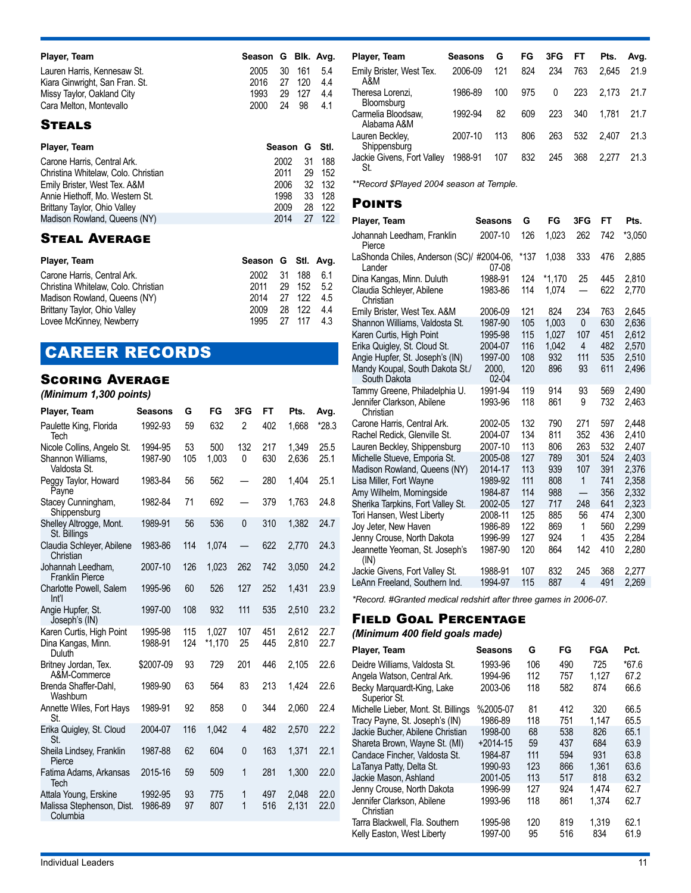| Player, Team | Season | G | Blk. | Avg. |
|---|---|---|---|---|
| Lauren Harris, Kennesaw St. | 2005 | 30 | 161 | 5.4 |
| Kiara Ginwright, San Fran. St. | 2016 | 27 | 120 | 4.4 |
| Missy Taylor, Oakland City | 1993 | 29 | 127 | 4.4 |
| Cara Melton, Montevallo | 2000 | 24 | 98 | 4.1 |

## Steals

| Player, Team | Season | G | Stl. |
|---|---|---|---|
| Carone Harris, Central Ark. | 2002 | 31 | 188 |
| Christina Whitelaw, Colo. Christian | 2011 | 29 | 152 |
| Emily Brister, West Tex. A&M | 2006 | 32 | 132 |
| Annie Hiethoff, Mo. Western St. | 1998 | 33 | 128 |
| Brittany Taylor, Ohio Valley | 2009 | 28 | 122 |
| Madison Rowland, Queens (NY) | 2014 | 27 | 122 |

## Steal Average

| Player, Team | Season | G | Stl. | Avg. |
|---|---|---|---|---|
| Carone Harris, Central Ark. | 2002 | 31 | 188 | 6.1 |
| Christina Whitelaw, Colo. Christian | 2011 | 29 | 152 | 5.2 |
| Madison Rowland, Queens (NY) | 2014 | 27 | 122 | 4.5 |
| Brittany Taylor, Ohio Valley | 2009 | 28 | 122 | 4.4 |
| Lovee McKinney, Newberry | 1995 | 27 | 117 | 4.3 |

# CAREER RECORDS

## Scoring Average

***(Minimum 1,300 points)***

| Player, Team | Seasons | G | FG | 3FG | FT | Pts. | Avg. |
|---|---|---|---|---|---|---|---|
| Paulette King, Florida Tech | 1992-93 | 59 | 632 | 2 | 402 | 1,668 | *28.3 |
| Nicole Collins, Angelo St. | 1994-95 | 53 | 500 | 132 | 217 | 1,349 | 25.5 |
| Shannon Williams, Valdosta St. | 1987-90 | 105 | 1,003 | 0 | 630 | 2,636 | 25.1 |
| Peggy Taylor, Howard Payne | 1983-84 | 56 | 562 | — | 280 | 1,404 | 25.1 |
| Stacey Cunningham, Shippensburg | 1982-84 | 71 | 692 | — | 379 | 1,763 | 24.8 |
| Shelley Altrogge, Mont. St. Billings | 1989-91 | 56 | 536 | 0 | 310 | 1,382 | 24.7 |
| Claudia Schleyer, Abilene Christian | 1983-86 | 114 | 1,074 | — | 622 | 2,770 | 24.3 |
| Johannah Leedham, Franklin Pierce | 2007-10 | 126 | 1,023 | 262 | 742 | 3,050 | 24.2 |
| Charlotte Powell, Salem Int'l | 1995-96 | 60 | 526 | 127 | 252 | 1,431 | 23.9 |
| Angie Hupfer, St. Joseph's (IN) | 1997-00 | 108 | 932 | 111 | 535 | 2,510 | 23.2 |
| Karen Curtis, High Point | 1995-98 | 115 | 1,027 | 107 | 451 | 2,612 | 22.7 |
| Dina Kangas, Minn. Duluth | 1988-91 | 124 | *1,170 | 25 | 445 | 2,810 | 22.7 |
| Britney Jordan, Tex. A&M-Commerce | $2007-09 | 93 | 729 | 201 | 446 | 2,105 | 22.6 |
| Brenda Shaffer-Dahl, Washburn | 1989-90 | 63 | 564 | 83 | 213 | 1,424 | 22.6 |
| Annette Wiles, Fort Hays St. | 1989-91 | 92 | 858 | 0 | 344 | 2,060 | 22.4 |
| Erika Quigley, St. Cloud St. | 2004-07 | 116 | 1,042 | 4 | 482 | 2,570 | 22.2 |
| Sheila Lindsey, Franklin Pierce | 1987-88 | 62 | 604 | 0 | 163 | 1,371 | 22.1 |
| Fatima Adams, Arkansas Tech | 2015-16 | 59 | 509 | 1 | 281 | 1,300 | 22.0 |
| Attala Young, Erskine | 1992-95 | 93 | 775 | 1 | 497 | 2,048 | 22.0 |
| Malissa Stephenson, Dist. Columbia | 1986-89 | 97 | 807 | 1 | 516 | 2,131 | 22.0 |
| Emily Brister, West Tex. A&M | 2006-09 | 121 | 824 | 234 | 763 | 2,645 | 21.9 |
| Theresa Lorenzi, Bloomsburg | 1986-89 | 100 | 975 | 0 | 223 | 2,173 | 21.7 |
| Carmelia Bloodsaw, Alabama A&M | 1992-94 | 82 | 609 | 223 | 340 | 1,781 | 21.7 |
| Lauren Beckley, Shippensburg | 2007-10 | 113 | 806 | 263 | 532 | 2,407 | 21.3 |
| Jackie Givens, Fort Valley St. | 1988-91 | 107 | 832 | 245 | 368 | 2,277 | 21.3 |

*\*Record $Played 2004 season at Temple.*

## Points

| Player, Team | Seasons | G | FG | 3FG | FT | Pts. |
|---|---|---|---|---|---|---|
| Johannah Leedham, Franklin Pierce | 2007-10 | 126 | 1,023 | 262 | 742 | *3,050 |
| LaShonda Chiles, Anderson (SC)/ Lander | #2004-06, 07-08 | *137 | 1,038 | 333 | 476 | 2,885 |
| Dina Kangas, Minn. Duluth | 1988-91 | 124 | *1,170 | 25 | 445 | 2,810 |
| Claudia Schleyer, Abilene Christian | 1983-86 | 114 | 1,074 | — | 622 | 2,770 |
| Emily Brister, West Tex. A&M | 2006-09 | 121 | 824 | 234 | 763 | 2,645 |
| Shannon Williams, Valdosta St. | 1987-90 | 105 | 1,003 | 0 | 630 | 2,636 |
| Karen Curtis, High Point | 1995-98 | 115 | 1,027 | 107 | 451 | 2,612 |
| Erika Quigley, St. Cloud St. | 2004-07 | 116 | 1,042 | 4 | 482 | 2,570 |
| Angie Hupfer, St. Joseph's (IN) | 1997-00 | 108 | 932 | 111 | 535 | 2,510 |
| Mandy Koupal, South Dakota St./ South Dakota | 2000, 02-04 | 120 | 896 | 93 | 611 | 2,496 |
| Tammy Greene, Philadelphia U. | 1991-94 | 119 | 914 | 93 | 569 | 2,490 |
| Jennifer Clarkson, Abilene Christian | 1993-96 | 118 | 861 | 9 | 732 | 2,463 |
| Carone Harris, Central Ark. | 2002-05 | 132 | 790 | 271 | 597 | 2,448 |
| Rachel Redick, Glenville St. | 2004-07 | 134 | 811 | 352 | 436 | 2,410 |
| Lauren Beckley, Shippensburg | 2007-10 | 113 | 806 | 263 | 532 | 2,407 |
| Michelle Stueve, Emporia St. | 2005-08 | 127 | 789 | 301 | 524 | 2,403 |
| Madison Rowland, Queens (NY) | 2014-17 | 113 | 939 | 107 | 391 | 2,376 |
| Lisa Miller, Fort Wayne | 1989-92 | 111 | 808 | 1 | 741 | 2,358 |
| Amy Wilhelm, Morningside | 1984-87 | 114 | 988 | — | 356 | 2,332 |
| Sherika Tarpkins, Fort Valley St. | 2002-05 | 127 | 717 | 248 | 641 | 2,323 |
| Tori Hansen, West Liberty | 2008-11 | 125 | 885 | 56 | 474 | 2,300 |
| Joy Jeter, New Haven | 1986-89 | 122 | 869 | 1 | 560 | 2,299 |
| Jenny Crouse, North Dakota | 1996-99 | 127 | 924 | 1 | 435 | 2,284 |
| Jeannette Yeoman, St. Joseph's (IN) | 1987-90 | 120 | 864 | 142 | 410 | 2,280 |
| Jackie Givens, Fort Valley St. | 1988-91 | 107 | 832 | 245 | 368 | 2,277 |
| LeAnn Freeland, Southern Ind. | 1994-97 | 115 | 887 | 4 | 491 | 2,269 |

*\*Record. #Granted medical redshirt after three games in 2006-07.*

## Field Goal Percentage

***(Minimum 400 field goals made)***

| Player, Team | Seasons | G | FG | FGA | Pct. |
|---|---|---|---|---|---|
| Deidre Williams, Valdosta St. | 1993-96 | 106 | 490 | 725 | *67.6 |
| Angela Watson, Central Ark. | 1994-96 | 112 | 757 | 1,127 | 67.2 |
| Becky Marquardt-King, Lake Superior St. | 2003-06 | 118 | 582 | 874 | 66.6 |
| Michelle Lieber, Mont. St. Billings | %2005-07 | 81 | 412 | 320 | 66.5 |
| Tracy Payne, St. Joseph's (IN) | 1986-89 | 118 | 751 | 1,147 | 65.5 |
| Jackie Bucher, Abilene Christian | 1998-00 | 68 | 538 | 826 | 65.1 |
| Shareta Brown, Wayne St. (MI) | +2014-15 | 59 | 437 | 684 | 63.9 |
| Candace Fincher, Valdosta St. | 1984-87 | 111 | 594 | 931 | 63.8 |
| LaTanya Patty, Delta St. | 1990-93 | 123 | 866 | 1,361 | 63.6 |
| Jackie Mason, Ashland | 2001-05 | 113 | 517 | 818 | 63.2 |
| Jenny Crouse, North Dakota | 1996-99 | 127 | 924 | 1,474 | 62.7 |
| Jennifer Clarkson, Abilene Christian | 1993-96 | 118 | 861 | 1,374 | 62.7 |
| Tarra Blackwell, Fla. Southern | 1995-98 | 120 | 819 | 1,319 | 62.1 |
| Kelly Easton, West Liberty | 1997-00 | 95 | 516 | 834 | 61.9 |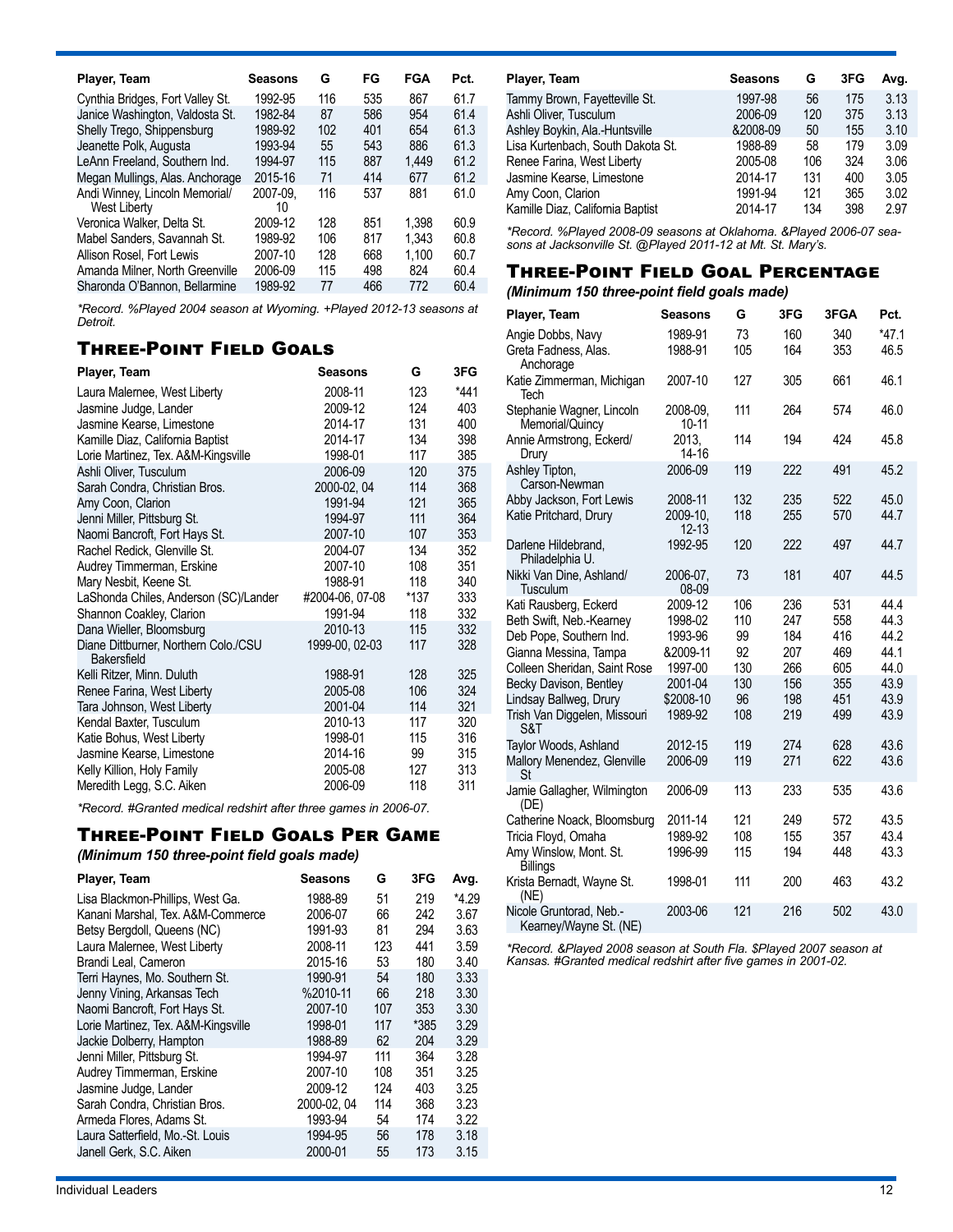| Player, Team | Seasons | G | FG | FGA | Pct. |
|---|---|---|---|---|---|
| Cynthia Bridges, Fort Valley St. | 1992-95 | 116 | 535 | 867 | 61.7 |
| Janice Washington, Valdosta St. | 1982-84 | 87 | 586 | 954 | 61.4 |
| Shelly Trego, Shippensburg | 1989-92 | 102 | 401 | 654 | 61.3 |
| Jeanette Polk, Augusta | 1993-94 | 55 | 543 | 886 | 61.3 |
| LeAnn Freeland, Southern Ind. | 1994-97 | 115 | 887 | 1,449 | 61.2 |
| Megan Mullings, Alas. Anchorage | 2015-16 | 71 | 414 | 677 | 61.2 |
| Andi Winney, Lincoln Memorial/ West Liberty | 2007-09, 10 | 116 | 537 | 881 | 61.0 |
| Veronica Walker, Delta St. | 2009-12 | 128 | 851 | 1,398 | 60.9 |
| Mabel Sanders, Savannah St. | 1989-92 | 106 | 817 | 1,343 | 60.8 |
| Allison Rosel, Fort Lewis | 2007-10 | 128 | 668 | 1,100 | 60.7 |
| Amanda Milner, North Greenville | 2006-09 | 115 | 498 | 824 | 60.4 |
| Sharonda O'Bannon, Bellarmine | 1989-92 | 77 | 466 | 772 | 60.4 |

*Record. %Played 2004 season at Wyoming. +Played 2012-13 seasons at Detroit.

## Three-Point Field Goals

| Player, Team | Seasons | G | 3FG |
|---|---|---|---|
| Laura Malernee, West Liberty | 2008-11 | 123 | *441 |
| Jasmine Judge, Lander | 2009-12 | 124 | 403 |
| Jasmine Kearse, Limestone | 2014-17 | 131 | 400 |
| Kamille Diaz, California Baptist | 2014-17 | 134 | 398 |
| Lorie Martinez, Tex. A&M-Kingsville | 1998-01 | 117 | 385 |
| Ashli Oliver, Tusculum | 2006-09 | 120 | 375 |
| Sarah Condra, Christian Bros. | 2000-02, 04 | 114 | 368 |
| Amy Coon, Clarion | 1991-94 | 121 | 365 |
| Jenni Miller, Pittsburg St. | 1994-97 | 111 | 364 |
| Naomi Bancroft, Fort Hays St. | 2007-10 | 107 | 353 |
| Rachel Redick, Glenville St. | 2004-07 | 134 | 352 |
| Audrey Timmerman, Erskine | 2007-10 | 108 | 351 |
| Mary Nesbit, Keene St. | 1988-91 | 118 | 340 |
| LaShonda Chiles, Anderson (SC)/Lander | #2004-06, 07-08 | *137 | 333 |
| Shannon Coakley, Clarion | 1991-94 | 118 | 332 |
| Dana Wieller, Bloomsburg | 2010-13 | 115 | 332 |
| Diane Dittburner, Northern Colo./CSU Bakersfield | 1999-00, 02-03 | 117 | 328 |
| Kelli Ritzer, Minn. Duluth | 1988-91 | 128 | 325 |
| Renee Farina, West Liberty | 2005-08 | 106 | 324 |
| Tara Johnson, West Liberty | 2001-04 | 114 | 321 |
| Kendal Baxter, Tusculum | 2010-13 | 117 | 320 |
| Katie Bohus, West Liberty | 1998-01 | 115 | 316 |
| Jasmine Kearse, Limestone | 2014-16 | 99 | 315 |
| Kelly Killion, Holy Family | 2005-08 | 127 | 313 |
| Meredith Legg, S.C. Aiken | 2006-09 | 118 | 311 |

*Record. #Granted medical redshirt after three games in 2006-07.

## Three-Point Field Goals Per Game

***(Minimum 150 three-point field goals made)***

| Player, Team | Seasons | G | 3FG | Avg. |
|---|---|---|---|---|
| Lisa Blackmon-Phillips, West Ga. | 1988-89 | 51 | 219 | *4.29 |
| Kanani Marshal, Tex. A&M-Commerce | 2006-07 | 66 | 242 | 3.67 |
| Betsy Bergdoll, Queens (NC) | 1991-93 | 81 | 294 | 3.63 |
| Laura Malernee, West Liberty | 2008-11 | 123 | 441 | 3.59 |
| Brandi Leal, Cameron | 2015-16 | 53 | 180 | 3.40 |
| Terri Haynes, Mo. Southern St. | 1990-91 | 54 | 180 | 3.33 |
| Jenny Vining, Arkansas Tech | %2010-11 | 66 | 218 | 3.30 |
| Naomi Bancroft, Fort Hays St. | 2007-10 | 107 | 353 | 3.30 |
| Lorie Martinez, Tex. A&M-Kingsville | 1998-01 | 117 | *385 | 3.29 |
| Jackie Dolberry, Hampton | 1988-89 | 62 | 204 | 3.29 |
| Jenni Miller, Pittsburg St. | 1994-97 | 111 | 364 | 3.28 |
| Audrey Timmerman, Erskine | 2007-10 | 108 | 351 | 3.25 |
| Jasmine Judge, Lander | 2009-12 | 124 | 403 | 3.25 |
| Sarah Condra, Christian Bros. | 2000-02, 04 | 114 | 368 | 3.23 |
| Armeda Flores, Adams St. | 1993-94 | 54 | 174 | 3.22 |
| Laura Satterfield, Mo.-St. Louis | 1994-95 | 56 | 178 | 3.18 |
| Janell Gerk, S.C. Aiken | 2000-01 | 55 | 173 | 3.15 |
| Tammy Brown, Fayetteville St. | 1997-98 | 56 | 175 | 3.13 |
| Ashli Oliver, Tusculum | 2006-09 | 120 | 375 | 3.13 |
| Ashley Boykin, Ala.-Huntsville | &2008-09 | 50 | 155 | 3.10 |
| Lisa Kurtenbach, South Dakota St. | 1988-89 | 58 | 179 | 3.09 |
| Renee Farina, West Liberty | 2005-08 | 106 | 324 | 3.06 |
| Jasmine Kearse, Limestone | 2014-17 | 131 | 400 | 3.05 |
| Amy Coon, Clarion | 1991-94 | 121 | 365 | 3.02 |
| Kamille Diaz, California Baptist | 2014-17 | 134 | 398 | 2.97 |

*Record. %Played 2008-09 seasons at Oklahoma. &Played 2006-07 seasons at Jacksonville St. @Played 2011-12 at Mt. St. Mary's.

## Three-Point Field Goal Percentage

***(Minimum 150 three-point field goals made)***

| Player, Team | Seasons | G | 3FG | 3FGA | Pct. |
|---|---|---|---|---|---|
| Angie Dobbs, Navy | 1989-91 | 73 | 160 | 340 | *47.1 |
| Greta Fadness, Alas. Anchorage | 1988-91 | 105 | 164 | 353 | 46.5 |
| Katie Zimmerman, Michigan Tech | 2007-10 | 127 | 305 | 661 | 46.1 |
| Stephanie Wagner, Lincoln Memorial/Quincy | 2008-09, 10-11 | 111 | 264 | 574 | 46.0 |
| Annie Armstrong, Eckerd/ Drury | 2013, 14-16 | 114 | 194 | 424 | 45.8 |
| Ashley Tipton, Carson-Newman | 2006-09 | 119 | 222 | 491 | 45.2 |
| Abby Jackson, Fort Lewis | 2008-11 | 132 | 235 | 522 | 45.0 |
| Katie Pritchard, Drury | 2009-10, 12-13 | 118 | 255 | 570 | 44.7 |
| Darlene Hildebrand, Philadelphia U. | 1992-95 | 120 | 222 | 497 | 44.7 |
| Nikki Van Dine, Ashland/ Tusculum | 2006-07, 08-09 | 73 | 181 | 407 | 44.5 |
| Kati Rausberg, Eckerd | 2009-12 | 106 | 236 | 531 | 44.4 |
| Beth Swift, Neb.-Kearney | 1998-02 | 110 | 247 | 558 | 44.3 |
| Deb Pope, Southern Ind. | 1993-96 | 99 | 184 | 416 | 44.2 |
| Gianna Messina, Tampa | &2009-11 | 92 | 207 | 469 | 44.1 |
| Colleen Sheridan, Saint Rose | 1997-00 | 130 | 266 | 605 | 44.0 |
| Becky Davison, Bentley | 2001-04 | 130 | 156 | 355 | 43.9 |
| Lindsay Ballweg, Drury | $2008-10 | 96 | 198 | 451 | 43.9 |
| Trish Van Diggelen, Missouri S&T | 1989-92 | 108 | 219 | 499 | 43.9 |
| Taylor Woods, Ashland | 2012-15 | 119 | 274 | 628 | 43.6 |
| Mallory Menendez, Glenville St | 2006-09 | 119 | 271 | 622 | 43.6 |
| Jamie Gallagher, Wilmington (DE) | 2006-09 | 113 | 233 | 535 | 43.6 |
| Catherine Noack, Bloomsburg | 2011-14 | 121 | 249 | 572 | 43.5 |
| Tricia Floyd, Omaha | 1989-92 | 108 | 155 | 357 | 43.4 |
| Amy Winslow, Mont. St. Billings | 1996-99 | 115 | 194 | 448 | 43.3 |
| Krista Bernadt, Wayne St. (NE) | 1998-01 | 111 | 200 | 463 | 43.2 |
| Nicole Gruntorad, Neb.-Kearney/Wayne St. (NE) | 2003-06 | 121 | 216 | 502 | 43.0 |

*Record. &Played 2008 season at South Fla. $Played 2007 season at Kansas. #Granted medical redshirt after five games in 2001-02.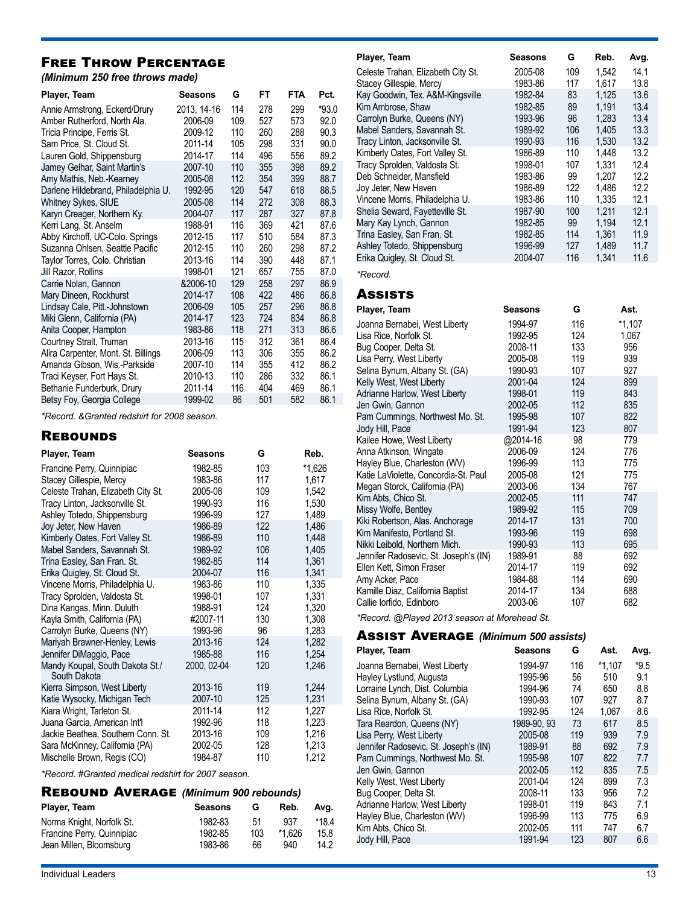## Free Throw Percentage

*(Minimum 250 free throws made)*

| Player, Team | Seasons | G | FT | FTA | Pct. |
|---|---|---|---|---|---|
| Annie Armstrong, Eckerd/Drury | 2013, 14-16 | 114 | 278 | 299 | *93.0 |
| Amber Rutherford, North Ala. | 2006-09 | 109 | 527 | 573 | 92.0 |
| Tricia Principe, Ferris St. | 2009-12 | 110 | 260 | 288 | 90.3 |
| Sam Price, St. Cloud St. | 2011-14 | 105 | 298 | 331 | 90.0 |
| Lauren Gold, Shippensburg | 2014-17 | 114 | 496 | 556 | 89.2 |
| Jamey Gelhar, Saint Martin's | 2007-10 | 110 | 355 | 398 | 89.2 |
| Amy Mathis, Neb.-Kearney | 2005-08 | 112 | 354 | 399 | 88.7 |
| Darlene Hildebrand, Philadelphia U. | 1992-95 | 120 | 547 | 618 | 88.5 |
| Whitney Sykes, SIUE | 2005-08 | 114 | 272 | 308 | 88.3 |
| Karyn Creager, Northern Ky. | 2004-07 | 117 | 287 | 327 | 87.8 |
| Kerri Lang, St. Anselm | 1988-91 | 116 | 369 | 421 | 87.6 |
| Abby Kirchoff, UC-Colo. Springs | 2012-15 | 117 | 510 | 584 | 87.3 |
| Suzanna Ohlsen, Seattle Pacific | 2012-15 | 110 | 260 | 298 | 87.2 |
| Taylor Torres, Colo. Christian | 2013-16 | 114 | 390 | 448 | 87.1 |
| Jill Razor, Rollins | 1998-01 | 121 | 657 | 755 | 87.0 |
| Carrie Nolan, Gannon | &2006-10 | 129 | 258 | 297 | 86.9 |
| Mary Dineen, Rockhurst | 2014-17 | 108 | 422 | 486 | 86.8 |
| Lindsay Cale, Pitt.-Johnstown | 2006-09 | 105 | 257 | 296 | 86.8 |
| Miki Glenn, California (PA) | 2014-17 | 123 | 724 | 834 | 86.8 |
| Anita Cooper, Hampton | 1983-86 | 118 | 271 | 313 | 86.6 |
| Courtney Strait, Truman | 2013-16 | 115 | 312 | 361 | 86.4 |
| Alira Carpenter, Mont. St. Billings | 2006-09 | 113 | 306 | 355 | 86.2 |
| Amanda Gibson, Wis.-Parkside | 2007-10 | 114 | 355 | 412 | 86.2 |
| Traci Keyser, Fort Hays St. | 2010-13 | 110 | 286 | 332 | 86.1 |
| Bethanie Funderburk, Drury | 2011-14 | 116 | 404 | 469 | 86.1 |
| Betsy Foy, Georgia College | 1999-02 | 86 | 501 | 582 | 86.1 |

*\*Record. &Granted redshirt for 2008 season.*

## Rebounds

| Player, Team | Seasons | G | Reb. |
|---|---|---|---|
| Francine Perry, Quinnipiac | 1982-85 | 103 | *1,626 |
| Stacey Gillespie, Mercy | 1983-86 | 117 | 1,617 |
| Celeste Trahan, Elizabeth City St. | 2005-08 | 109 | 1,542 |
| Tracy Linton, Jacksonville St. | 1990-93 | 116 | 1,530 |
| Ashley Totedo, Shippensburg | 1996-99 | 127 | 1,489 |
| Joy Jeter, New Haven | 1986-89 | 122 | 1,486 |
| Kimberly Oates, Fort Valley St. | 1986-89 | 110 | 1,448 |
| Mabel Sanders, Savannah St. | 1989-92 | 106 | 1,405 |
| Trina Easley, San Fran. St. | 1982-85 | 114 | 1,361 |
| Erika Quigley, St. Cloud St. | 2004-07 | 116 | 1,341 |
| Vincene Morris, Philadelphia U. | 1983-86 | 110 | 1,335 |
| Tracy Sprolden, Valdosta St. | 1998-01 | 107 | 1,331 |
| Dina Kangas, Minn. Duluth | 1988-91 | 124 | 1,320 |
| Kayla Smith, California (PA) | #2007-11 | 130 | 1,308 |
| Carrolyn Burke, Queens (NY) | 1993-96 | 96 | 1,283 |
| Mariyah Brawner-Henley, Lewis | 2013-16 | 124 | 1,282 |
| Jennifer DiMaggio, Pace | 1985-88 | 116 | 1,254 |
| Mandy Koupal, South Dakota St./ South Dakota | 2000, 02-04 | 120 | 1,246 |
| Kierra Simpson, West Liberty | 2013-16 | 119 | 1,244 |
| Katie Wysocky, Michigan Tech | 2007-10 | 125 | 1,231 |
| Kiara Wright, Tarleton St. | 2011-14 | 112 | 1,227 |
| Juana Garcia, American Int'l | 1992-96 | 118 | 1,223 |
| Jackie Beathea, Southern Conn. St. | 2013-16 | 109 | 1,216 |
| Sara McKinney, California (PA) | 2002-05 | 128 | 1,213 |
| Mischelle Brown, Regis (CO) | 1984-87 | 110 | 1,212 |

*\*Record. #Granted medical redshirt for 2007 season.*

## Rebound Average *(Minimum 900 rebounds)*

| Player, Team | Seasons | G | Reb. | Avg. |
|---|---|---|---|---|
| Norma Knight, Norfolk St. | 1982-83 | 51 | 937 | *18.4 |
| Francine Perry, Quinnipiac | 1982-85 | 103 | *1,626 | 15.8 |
| Jean Millen, Bloomsburg | 1983-86 | 66 | 940 | 14.2 |
| Celeste Trahan, Elizabeth City St. | 2005-08 | 109 | 1,542 | 14.1 |
| Stacey Gillespie, Mercy | 1983-86 | 117 | 1,617 | 13.8 |
| Kay Goodwin, Tex. A&M-Kingsville | 1982-84 | 83 | 1,125 | 13.6 |
| Kim Ambrose, Shaw | 1982-85 | 89 | 1,191 | 13.4 |
| Carrolyn Burke, Queens (NY) | 1993-96 | 96 | 1,283 | 13.4 |
| Mabel Sanders, Savannah St. | 1989-92 | 106 | 1,405 | 13.3 |
| Tracy Linton, Jacksonville St. | 1990-93 | 116 | 1,530 | 13.2 |
| Kimberly Oates, Fort Valley St. | 1986-89 | 110 | 1,448 | 13.2 |
| Tracy Sprolden, Valdosta St. | 1998-01 | 107 | 1,331 | 12.4 |
| Deb Schneider, Mansfield | 1983-86 | 99 | 1,207 | 12.2 |
| Joy Jeter, New Haven | 1986-89 | 122 | 1,486 | 12.2 |
| Vincene Morris, Philadelphia U. | 1983-86 | 110 | 1,335 | 12.1 |
| Shelia Seward, Fayetteville St. | 1987-90 | 100 | 1,211 | 12.1 |
| Mary Kay Lynch, Gannon | 1982-85 | 99 | 1,194 | 12.1 |
| Trina Easley, San Fran. St. | 1982-85 | 114 | 1,361 | 11.9 |
| Ashley Totedo, Shippensburg | 1996-99 | 127 | 1,489 | 11.7 |
| Erika Quigley, St. Cloud St. | 2004-07 | 116 | 1,341 | 11.6 |

*\*Record.*

## Assists

| Player, Team | Seasons | G | Ast. |
|---|---|---|---|
| Joanna Bernabei, West Liberty | 1994-97 | 116 | *1,107 |
| Lisa Rice, Norfolk St. | 1992-95 | 124 | 1,067 |
| Bug Cooper, Delta St. | 2008-11 | 133 | 956 |
| Lisa Perry, West Liberty | 2005-08 | 119 | 939 |
| Selina Bynum, Albany St. (GA) | 1990-93 | 107 | 927 |
| Kelly West, West Liberty | 2001-04 | 124 | 899 |
| Adrianne Harlow, West Liberty | 1998-01 | 119 | 843 |
| Jen Gwin, Gannon | 2002-05 | 112 | 835 |
| Pam Cummings, Northwest Mo. St. | 1995-98 | 107 | 822 |
| Jody Hill, Pace | 1991-94 | 123 | 807 |
| Kailee Howe, West Liberty | @2014-16 | 98 | 779 |
| Anna Atkinson, Wingate | 2006-09 | 124 | 776 |
| Hayley Blue, Charleston (WV) | 1996-99 | 113 | 775 |
| Katie LaViolette, Concordia-St. Paul | 2005-08 | 121 | 775 |
| Megan Storck, California (PA) | 2003-06 | 134 | 767 |
| Kim Abts, Chico St. | 2002-05 | 111 | 747 |
| Missy Wolfe, Bentley | 1989-92 | 115 | 709 |
| Kiki Robertson, Alas. Anchorage | 2014-17 | 131 | 700 |
| Kim Manifesto, Portland St. | 1993-96 | 119 | 698 |
| Nikki Leibold, Northern Mich. | 1990-93 | 113 | 695 |
| Jennifer Radosevic, St. Joseph's (IN) | 1989-91 | 88 | 692 |
| Ellen Kett, Simon Fraser | 2014-17 | 119 | 692 |
| Amy Acker, Pace | 1984-88 | 114 | 690 |
| Kamille Diaz, California Baptist | 2014-17 | 134 | 688 |
| Callie Iorfido, Edinboro | 2003-06 | 107 | 682 |

*\*Record. @Played 2013 season at Morehead St.*

## Assist Average *(Minimum 500 assists)*

| Player, Team | Seasons | G | Ast. | Avg. |
|---|---|---|---|---|
| Joanna Bernabei, West Liberty | 1994-97 | 116 | *1,107 | *9.5 |
| Hayley Lystlund, Augusta | 1995-96 | 56 | 510 | 9.1 |
| Lorraine Lynch, Dist. Columbia | 1994-96 | 74 | 650 | 8.8 |
| Selina Bynum, Albany St. (GA) | 1990-93 | 107 | 927 | 8.7 |
| Lisa Rice, Norfolk St. | 1992-95 | 124 | 1,067 | 8.6 |
| Tara Reardon, Queens (NY) | 1989-90, 93 | 73 | 617 | 8.5 |
| Lisa Perry, West Liberty | 2005-08 | 119 | 939 | 7.9 |
| Jennifer Radosevic, St. Joseph's (IN) | 1989-91 | 88 | 692 | 7.9 |
| Pam Cummings, Northwest Mo. St. | 1995-98 | 107 | 822 | 7.7 |
| Jen Gwin, Gannon | 2002-05 | 112 | 835 | 7.5 |
| Kelly West, West Liberty | 2001-04 | 124 | 899 | 7.3 |
| Bug Cooper, Delta St. | 2008-11 | 133 | 956 | 7.2 |
| Adrianne Harlow, West Liberty | 1998-01 | 119 | 843 | 7.1 |
| Hayley Blue, Charleston (WV) | 1996-99 | 113 | 775 | 6.9 |
| Kim Abts, Chico St. | 2002-05 | 111 | 747 | 6.7 |
| Jody Hill, Pace | 1991-94 | 123 | 807 | 6.6 |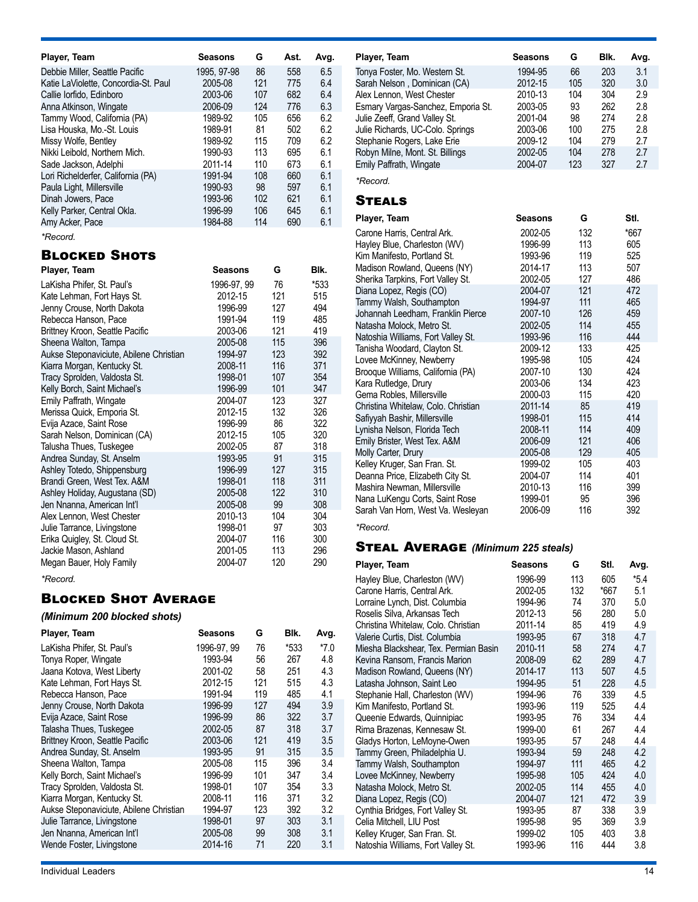| Player, Team | Seasons | G | Ast. | Avg. |
|---|---|---|---|---|
| Debbie Miller, Seattle Pacific | 1995, 97-98 | 86 | 558 | 6.5 |
| Katie LaViolette, Concordia-St. Paul | 2005-08 | 121 | 775 | 6.4 |
| Callie Iorfido, Edinboro | 2003-06 | 107 | 682 | 6.4 |
| Anna Atkinson, Wingate | 2006-09 | 124 | 776 | 6.3 |
| Tammy Wood, California (PA) | 1989-92 | 105 | 656 | 6.2 |
| Lisa Houska, Mo.-St. Louis | 1989-91 | 81 | 502 | 6.2 |
| Missy Wolfe, Bentley | 1989-92 | 115 | 709 | 6.2 |
| Nikki Leibold, Northern Mich. | 1990-93 | 113 | 695 | 6.1 |
| Sade Jackson, Adelphi | 2011-14 | 110 | 673 | 6.1 |
| Lori Richelderfer, California (PA) | 1991-94 | 108 | 660 | 6.1 |
| Paula Light, Millersville | 1990-93 | 98 | 597 | 6.1 |
| Dinah Jowers, Pace | 1993-96 | 102 | 621 | 6.1 |
| Kelly Parker, Central Okla. | 1996-99 | 106 | 645 | 6.1 |
| Amy Acker, Pace | 1984-88 | 114 | 690 | 6.1 |

*Record.

## Blocked Shots

| Player, Team | Seasons | G | Blk. |
|---|---|---|---|
| LaKisha Phifer, St. Paul's | 1996-97, 99 | 76 | *533 |
| Kate Lehman, Fort Hays St. | 2012-15 | 121 | 515 |
| Jenny Crouse, North Dakota | 1996-99 | 127 | 494 |
| Rebecca Hanson, Pace | 1991-94 | 119 | 485 |
| Brittney Kroon, Seattle Pacific | 2003-06 | 121 | 419 |
| Sheena Walton, Tampa | 2005-08 | 115 | 396 |
| Aukse Steponaviciute, Abilene Christian | 1994-97 | 123 | 392 |
| Kiarra Morgan, Kentucky St. | 2008-11 | 116 | 371 |
| Tracy Sprolden, Valdosta St. | 1998-01 | 107 | 354 |
| Kelly Borch, Saint Michael's | 1996-99 | 101 | 347 |
| Emily Paffrath, Wingate | 2004-07 | 123 | 327 |
| Merissa Quick, Emporia St. | 2012-15 | 132 | 326 |
| Evija Azace, Saint Rose | 1996-99 | 86 | 322 |
| Sarah Nelson, Dominican (CA) | 2012-15 | 105 | 320 |
| Talusha Thues, Tuskegee | 2002-05 | 87 | 318 |
| Andrea Sunday, St. Anselm | 1993-95 | 91 | 315 |
| Ashley Totedo, Shippensburg | 1996-99 | 127 | 315 |
| Brandi Green, West Tex. A&M | 1998-01 | 118 | 311 |
| Ashley Holiday, Augustana (SD) | 2005-08 | 122 | 310 |
| Jen Nnanna, American Int'l | 2005-08 | 99 | 308 |
| Alex Lennon, West Chester | 2010-13 | 104 | 304 |
| Julie Tarrance, Livingstone | 1998-01 | 97 | 303 |
| Erika Quigley, St. Cloud St. | 2004-07 | 116 | 300 |
| Jackie Mason, Ashland | 2001-05 | 113 | 296 |
| Megan Bauer, Holy Family | 2004-07 | 120 | 290 |

*Record.

## Blocked Shot Average

*(Minimum 200 blocked shots)*

| Player, Team | Seasons | G | Blk. | Avg. |
|---|---|---|---|---|
| LaKisha Phifer, St. Paul's | 1996-97, 99 | 76 | *533 | *7.0 |
| Tonya Roper, Wingate | 1993-94 | 56 | 267 | 4.8 |
| Jaana Kotova, West Liberty | 2001-02 | 58 | 251 | 4.3 |
| Kate Lehman, Fort Hays St. | 2012-15 | 121 | 515 | 4.3 |
| Rebecca Hanson, Pace | 1991-94 | 119 | 485 | 4.1 |
| Jenny Crouse, North Dakota | 1996-99 | 127 | 494 | 3.9 |
| Evija Azace, Saint Rose | 1996-99 | 86 | 322 | 3.7 |
| Talusha Thues, Tuskegee | 2002-05 | 87 | 318 | 3.7 |
| Brittney Kroon, Seattle Pacific | 2003-06 | 121 | 419 | 3.5 |
| Andrea Sunday, St. Anselm | 1993-95 | 91 | 315 | 3.5 |
| Sheena Walton, Tampa | 2005-08 | 115 | 396 | 3.4 |
| Kelly Borch, Saint Michael's | 1996-99 | 101 | 347 | 3.4 |
| Tracy Sprolden, Valdosta St. | 1998-01 | 107 | 354 | 3.3 |
| Kiarra Morgan, Kentucky St. | 2008-11 | 116 | 371 | 3.2 |
| Aukse Steponaviciute, Abilene Christian | 1994-97 | 123 | 392 | 3.2 |
| Julie Tarrance, Livingstone | 1998-01 | 97 | 303 | 3.1 |
| Jen Nnanna, American Int'l | 2005-08 | 99 | 308 | 3.1 |
| Wende Foster, Livingstone | 2014-16 | 71 | 220 | 3.1 |
| Tonya Foster, Mo. Western St. | 1994-95 | 66 | 203 | 3.1 |
| Sarah Nelson , Dominican (CA) | 2012-15 | 105 | 320 | 3.0 |
| Alex Lennon, West Chester | 2010-13 | 104 | 304 | 2.9 |
| Esmary Vargas-Sanchez, Emporia St. | 2003-05 | 93 | 262 | 2.8 |
| Julie Zeeff, Grand Valley St. | 2001-04 | 98 | 274 | 2.8 |
| Julie Richards, UC-Colo. Springs | 2003-06 | 100 | 275 | 2.8 |
| Stephanie Rogers, Lake Erie | 2009-12 | 104 | 279 | 2.7 |
| Robyn Milne, Mont. St. Billings | 2002-05 | 104 | 278 | 2.7 |
| Emily Paffrath, Wingate | 2004-07 | 123 | 327 | 2.7 |

*Record.

## Steals

| Player, Team | Seasons | G | Stl. |
|---|---|---|---|
| Carone Harris, Central Ark. | 2002-05 | 132 | *667 |
| Hayley Blue, Charleston (WV) | 1996-99 | 113 | 605 |
| Kim Manifesto, Portland St. | 1993-96 | 119 | 525 |
| Madison Rowland, Queens (NY) | 2014-17 | 113 | 507 |
| Sherika Tarpkins, Fort Valley St. | 2002-05 | 127 | 486 |
| Diana Lopez, Regis (CO) | 2004-07 | 121 | 472 |
| Tammy Walsh, Southampton | 1994-97 | 111 | 465 |
| Johannah Leedham, Franklin Pierce | 2007-10 | 126 | 459 |
| Natasha Molock, Metro St. | 2002-05 | 114 | 455 |
| Natoshia Williams, Fort Valley St. | 1993-96 | 116 | 444 |
| Tanisha Woodard, Clayton St. | 2009-12 | 133 | 425 |
| Lovee McKinney, Newberry | 1995-98 | 105 | 424 |
| Brooque Williams, California (PA) | 2007-10 | 130 | 424 |
| Kara Rutledge, Drury | 2003-06 | 134 | 423 |
| Gema Robles, Millersville | 2000-03 | 115 | 420 |
| Christina Whitelaw, Colo. Christian | 2011-14 | 85 | 419 |
| Safiyyah Bashir, Millersville | 1998-01 | 115 | 414 |
| Lynisha Nelson, Florida Tech | 2008-11 | 114 | 409 |
| Emily Brister, West Tex. A&M | 2006-09 | 121 | 406 |
| Molly Carter, Drury | 2005-08 | 129 | 405 |
| Kelley Kruger, San Fran. St. | 1999-02 | 105 | 403 |
| Deanna Price, Elizabeth City St. | 2004-07 | 114 | 401 |
| Mashira Newman, Millersville | 2010-13 | 116 | 399 |
| Nana LuKengu Corts, Saint Rose | 1999-01 | 95 | 396 |
| Sarah Van Horn, West Va. Wesleyan | 2006-09 | 116 | 392 |

*Record.

## Steal Average *(Minimum 225 steals)*

| Player, Team | Seasons | G | Stl. | Avg. |
|---|---|---|---|---|
| Hayley Blue, Charleston (WV) | 1996-99 | 113 | 605 | *5.4 |
| Carone Harris, Central Ark. | 2002-05 | 132 | *667 | 5.1 |
| Lorraine Lynch, Dist. Columbia | 1994-96 | 74 | 370 | 5.0 |
| Roselis Silva, Arkansas Tech | 2012-13 | 56 | 280 | 5.0 |
| Christina Whitelaw, Colo. Christian | 2011-14 | 85 | 419 | 4.9 |
| Valerie Curtis, Dist. Columbia | 1993-95 | 67 | 318 | 4.7 |
| Miesha Blackshear, Tex. Permian Basin | 2010-11 | 58 | 274 | 4.7 |
| Kevina Ransom, Francis Marion | 2008-09 | 62 | 289 | 4.7 |
| Madison Rowland, Queens (NY) | 2014-17 | 113 | 507 | 4.5 |
| Latasha Johnson, Saint Leo | 1994-95 | 51 | 228 | 4.5 |
| Stephanie Hall, Charleston (WV) | 1994-96 | 76 | 339 | 4.5 |
| Kim Manifesto, Portland St. | 1993-96 | 119 | 525 | 4.4 |
| Queenie Edwards, Quinnipiac | 1993-95 | 76 | 334 | 4.4 |
| Rima Brazenas, Kennesaw St. | 1999-00 | 61 | 267 | 4.4 |
| Gladys Horton, LeMoyne-Owen | 1993-95 | 57 | 248 | 4.4 |
| Tammy Green, Philadelphia U. | 1993-94 | 59 | 248 | 4.2 |
| Tammy Walsh, Southampton | 1994-97 | 111 | 465 | 4.2 |
| Lovee McKinney, Newberry | 1995-98 | 105 | 424 | 4.0 |
| Natasha Molock, Metro St. | 2002-05 | 114 | 455 | 4.0 |
| Diana Lopez, Regis (CO) | 2004-07 | 121 | 472 | 3.9 |
| Cynthia Bridges, Fort Valley St. | 1993-95 | 87 | 338 | 3.9 |
| Celia Mitchell, LIU Post | 1995-98 | 95 | 369 | 3.9 |
| Kelley Kruger, San Fran. St. | 1999-02 | 105 | 403 | 3.8 |
| Natoshia Williams, Fort Valley St. | 1993-96 | 116 | 444 | 3.8 |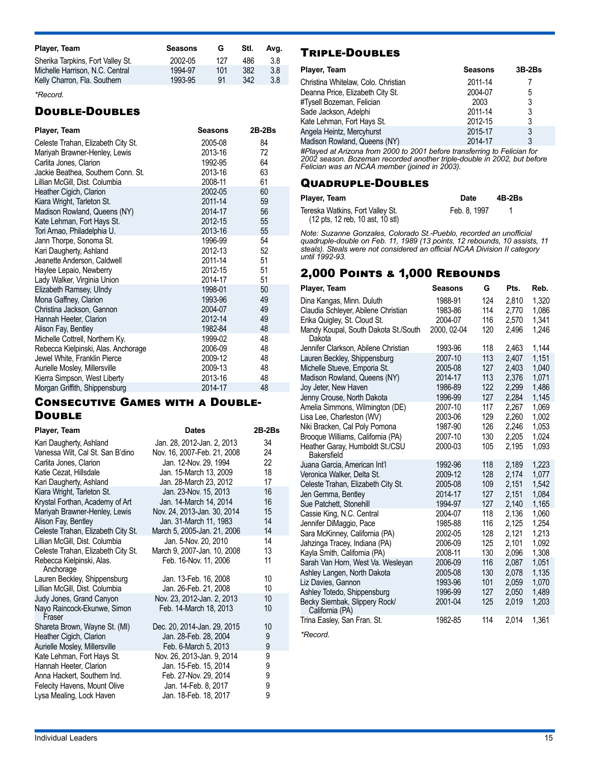| Player, Team | Seasons | G | Stl. | Avg. |
|---|---|---|---|---|
| Sherika Tarpkins, Fort Valley St. | 2002-05 | 127 | 486 | 3.8 |
| Michelle Harrison, N.C. Central | 1994-97 | 101 | 382 | 3.8 |
| Kelly Charron, Fla. Southern | 1993-95 | 91 | 342 | 3.8 |

*\*Record.*

## Double-Doubles

| Player, Team | Seasons | 2B-2Bs |
|---|---|---|
| Celeste Trahan, Elizabeth City St. | 2005-08 | 84 |
| Mariyah Brawner-Henley, Lewis | 2013-16 | 72 |
| Carlita Jones, Clarion | 1992-95 | 64 |
| Jackie Beathea, Southern Conn. St. | 2013-16 | 63 |
| Lillian McGill, Dist. Columbia | 2008-11 | 61 |
| Heather Cigich, Clarion | 2002-05 | 60 |
| Kiara Wright, Tarleton St. | 2011-14 | 59 |
| Madison Rowland, Queens (NY) | 2014-17 | 56 |
| Kate Lehman, Fort Hays St. | 2012-15 | 55 |
| Tori Arnao, Philadelphia U. | 2013-16 | 55 |
| Jann Thorpe, Sonoma St. | 1996-99 | 54 |
| Kari Daugherty, Ashland | 2012-13 | 52 |
| Jeanette Anderson, Caldwell | 2011-14 | 51 |
| Haylee Lepaio, Newberry | 2012-15 | 51 |
| Lady Walker, Virginia Union | 2014-17 | 51 |
| Elizabeth Ramsey, UIndy | 1998-01 | 50 |
| Mona Gaffney, Clarion | 1993-96 | 49 |
| Christina Jackson, Gannon | 2004-07 | 49 |
| Hannah Heeter, Clarion | 2012-14 | 49 |
| Alison Fay, Bentley | 1982-84 | 48 |
| Michelle Cottrell, Northern Ky. | 1999-02 | 48 |
| Rebecca Kielpinski, Alas. Anchorage | 2006-09 | 48 |
| Jewel White, Franklin Pierce | 2009-12 | 48 |
| Aurielle Mosley, Millersville | 2009-13 | 48 |
| Kierra Simpson, West Liberty | 2013-16 | 48 |
| Morgan Griffith, Shippensburg | 2014-17 | 48 |

## Consecutive Games with a Double-Double

| Player, Team | Dates | 2B-2Bs |
|---|---|---|
| Kari Daugherty, Ashland | Jan. 28, 2012-Jan. 2, 2013 | 34 |
| Vanessa Wilt, Cal St. San B'dino | Nov. 16, 2007-Feb. 21, 2008 | 24 |
| Carlita Jones, Clarion | Jan. 12-Nov. 29, 1994 | 22 |
| Katie Cezat, Hillsdale | Jan. 15-March 13, 2009 | 18 |
| Kari Daugherty, Ashland | Jan. 28-March 23, 2012 | 17 |
| Kiara Wright, Tarleton St. | Jan. 23-Nov. 15, 2013 | 16 |
| Krystal Forthan, Academy of Art | Jan. 14-March 14, 2014 | 16 |
| Mariyah Brawner-Henley, Lewis | Nov. 24, 2013-Jan. 30, 2014 | 15 |
| Alison Fay, Bentley | Jan. 31-March 11, 1983 | 14 |
| Celeste Trahan, Elizabeth City St. | March 5, 2005-Jan. 21, 2006 | 14 |
| Lillian McGill, Dist. Columbia | Jan. 5-Nov. 20, 2010 | 14 |
| Celeste Trahan, Elizabeth City St. | March 9, 2007-Jan. 10, 2008 | 13 |
| Rebecca Kielpinski, Alas. Anchorage | Feb. 16-Nov. 11, 2006 | 11 |
| Lauren Beckley, Shippensburg | Jan. 13-Feb. 16, 2008 | 10 |
| Lillian McGill, Dist. Columbia | Jan. 26-Feb. 21, 2008 | 10 |
| Judy Jones, Grand Canyon | Nov. 23, 2012-Jan. 2, 2013 | 10 |
| Nayo Raincock-Ekunwe, Simon Fraser | Feb. 14-March 18, 2013 | 10 |
| Shareta Brown, Wayne St. (MI) | Dec. 20, 2014-Jan. 29, 2015 | 10 |
| Heather Cigich, Clarion | Jan. 28-Feb. 28, 2004 | 9 |
| Aurielle Mosley, Millersville | Feb. 6-March 5, 2013 | 9 |
| Kate Lehman, Fort Hays St. | Nov. 26, 2013-Jan. 9, 2014 | 9 |
| Hannah Heeter, Clarion | Jan. 15-Feb. 15, 2014 | 9 |
| Anna Hackert, Southern Ind. | Feb. 27-Nov. 29, 2014 | 9 |
| Felecity Havens, Mount Olive | Jan. 14-Feb. 8, 2017 | 9 |
| Lysa Mealing, Lock Haven | Jan. 18-Feb. 18, 2017 | 9 |

## Triple-Doubles

| Player, Team | Seasons | 3B-2Bs |
|---|---|---|
| Christina Whitelaw, Colo. Christian | 2011-14 | 7 |
| Deanna Price, Elizabeth City St. | 2004-07 | 5 |
| #Tysell Bozeman, Felician | 2003 | 3 |
| Sade Jackson, Adelphi | 2011-14 | 3 |
| Kate Lehman, Fort Hays St. | 2012-15 | 3 |
| Angela Heintz, Mercyhurst | 2015-17 | 3 |
| Madison Rowland, Queens (NY) | 2014-17 | 3 |

*#Played at Arizona from 2000 to 2001 before transferring to Felician for 2002 season. Bozeman recorded another triple-double in 2002, but before Felician was an NCAA member (joined in 2003).*

## Quadruple-Doubles

| Player, Team | Date | 4B-2Bs |
|---|---|---|
| Tereska Watkins, Fort Valley St. (12 pts, 12 reb, 10 ast, 10 stl) | Feb. 8, 1997 | 1 |

*Note: Suzanne Gonzales, Colorado St.-Pueblo, recorded an unofficial quadruple-double on Feb. 11, 1989 (13 points, 12 rebounds, 10 assists, 11 steals). Steals were not considered an official NCAA Division II category until 1992-93.*

## 2,000 Points & 1,000 Rebounds

| Player, Team | Seasons | G | Pts. | Reb. |
|---|---|---|---|---|
| Dina Kangas, Minn. Duluth | 1988-91 | 124 | 2,810 | 1,320 |
| Claudia Schleyer, Abilene Christian | 1983-86 | 114 | 2,770 | 1,086 |
| Erika Quigley, St. Cloud St. | 2004-07 | 116 | 2,570 | 1,341 |
| Mandy Koupal, South Dakota St./South Dakota | 2000, 02-04 | 120 | 2,496 | 1,246 |
| Jennifer Clarkson, Abilene Christian | 1993-96 | 118 | 2,463 | 1,144 |
| Lauren Beckley, Shippensburg | 2007-10 | 113 | 2,407 | 1,151 |
| Michelle Stueve, Emporia St. | 2005-08 | 127 | 2,403 | 1,040 |
| Madison Rowland, Queens (NY) | 2014-17 | 113 | 2,376 | 1,071 |
| Joy Jeter, New Haven | 1986-89 | 122 | 2,299 | 1,486 |
| Jenny Crouse, North Dakota | 1996-99 | 127 | 2,284 | 1,145 |
| Amelia Simmons, Wilmington (DE) | 2007-10 | 117 | 2,267 | 1,069 |
| Lisa Lee, Charleston (WV) | 2003-06 | 129 | 2,260 | 1,002 |
| Niki Bracken, Cal Poly Pomona | 1987-90 | 126 | 2,246 | 1,053 |
| Brooque Williams, California (PA) | 2007-10 | 130 | 2,205 | 1,024 |
| Heather Garay, Humboldt St./CSU Bakersfield | 2000-03 | 105 | 2,195 | 1,093 |
| Juana Garcia, American Int'l | 1992-96 | 118 | 2,189 | 1,223 |
| Veronica Walker, Delta St. | 2009-12 | 128 | 2,174 | 1,077 |
| Celeste Trahan, Elizabeth City St. | 2005-08 | 109 | 2,151 | 1,542 |
| Jen Gemma, Bentley | 2014-17 | 127 | 2,151 | 1,084 |
| Sue Patchett, Stonehill | 1994-97 | 127 | 2,140 | 1,165 |
| Cassie King, N.C. Central | 2004-07 | 118 | 2,136 | 1,060 |
| Jennifer DiMaggio, Pace | 1985-88 | 116 | 2,125 | 1,254 |
| Sara McKinney, California (PA) | 2002-05 | 128 | 2,121 | 1,213 |
| Jahzinga Tracey, Indiana (PA) | 2006-09 | 125 | 2,101 | 1,092 |
| Kayla Smith, California (PA) | 2008-11 | 130 | 2,096 | 1,308 |
| Sarah Van Horn, West Va. Wesleyan | 2006-09 | 116 | 2,087 | 1,051 |
| Ashley Langen, North Dakota | 2005-08 | 130 | 2,078 | 1,135 |
| Liz Davies, Gannon | 1993-96 | 101 | 2,059 | 1,070 |
| Ashley Totedo, Shippensburg | 1996-99 | 127 | 2,050 | 1,489 |
| Becky Siembak, Slippery Rock/California (PA) | 2001-04 | 125 | 2,019 | 1,203 |
| Trina Easley, San Fran. St. | 1982-85 | 114 | 2,014 | 1,361 |

*\*Record.*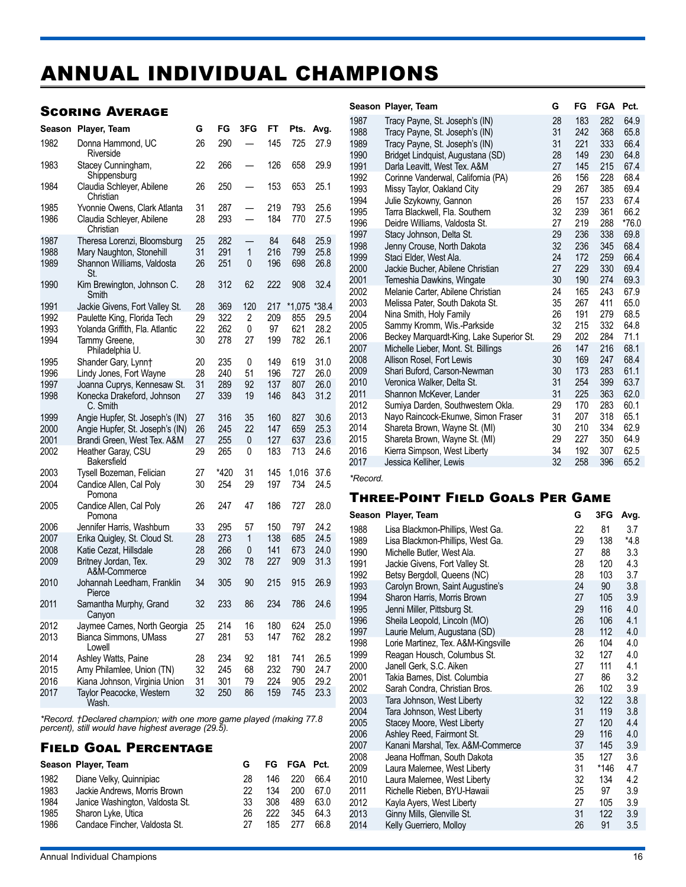# ANNUAL INDIVIDUAL CHAMPIONS

## Scoring Average

| Season | Player, Team | G | FG | 3FG | FT | Pts. | Avg. |
|---|---|---|---|---|---|---|---|
| 1982 | Donna Hammond, UC Riverside | 26 | 290 | — | 145 | 725 | 27.9 |
| 1983 | Stacey Cunningham, Shippensburg | 22 | 266 | — | 126 | 658 | 29.9 |
| 1984 | Claudia Schleyer, Abilene Christian | 26 | 250 | — | 153 | 653 | 25.1 |
| 1985 | Yvonnie Owens, Clark Atlanta | 31 | 287 | — | 219 | 793 | 25.6 |
| 1986 | Claudia Schleyer, Abilene Christian | 28 | 293 | — | 184 | 770 | 27.5 |
| 1987 | Theresa Lorenzi, Bloomsburg | 25 | 282 | — | 84 | 648 | 25.9 |
| 1988 | Mary Naughton, Stonehill | 31 | 291 | 1 | 216 | 799 | 25.8 |
| 1989 | Shannon Williams, Valdosta St. | 26 | 251 | 0 | 196 | 698 | 26.8 |
| 1990 | Kim Brewington, Johnson C. Smith | 28 | 312 | 62 | 222 | 908 | 32.4 |
| 1991 | Jackie Givens, Fort Valley St. | 28 | 369 | 120 | 217 | *1,075 | *38.4 |
| 1992 | Paulette King, Florida Tech | 29 | 322 | 2 | 209 | 855 | 29.5 |
| 1993 | Yolanda Griffith, Fla. Atlantic | 22 | 262 | 0 | 97 | 621 | 28.2 |
| 1994 | Tammy Greene, Philadelphia U. | 30 | 278 | 27 | 199 | 782 | 26.1 |
| 1995 | Shander Gary, Lynn† | 20 | 235 | 0 | 149 | 619 | 31.0 |
| 1996 | Lindy Jones, Fort Wayne | 28 | 240 | 51 | 196 | 727 | 26.0 |
| 1997 | Joanna Cuprys, Kennesaw St. | 31 | 289 | 92 | 137 | 807 | 26.0 |
| 1998 | Konecka Drakeford, Johnson C. Smith | 27 | 339 | 19 | 146 | 843 | 31.2 |
| 1999 | Angie Hupfer, St. Joseph's (IN) | 27 | 316 | 35 | 160 | 827 | 30.6 |
| 2000 | Angie Hupfer, St. Joseph's (IN) | 26 | 245 | 22 | 147 | 659 | 25.3 |
| 2001 | Brandi Green, West Tex. A&M | 27 | 255 | 0 | 127 | 637 | 23.6 |
| 2002 | Heather Garay, CSU Bakersfield | 29 | 265 | 0 | 183 | 713 | 24.6 |
| 2003 | Tysell Bozeman, Felician | 27 | *420 | 31 | 145 | 1,016 | 37.6 |
| 2004 | Candice Allen, Cal Poly Pomona | 30 | 254 | 29 | 197 | 734 | 24.5 |
| 2005 | Candice Allen, Cal Poly Pomona | 26 | 247 | 47 | 186 | 727 | 28.0 |
| 2006 | Jennifer Harris, Washburn | 33 | 295 | 57 | 150 | 797 | 24.2 |
| 2007 | Erika Quigley, St. Cloud St. | 28 | 273 | 1 | 138 | 685 | 24.5 |
| 2008 | Katie Cezat, Hillsdale | 28 | 266 | 0 | 141 | 673 | 24.0 |
| 2009 | Britney Jordan, Tex. A&M-Commerce | 29 | 302 | 78 | 227 | 909 | 31.3 |
| 2010 | Johannah Leedham, Franklin Pierce | 34 | 305 | 90 | 215 | 915 | 26.9 |
| 2011 | Samantha Murphy, Grand Canyon | 32 | 233 | 86 | 234 | 786 | 24.6 |
| 2012 | Jaymee Carnes, North Georgia | 25 | 214 | 16 | 180 | 624 | 25.0 |
| 2013 | Bianca Simmons, UMass Lowell | 27 | 281 | 53 | 147 | 762 | 28.2 |
| 2014 | Ashley Watts, Paine | 28 | 234 | 92 | 181 | 741 | 26.5 |
| 2015 | Amy Philamlee, Union (TN) | 32 | 245 | 68 | 232 | 790 | 24.7 |
| 2016 | Kiana Johnson, Virginia Union | 31 | 301 | 79 | 224 | 905 | 29.2 |
| 2017 | Taylor Peacocke, Western Wash. | 32 | 250 | 86 | 159 | 745 | 23.3 |

*Record. †Declared champion; with one more game played (making 77.8 percent), still would have highest average (29.5).*

## Field Goal Percentage

| Season | Player, Team | G | FG | FGA | Pct. |
|---|---|---|---|---|---|
| 1982 | Diane Velky, Quinnipiac | 28 | 146 | 220 | 66.4 |
| 1983 | Jackie Andrews, Morris Brown | 22 | 134 | 200 | 67.0 |
| 1984 | Janice Washington, Valdosta St. | 33 | 308 | 489 | 63.0 |
| 1985 | Sharon Lyke, Utica | 26 | 222 | 345 | 64.3 |
| 1986 | Candace Fincher, Valdosta St. | 27 | 185 | 277 | 66.8 |
| 1987 | Tracy Payne, St. Joseph's (IN) | 28 | 183 | 282 | 64.9 |
| 1988 | Tracy Payne, St. Joseph's (IN) | 31 | 242 | 368 | 65.8 |
| 1989 | Tracy Payne, St. Joseph's (IN) | 31 | 221 | 333 | 66.4 |
| 1990 | Bridget Lindquist, Augustana (SD) | 28 | 149 | 230 | 64.8 |
| 1991 | Darla Leavitt, West Tex. A&M | 27 | 145 | 215 | 67.4 |
| 1992 | Corinne Vanderwal, California (PA) | 26 | 156 | 228 | 68.4 |
| 1993 | Missy Taylor, Oakland City | 29 | 267 | 385 | 69.4 |
| 1994 | Julie Szykowny, Gannon | 26 | 157 | 233 | 67.4 |
| 1995 | Tarra Blackwell, Fla. Southern | 32 | 239 | 361 | 66.2 |
| 1996 | Deidre Williams, Valdosta St. | 27 | 219 | 288 | *76.0 |
| 1997 | Stacy Johnson, Delta St. | 29 | 236 | 338 | 69.8 |
| 1998 | Jenny Crouse, North Dakota | 32 | 236 | 345 | 68.4 |
| 1999 | Staci Elder, West Ala. | 24 | 172 | 259 | 66.4 |
| 2000 | Jackie Bucher, Abilene Christian | 27 | 229 | 330 | 69.4 |
| 2001 | Temeshia Dawkins, Wingate | 30 | 190 | 274 | 69.3 |
| 2002 | Melanie Carter, Abilene Christian | 24 | 165 | 243 | 67.9 |
| 2003 | Melissa Pater, South Dakota St. | 35 | 267 | 411 | 65.0 |
| 2004 | Nina Smith, Holy Family | 26 | 191 | 279 | 68.5 |
| 2005 | Sammy Kromm, Wis.-Parkside | 32 | 215 | 332 | 64.8 |
| 2006 | Beckey Marquardt-King, Lake Superior St. | 29 | 202 | 284 | 71.1 |
| 2007 | Michelle Lieber, Mont. St. Billings | 26 | 147 | 216 | 68.1 |
| 2008 | Allison Rosel, Fort Lewis | 30 | 169 | 247 | 68.4 |
| 2009 | Shari Buford, Carson-Newman | 30 | 173 | 283 | 61.1 |
| 2010 | Veronica Walker, Delta St. | 31 | 254 | 399 | 63.7 |
| 2011 | Shannon McKever, Lander | 31 | 225 | 363 | 62.0 |
| 2012 | Sumiya Darden, Southwestern Okla. | 29 | 170 | 283 | 60.1 |
| 2013 | Nayo Raincock-Ekunwe, Simon Fraser | 31 | 207 | 318 | 65.1 |
| 2014 | Shareta Brown, Wayne St. (MI) | 30 | 210 | 334 | 62.9 |
| 2015 | Shareta Brown, Wayne St. (MI) | 29 | 227 | 350 | 64.9 |
| 2016 | Kierra Simpson, West Liberty | 34 | 192 | 307 | 62.5 |
| 2017 | Jessica Kelliher, Lewis | 32 | 258 | 396 | 65.2 |

*Record.*

## Three-Point Field Goals Per Game

| Season | Player, Team | G | 3FG | Avg. |
|---|---|---|---|---|
| 1988 | Lisa Blackmon-Phillips, West Ga. | 22 | 81 | 3.7 |
| 1989 | Lisa Blackmon-Phillips, West Ga. | 29 | 138 | *4.8 |
| 1990 | Michelle Butler, West Ala. | 27 | 88 | 3.3 |
| 1991 | Jackie Givens, Fort Valley St. | 28 | 120 | 4.3 |
| 1992 | Betsy Bergdoll, Queens (NC) | 28 | 103 | 3.7 |
| 1993 | Carolyn Brown, Saint Augustine's | 24 | 90 | 3.8 |
| 1994 | Sharon Harris, Morris Brown | 27 | 105 | 3.9 |
| 1995 | Jenni Miller, Pittsburg St. | 29 | 116 | 4.0 |
| 1996 | Sheila Leopold, Lincoln (MO) | 26 | 106 | 4.1 |
| 1997 | Laurie Melum, Augustana (SD) | 28 | 112 | 4.0 |
| 1998 | Lorie Martinez, Tex. A&M-Kingsville | 26 | 104 | 4.0 |
| 1999 | Reagan Housch, Columbus St. | 32 | 127 | 4.0 |
| 2000 | Janell Gerk, S.C. Aiken | 27 | 111 | 4.1 |
| 2001 | Takia Barnes, Dist. Columbia | 27 | 86 | 3.2 |
| 2002 | Sarah Condra, Christian Bros. | 26 | 102 | 3.9 |
| 2003 | Tara Johnson, West Liberty | 32 | 122 | 3.8 |
| 2004 | Tara Johnson, West Liberty | 31 | 119 | 3.8 |
| 2005 | Stacey Moore, West Liberty | 27 | 120 | 4.4 |
| 2006 | Ashley Reed, Fairmont St. | 29 | 116 | 4.0 |
| 2007 | Kanani Marshal, Tex. A&M-Commerce | 37 | 145 | 3.9 |
| 2008 | Jeana Hoffman, South Dakota | 35 | 127 | 3.6 |
| 2009 | Laura Malernee, West Liberty | 31 | *146 | 4.7 |
| 2010 | Laura Malernee, West Liberty | 32 | 134 | 4.2 |
| 2011 | Richelle Rieben, BYU-Hawaii | 25 | 97 | 3.9 |
| 2012 | Kayla Ayers, West Liberty | 27 | 105 | 3.9 |
| 2013 | Ginny Mills, Glenville St. | 31 | 122 | 3.9 |
| 2014 | Kelly Guerriero, Molloy | 26 | 91 | 3.5 |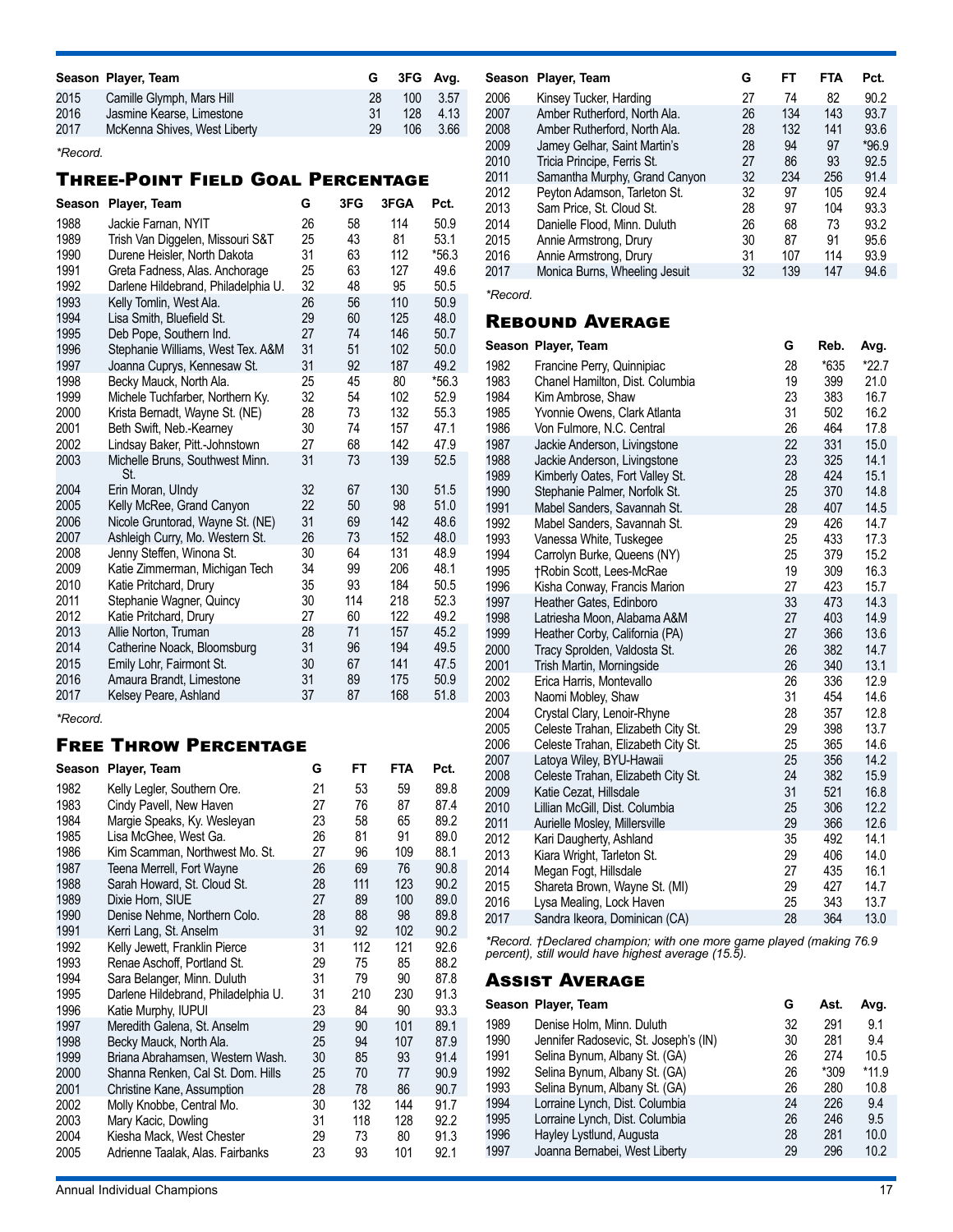| Season | Player, Team | G | 3FG | Avg. |
|---|---|---|---|---|
| 2015 | Camille Glymph, Mars Hill | 28 | 100 | 3.57 |
| 2016 | Jasmine Kearse, Limestone | 31 | 128 | 4.13 |
| 2017 | McKenna Shives, West Liberty | 29 | 106 | 3.66 |

*\*Record.*

## Three-Point Field Goal Percentage

| Season | Player, Team | G | 3FG | 3FGA | Pct. |
|---|---|---|---|---|---|
| 1988 | Jackie Farnan, NYIT | 26 | 58 | 114 | 50.9 |
| 1989 | Trish Van Diggelen, Missouri S&T | 25 | 43 | 81 | 53.1 |
| 1990 | Durene Heisler, North Dakota | 31 | 63 | 112 | *56.3 |
| 1991 | Greta Fadness, Alas. Anchorage | 25 | 63 | 127 | 49.6 |
| 1992 | Darlene Hildebrand, Philadelphia U. | 32 | 48 | 95 | 50.5 |
| 1993 | Kelly Tomlin, West Ala. | 26 | 56 | 110 | 50.9 |
| 1994 | Lisa Smith, Bluefield St. | 29 | 60 | 125 | 48.0 |
| 1995 | Deb Pope, Southern Ind. | 27 | 74 | 146 | 50.7 |
| 1996 | Stephanie Williams, West Tex. A&M | 31 | 51 | 102 | 50.0 |
| 1997 | Joanna Cuprys, Kennesaw St. | 31 | 92 | 187 | 49.2 |
| 1998 | Becky Mauck, North Ala. | 25 | 45 | 80 | *56.3 |
| 1999 | Michele Tuchfarber, Northern Ky. | 32 | 54 | 102 | 52.9 |
| 2000 | Krista Bernadt, Wayne St. (NE) | 28 | 73 | 132 | 55.3 |
| 2001 | Beth Swift, Neb.-Kearney | 30 | 74 | 157 | 47.1 |
| 2002 | Lindsay Baker, Pitt.-Johnstown | 27 | 68 | 142 | 47.9 |
| 2003 | Michelle Bruns, Southwest Minn. St. | 31 | 73 | 139 | 52.5 |
| 2004 | Erin Moran, UIndy | 32 | 67 | 130 | 51.5 |
| 2005 | Kelly McRee, Grand Canyon | 22 | 50 | 98 | 51.0 |
| 2006 | Nicole Gruntorad, Wayne St. (NE) | 31 | 69 | 142 | 48.6 |
| 2007 | Ashleigh Curry, Mo. Western St. | 26 | 73 | 152 | 48.0 |
| 2008 | Jenny Steffen, Winona St. | 30 | 64 | 131 | 48.9 |
| 2009 | Katie Zimmerman, Michigan Tech | 34 | 99 | 206 | 48.1 |
| 2010 | Katie Pritchard, Drury | 35 | 93 | 184 | 50.5 |
| 2011 | Stephanie Wagner, Quincy | 30 | 114 | 218 | 52.3 |
| 2012 | Katie Pritchard, Drury | 27 | 60 | 122 | 49.2 |
| 2013 | Allie Norton, Truman | 28 | 71 | 157 | 45.2 |
| 2014 | Catherine Noack, Bloomsburg | 31 | 96 | 194 | 49.5 |
| 2015 | Emily Lohr, Fairmont St. | 30 | 67 | 141 | 47.5 |
| 2016 | Amaura Brandt, Limestone | 31 | 89 | 175 | 50.9 |
| 2017 | Kelsey Peare, Ashland | 37 | 87 | 168 | 51.8 |

*\*Record.*

## Free Throw Percentage

| Season | Player, Team | G | FT | FTA | Pct. |
|---|---|---|---|---|---|
| 1982 | Kelly Legler, Southern Ore. | 21 | 53 | 59 | 89.8 |
| 1983 | Cindy Pavell, New Haven | 27 | 76 | 87 | 87.4 |
| 1984 | Margie Speaks, Ky. Wesleyan | 23 | 58 | 65 | 89.2 |
| 1985 | Lisa McGhee, West Ga. | 26 | 81 | 91 | 89.0 |
| 1986 | Kim Scamman, Northwest Mo. St. | 27 | 96 | 109 | 88.1 |
| 1987 | Teena Merrell, Fort Wayne | 26 | 69 | 76 | 90.8 |
| 1988 | Sarah Howard, St. Cloud St. | 28 | 111 | 123 | 90.2 |
| 1989 | Dixie Horn, SIUE | 27 | 89 | 100 | 89.0 |
| 1990 | Denise Nehme, Northern Colo. | 28 | 88 | 98 | 89.8 |
| 1991 | Kerri Lang, St. Anselm | 31 | 92 | 102 | 90.2 |
| 1992 | Kelly Jewett, Franklin Pierce | 31 | 112 | 121 | 92.6 |
| 1993 | Renae Aschoff, Portland St. | 29 | 75 | 85 | 88.2 |
| 1994 | Sara Belanger, Minn. Duluth | 31 | 79 | 90 | 87.8 |
| 1995 | Darlene Hildebrand, Philadelphia U. | 31 | 210 | 230 | 91.3 |
| 1996 | Katie Murphy, IUPUI | 23 | 84 | 90 | 93.3 |
| 1997 | Meredith Galena, St. Anselm | 29 | 90 | 101 | 89.1 |
| 1998 | Becky Mauck, North Ala. | 25 | 94 | 107 | 87.9 |
| 1999 | Briana Abrahamsen, Western Wash. | 30 | 85 | 93 | 91.4 |
| 2000 | Shanna Renken, Cal St. Dom. Hills | 25 | 70 | 77 | 90.9 |
| 2001 | Christine Kane, Assumption | 28 | 78 | 86 | 90.7 |
| 2002 | Molly Knobbe, Central Mo. | 30 | 132 | 144 | 91.7 |
| 2003 | Mary Kacic, Dowling | 31 | 118 | 128 | 92.2 |
| 2004 | Kiesha Mack, West Chester | 29 | 73 | 80 | 91.3 |
| 2005 | Adrienne Taalak, Alas. Fairbanks | 23 | 93 | 101 | 92.1 |
| 2006 | Kinsey Tucker, Harding | 27 | 74 | 82 | 90.2 |
| 2007 | Amber Rutherford, North Ala. | 26 | 134 | 143 | 93.7 |
| 2008 | Amber Rutherford, North Ala. | 28 | 132 | 141 | 93.6 |
| 2009 | Jamey Gelhar, Saint Martin's | 28 | 94 | 97 | *96.9 |
| 2010 | Tricia Principe, Ferris St. | 27 | 86 | 93 | 92.5 |
| 2011 | Samantha Murphy, Grand Canyon | 32 | 234 | 256 | 91.4 |
| 2012 | Peyton Adamson, Tarleton St. | 32 | 97 | 105 | 92.4 |
| 2013 | Sam Price, St. Cloud St. | 28 | 97 | 104 | 93.3 |
| 2014 | Danielle Flood, Minn. Duluth | 26 | 68 | 73 | 93.2 |
| 2015 | Annie Armstrong, Drury | 30 | 87 | 91 | 95.6 |
| 2016 | Annie Armstrong, Drury | 31 | 107 | 114 | 93.9 |
| 2017 | Monica Burns, Wheeling Jesuit | 32 | 139 | 147 | 94.6 |

*\*Record.*

## Rebound Average

| Season | Player, Team | G | Reb. | Avg. |
|---|---|---|---|---|
| 1982 | Francine Perry, Quinnipiac | 28 | *635 | *22.7 |
| 1983 | Chanel Hamilton, Dist. Columbia | 19 | 399 | 21.0 |
| 1984 | Kim Ambrose, Shaw | 23 | 383 | 16.7 |
| 1985 | Yvonnie Owens, Clark Atlanta | 31 | 502 | 16.2 |
| 1986 | Von Fulmore, N.C. Central | 26 | 464 | 17.8 |
| 1987 | Jackie Anderson, Livingstone | 22 | 331 | 15.0 |
| 1988 | Jackie Anderson, Livingstone | 23 | 325 | 14.1 |
| 1989 | Kimberly Oates, Fort Valley St. | 28 | 424 | 15.1 |
| 1990 | Stephanie Palmer, Norfolk St. | 25 | 370 | 14.8 |
| 1991 | Mabel Sanders, Savannah St. | 28 | 407 | 14.5 |
| 1992 | Mabel Sanders, Savannah St. | 29 | 426 | 14.7 |
| 1993 | Vanessa White, Tuskegee | 25 | 433 | 17.3 |
| 1994 | Carrolyn Burke, Queens (NY) | 25 | 379 | 15.2 |
| 1995 | †Robin Scott, Lees-McRae | 19 | 309 | 16.3 |
| 1996 | Kisha Conway, Francis Marion | 27 | 423 | 15.7 |
| 1997 | Heather Gates, Edinboro | 33 | 473 | 14.3 |
| 1998 | Latriesha Moon, Alabama A&M | 27 | 403 | 14.9 |
| 1999 | Heather Corby, California (PA) | 27 | 366 | 13.6 |
| 2000 | Tracy Sprolden, Valdosta St. | 26 | 382 | 14.7 |
| 2001 | Trish Martin, Morningside | 26 | 340 | 13.1 |
| 2002 | Erica Harris, Montevallo | 26 | 336 | 12.9 |
| 2003 | Naomi Mobley, Shaw | 31 | 454 | 14.6 |
| 2004 | Crystal Clary, Lenoir-Rhyne | 28 | 357 | 12.8 |
| 2005 | Celeste Trahan, Elizabeth City St. | 29 | 398 | 13.7 |
| 2006 | Celeste Trahan, Elizabeth City St. | 25 | 365 | 14.6 |
| 2007 | Latoya Wiley, BYU-Hawaii | 25 | 356 | 14.2 |
| 2008 | Celeste Trahan, Elizabeth City St. | 24 | 382 | 15.9 |
| 2009 | Katie Cezat, Hillsdale | 31 | 521 | 16.8 |
| 2010 | Lillian McGill, Dist. Columbia | 25 | 306 | 12.2 |
| 2011 | Aurielle Mosley, Millersville | 29 | 366 | 12.6 |
| 2012 | Kari Daugherty, Ashland | 35 | 492 | 14.1 |
| 2013 | Kiara Wright, Tarleton St. | 29 | 406 | 14.0 |
| 2014 | Megan Fogt, Hillsdale | 27 | 435 | 16.1 |
| 2015 | Shareta Brown, Wayne St. (MI) | 29 | 427 | 14.7 |
| 2016 | Lysa Mealing, Lock Haven | 25 | 343 | 13.7 |
| 2017 | Sandra Ikeora, Dominican (CA) | 28 | 364 | 13.0 |

*\*Record. †Declared champion; with one more game played (making 76.9 percent), still would have highest average (15.5).*

## Assist Average

| Season | Player, Team | G | Ast. | Avg. |
|---|---|---|---|---|
| 1989 | Denise Holm, Minn. Duluth | 32 | 291 | 9.1 |
| 1990 | Jennifer Radosevic, St. Joseph's (IN) | 30 | 281 | 9.4 |
| 1991 | Selina Bynum, Albany St. (GA) | 26 | 274 | 10.5 |
| 1992 | Selina Bynum, Albany St. (GA) | 26 | *309 | *11.9 |
| 1993 | Selina Bynum, Albany St. (GA) | 26 | 280 | 10.8 |
| 1994 | Lorraine Lynch, Dist. Columbia | 24 | 226 | 9.4 |
| 1995 | Lorraine Lynch, Dist. Columbia | 26 | 246 | 9.5 |
| 1996 | Hayley Lystlund, Augusta | 28 | 281 | 10.0 |
| 1997 | Joanna Bernabei, West Liberty | 29 | 296 | 10.2 |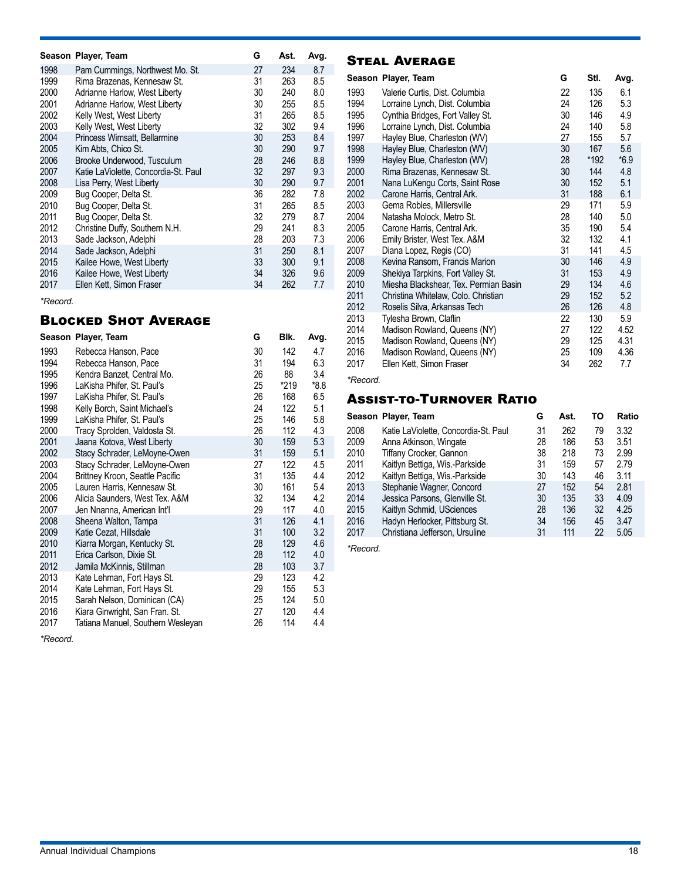| Season | Player, Team | G | Ast. | Avg. |
|---|---|---|---|---|
| 1998 | Pam Cummings, Northwest Mo. St. | 27 | 234 | 8.7 |
| 1999 | Rima Brazenas, Kennesaw St. | 31 | 263 | 8.5 |
| 2000 | Adrianne Harlow, West Liberty | 30 | 240 | 8.0 |
| 2001 | Adrianne Harlow, West Liberty | 30 | 255 | 8.5 |
| 2002 | Kelly West, West Liberty | 31 | 265 | 8.5 |
| 2003 | Kelly West, West Liberty | 32 | 302 | 9.4 |
| 2004 | Princess Wimsatt, Bellarmine | 30 | 253 | 8.4 |
| 2005 | Kim Abts, Chico St. | 30 | 290 | 9.7 |
| 2006 | Brooke Underwood, Tusculum | 28 | 246 | 8.8 |
| 2007 | Katie LaViolette, Concordia-St. Paul | 32 | 297 | 9.3 |
| 2008 | Lisa Perry, West Liberty | 30 | 290 | 9.7 |
| 2009 | Bug Cooper, Delta St. | 36 | 282 | 7.8 |
| 2010 | Bug Cooper, Delta St. | 31 | 265 | 8.5 |
| 2011 | Bug Cooper, Delta St. | 32 | 279 | 8.7 |
| 2012 | Christine Duffy, Southern N.H. | 29 | 241 | 8.3 |
| 2013 | Sade Jackson, Adelphi | 28 | 203 | 7.3 |
| 2014 | Sade Jackson, Adelphi | 31 | 250 | 8.1 |
| 2015 | Kailee Howe, West Liberty | 33 | 300 | 9.1 |
| 2016 | Kailee Howe, West Liberty | 34 | 326 | 9.6 |
| 2017 | Ellen Kett, Simon Fraser | 34 | 262 | 7.7 |

*Record.

## Blocked Shot Average

| Season | Player, Team | G | Blk. | Avg. |
|---|---|---|---|---|
| 1993 | Rebecca Hanson, Pace | 30 | 142 | 4.7 |
| 1994 | Rebecca Hanson, Pace | 31 | 194 | 6.3 |
| 1995 | Kendra Banzet, Central Mo. | 26 | 88 | 3.4 |
| 1996 | LaKisha Phifer, St. Paul's | 25 | *219 | *8.8 |
| 1997 | LaKisha Phifer, St. Paul's | 26 | 168 | 6.5 |
| 1998 | Kelly Borch, Saint Michael's | 24 | 122 | 5.1 |
| 1999 | LaKisha Phifer, St. Paul's | 25 | 146 | 5.8 |
| 2000 | Tracy Sprolden, Valdosta St. | 26 | 112 | 4.3 |
| 2001 | Jaana Kotova, West Liberty | 30 | 159 | 5.3 |
| 2002 | Stacy Schrader, LeMoyne-Owen | 31 | 159 | 5.1 |
| 2003 | Stacy Schrader, LeMoyne-Owen | 27 | 122 | 4.5 |
| 2004 | Brittney Kroon, Seattle Pacific | 31 | 135 | 4.4 |
| 2005 | Lauren Harris, Kennesaw St. | 30 | 161 | 5.4 |
| 2006 | Alicia Saunders, West Tex. A&M | 32 | 134 | 4.2 |
| 2007 | Jen Nnanna, American Int'l | 29 | 117 | 4.0 |
| 2008 | Sheena Walton, Tampa | 31 | 126 | 4.1 |
| 2009 | Katie Cezat, Hillsdale | 31 | 100 | 3.2 |
| 2010 | Kiarra Morgan, Kentucky St. | 28 | 129 | 4.6 |
| 2011 | Erica Carlson, Dixie St. | 28 | 112 | 4.0 |
| 2012 | Jamila McKinnis, Stillman | 28 | 103 | 3.7 |
| 2013 | Kate Lehman, Fort Hays St. | 29 | 123 | 4.2 |
| 2014 | Kate Lehman, Fort Hays St. | 29 | 155 | 5.3 |
| 2015 | Sarah Nelson, Dominican (CA) | 25 | 124 | 5.0 |
| 2016 | Kiara Ginwright, San Fran. St. | 27 | 120 | 4.4 |
| 2017 | Tatiana Manuel, Southern Wesleyan | 26 | 114 | 4.4 |

*Record.

## Steal Average

| Season | Player, Team | G | Stl. | Avg. |
|---|---|---|---|---|
| 1993 | Valerie Curtis, Dist. Columbia | 22 | 135 | 6.1 |
| 1994 | Lorraine Lynch, Dist. Columbia | 24 | 126 | 5.3 |
| 1995 | Cynthia Bridges, Fort Valley St. | 30 | 146 | 4.9 |
| 1996 | Lorraine Lynch, Dist. Columbia | 24 | 140 | 5.8 |
| 1997 | Hayley Blue, Charleston (WV) | 27 | 155 | 5.7 |
| 1998 | Hayley Blue, Charleston (WV) | 30 | 167 | 5.6 |
| 1999 | Hayley Blue, Charleston (WV) | 28 | *192 | *6.9 |
| 2000 | Rima Brazenas, Kennesaw St. | 30 | 144 | 4.8 |
| 2001 | Nana LuKengu Corts, Saint Rose | 30 | 152 | 5.1 |
| 2002 | Carone Harris, Central Ark. | 31 | 188 | 6.1 |
| 2003 | Gema Robles, Millersville | 29 | 171 | 5.9 |
| 2004 | Natasha Molock, Metro St. | 28 | 140 | 5.0 |
| 2005 | Carone Harris, Central Ark. | 35 | 190 | 5.4 |
| 2006 | Emily Brister, West Tex. A&M | 32 | 132 | 4.1 |
| 2007 | Diana Lopez, Regis (CO) | 31 | 141 | 4.5 |
| 2008 | Kevina Ransom, Francis Marion | 30 | 146 | 4.9 |
| 2009 | Shekiya Tarpkins, Fort Valley St. | 31 | 153 | 4.9 |
| 2010 | Miesha Blackshear, Tex. Permian Basin | 29 | 134 | 4.6 |
| 2011 | Christina Whitelaw, Colo. Christian | 29 | 152 | 5.2 |
| 2012 | Roselis Silva, Arkansas Tech | 26 | 126 | 4.8 |
| 2013 | Tylesha Brown, Claflin | 22 | 130 | 5.9 |
| 2014 | Madison Rowland, Queens (NY) | 27 | 122 | 4.52 |
| 2015 | Madison Rowland, Queens (NY) | 29 | 125 | 4.31 |
| 2016 | Madison Rowland, Queens (NY) | 25 | 109 | 4.36 |
| 2017 | Ellen Kett, Simon Fraser | 34 | 262 | 7.7 |

*Record.

## Assist-to-Turnover Ratio

| Season | Player, Team | G | Ast. | TO | Ratio |
|---|---|---|---|---|---|
| 2008 | Katie LaViolette, Concordia-St. Paul | 31 | 262 | 79 | 3.32 |
| 2009 | Anna Atkinson, Wingate | 28 | 186 | 53 | 3.51 |
| 2010 | Tiffany Crocker, Gannon | 38 | 218 | 73 | 2.99 |
| 2011 | Kaitlyn Bettiga, Wis.-Parkside | 31 | 159 | 57 | 2.79 |
| 2012 | Kaitlyn Bettiga, Wis.-Parkside | 30 | 143 | 46 | 3.11 |
| 2013 | Stephanie Wagner, Concord | 27 | 152 | 54 | 2.81 |
| 2014 | Jessica Parsons, Glenville St. | 30 | 135 | 33 | 4.09 |
| 2015 | Kaitlyn Schmid, USciences | 28 | 136 | 32 | 4.25 |
| 2016 | Hadyn Herlocker, Pittsburg St. | 34 | 156 | 45 | 3.47 |
| 2017 | Christiana Jefferson, Ursuline | 31 | 111 | 22 | 5.05 |

*Record.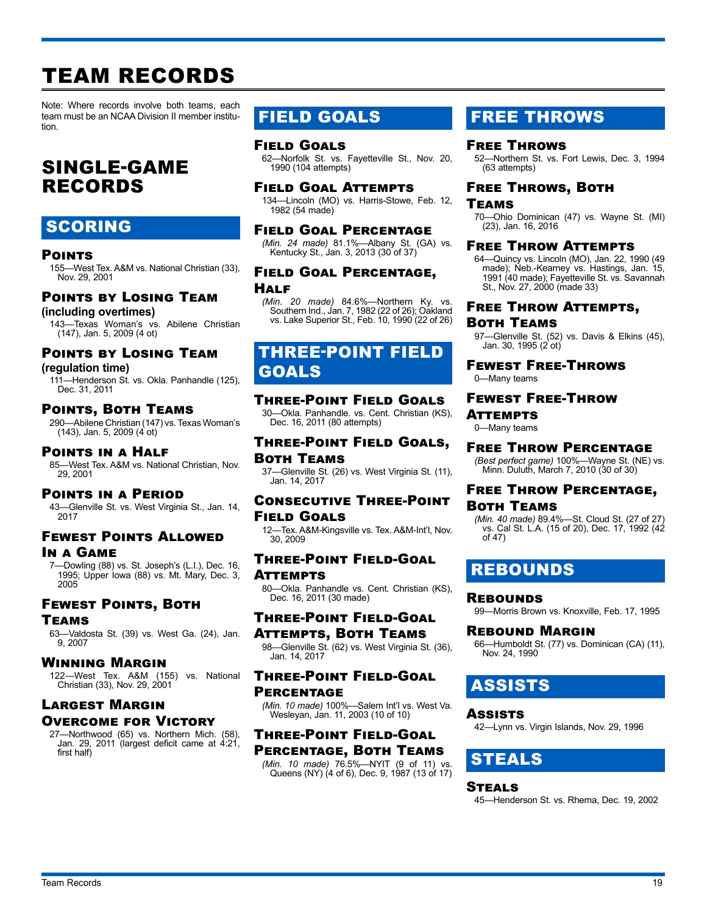# TEAM RECORDS

Note: Where records involve both teams, each team must be an NCAA Division II member institution.

## SINGLE-GAME RECORDS

## SCORING

### Points
155—West Tex. A&M vs. National Christian (33), Nov. 29, 2001

### Points by Losing Team (including overtimes)
143—Texas Woman's vs. Abilene Christian (147), Jan. 5, 2009 (4 ot)

### Points by Losing Team (regulation time)
111—Henderson St. vs. Okla. Panhandle (125), Dec. 31, 2011

### Points, Both Teams
290—Abilene Christian (147) vs. Texas Woman's (143), Jan. 5, 2009 (4 ot)

### Points in a Half
85—West Tex. A&M vs. National Christian, Nov. 29, 2001

### Points in a Period
43—Glenville St. vs. West Virginia St., Jan. 14, 2017

### Fewest Points Allowed In a Game
7—Dowling (88) vs. St. Joseph's (L.I.), Dec. 16, 1995; Upper Iowa (88) vs. Mt. Mary, Dec. 3, 2005

### Fewest Points, Both Teams
63—Valdosta St. (39) vs. West Ga. (24), Jan. 9, 2007

### Winning Margin
122—West Tex. A&M (155) vs. National Christian (33), Nov. 29, 2001

### Largest Margin Overcome for Victory
27—Northwood (65) vs. Northern Mich. (58), Jan. 29, 2011 (largest deficit came at 4:21, first half)

## FIELD GOALS

### Field Goals
62—Norfolk St. vs. Fayetteville St., Nov. 20, 1990 (104 attempts)

### Field Goal Attempts
134—Lincoln (MO) vs. Harris-Stowe, Feb. 12, 1982 (54 made)

### Field Goal Percentage
*(Min. 24 made)* 81.1%—Albany St. (GA) vs. Kentucky St., Jan. 3, 2013 (30 of 37)

### Field Goal Percentage, Half
*(Min. 20 made)* 84.6%—Northern Ky. vs. Southern Ind., Jan. 7, 1982 (22 of 26); Oakland vs. Lake Superior St., Feb. 10, 1990 (22 of 26)

## THREE-POINT FIELD GOALS

### Three-Point Field Goals
30—Okla. Panhandle. vs. Cent. Christian (KS), Dec. 16, 2011 (80 attempts)

### Three-Point Field Goals, Both Teams
37—Glenville St. (26) vs. West Virginia St. (11), Jan. 14, 2017

### Consecutive Three-Point Field Goals
12—Tex. A&M-Kingsville vs. Tex. A&M-Int'l, Nov. 30, 2009

### Three-Point Field-Goal Attempts
80—Okla. Panhandle vs. Cent. Christian (KS), Dec. 16, 2011 (30 made)

### Three-Point Field-Goal Attempts, Both Teams
98—Glenville St. (62) vs. West Virginia St. (36), Jan. 14, 2017

### Three-Point Field-Goal Percentage
*(Min. 10 made)* 100%—Salem Int'l vs. West Va. Wesleyan, Jan. 11, 2003 (10 of 10)

### Three-Point Field-Goal Percentage, Both Teams
*(Min. 10 made)* 76.5%—NYIT (9 of 11) vs. Queens (NY) (4 of 6), Dec. 9, 1987 (13 of 17)

## FREE THROWS

### Free Throws
52—Northern St. vs. Fort Lewis, Dec. 3, 1994 (63 attempts)

### Free Throws, Both Teams
70—Ohio Dominican (47) vs. Wayne St. (MI) (23), Jan. 16, 2016

### Free Throw Attempts
64—Quincy vs. Lincoln (MO), Jan. 22, 1990 (49 made); Neb.-Kearney vs. Hastings, Jan. 15, 1991 (40 made); Fayetteville St. vs. Savannah St., Nov. 27, 2000 (made 33)

### Free Throw Attempts, Both Teams
97—Glenville St. (52) vs. Davis & Elkins (45), Jan. 30, 1995 (2 ot)

### Fewest Free-Throws
0—Many teams

### Fewest Free-Throw Attempts
0—Many teams

### Free Throw Percentage
*(Best perfect game)* 100%—Wayne St. (NE) vs. Minn. Duluth, March 7, 2010 (30 of 30)

### Free Throw Percentage, Both Teams
*(Min. 40 made)* 89.4%—St. Cloud St. (27 of 27) vs. Cal St. L.A. (15 of 20), Dec. 17, 1992 (42 of 47)

## REBOUNDS

### Rebounds
99—Morris Brown vs. Knoxville, Feb. 17, 1995

### Rebound Margin
66—Humboldt St. (77) vs. Dominican (CA) (11), Nov. 24, 1990

## ASSISTS

### Assists
42—Lynn vs. Virgin Islands, Nov. 29, 1996

## STEALS

### Steals
45—Henderson St. vs. Rhema, Dec. 19, 2002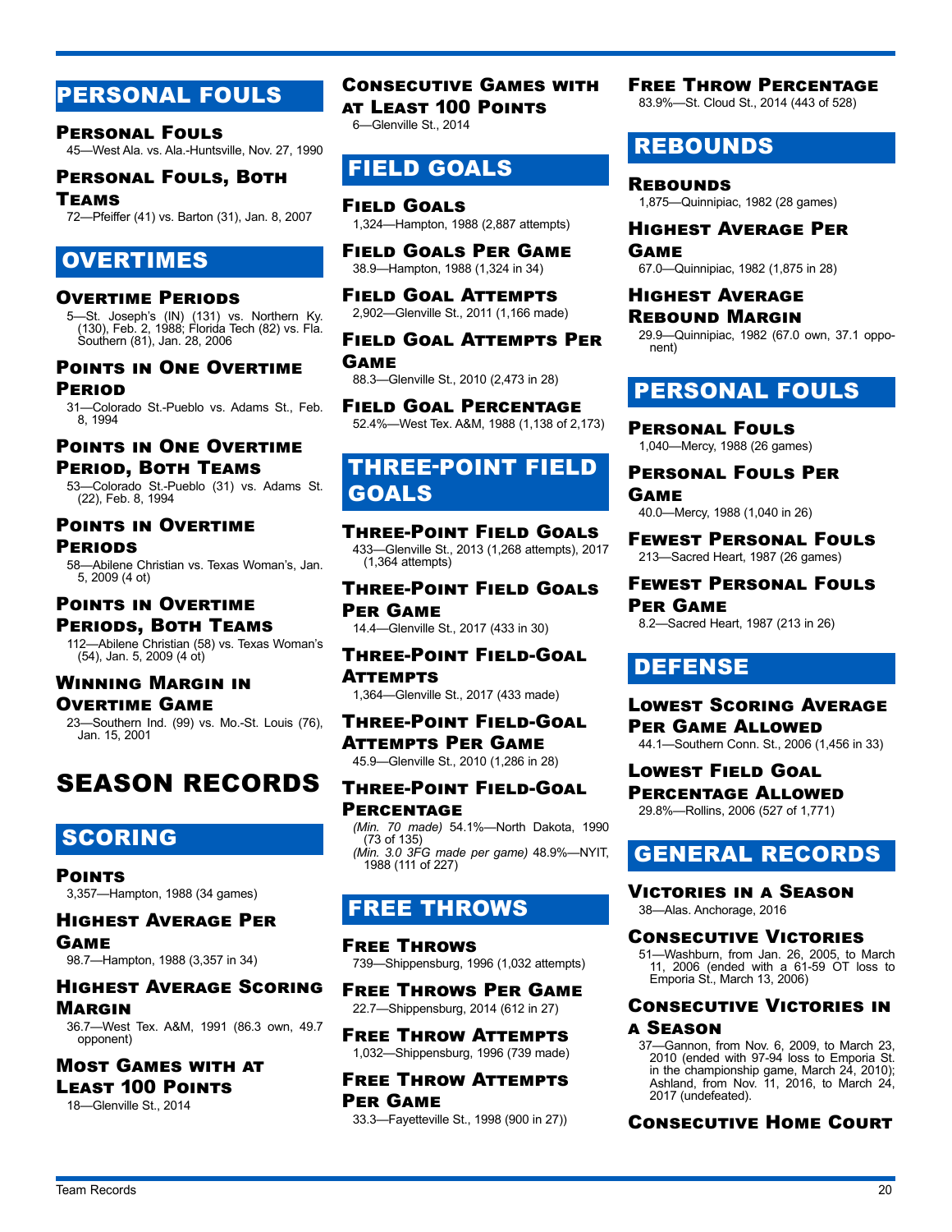## PERSONAL FOULS

### Personal Fouls
45—West Ala. vs. Ala.-Huntsville, Nov. 27, 1990

### Personal Fouls, Both Teams
72—Pfeiffer (41) vs. Barton (31), Jan. 8, 2007

## OVERTIMES

### Overtime Periods
5—St. Joseph's (IN) (131) vs. Northern Ky. (130), Feb. 2, 1988; Florida Tech (82) vs. Fla. Southern (81), Jan. 28, 2006

### Points in One Overtime Period
31—Colorado St.-Pueblo vs. Adams St., Feb. 8, 1994

### Points in One Overtime Period, Both Teams
53—Colorado St.-Pueblo (31) vs. Adams St. (22), Feb. 8, 1994

### Points in Overtime Periods
58—Abilene Christian vs. Texas Woman's, Jan. 5, 2009 (4 ot)

### Points in Overtime Periods, Both Teams
112—Abilene Christian (58) vs. Texas Woman's (54), Jan. 5, 2009 (4 ot)

### Winning Margin in Overtime Game
23—Southern Ind. (99) vs. Mo.-St. Louis (76), Jan. 15, 2001

# SEASON RECORDS

## SCORING

### Points
3,357—Hampton, 1988 (34 games)

### Highest Average Per Game
98.7—Hampton, 1988 (3,357 in 34)

### Highest Average Scoring Margin
36.7—West Tex. A&M, 1991 (86.3 own, 49.7 opponent)

### Most Games with at Least 100 Points
18—Glenville St., 2014

### Consecutive Games with at Least 100 Points
6—Glenville St., 2014

## FIELD GOALS

### Field Goals
1,324—Hampton, 1988 (2,887 attempts)

### Field Goals Per Game
38.9—Hampton, 1988 (1,324 in 34)

### Field Goal Attempts
2,902—Glenville St., 2011 (1,166 made)

### Field Goal Attempts Per Game
88.3—Glenville St., 2010 (2,473 in 28)

### Field Goal Percentage
52.4%—West Tex. A&M, 1988 (1,138 of 2,173)

## THREE-POINT FIELD GOALS

### Three-Point Field Goals
433—Glenville St., 2013 (1,268 attempts), 2017 (1,364 attempts)

### Three-Point Field Goals Per Game
14.4—Glenville St., 2017 (433 in 30)

### Three-Point Field-Goal Attempts
1,364—Glenville St., 2017 (433 made)

### Three-Point Field-Goal Attempts Per Game
45.9—Glenville St., 2010 (1,286 in 28)

### Three-Point Field-Goal Percentage
*(Min. 70 made)* 54.1%—North Dakota, 1990 (73 of 135)
*(Min. 3.0 3FG made per game)* 48.9%—NYIT, 1988 (111 of 227)

## FREE THROWS

### Free Throws
739—Shippensburg, 1996 (1,032 attempts)

### Free Throws Per Game
22.7—Shippensburg, 2014 (612 in 27)

### Free Throw Attempts
1,032—Shippensburg, 1996 (739 made)

### Free Throw Attempts Per Game
33.3—Fayetteville St., 1998 (900 in 27))

### Free Throw Percentage
83.9%—St. Cloud St., 2014 (443 of 528)

## REBOUNDS

### Rebounds
1,875—Quinnipiac, 1982 (28 games)

### Highest Average Per Game
67.0—Quinnipiac, 1982 (1,875 in 28)

### Highest Average Rebound Margin
29.9—Quinnipiac, 1982 (67.0 own, 37.1 opponent)

## PERSONAL FOULS

### Personal Fouls
1,040—Mercy, 1988 (26 games)

### Personal Fouls Per Game
40.0—Mercy, 1988 (1,040 in 26)

### Fewest Personal Fouls
213—Sacred Heart, 1987 (26 games)

### Fewest Personal Fouls Per Game
8.2—Sacred Heart, 1987 (213 in 26)

## DEFENSE

### Lowest Scoring Average Per Game Allowed
44.1—Southern Conn. St., 2006 (1,456 in 33)

### Lowest Field Goal Percentage Allowed
29.8%—Rollins, 2006 (527 of 1,771)

## GENERAL RECORDS

### Victories in a Season
38—Alas. Anchorage, 2016

### Consecutive Victories
51—Washburn, from Jan. 26, 2005, to March 11, 2006 (ended with a 61-59 OT loss to Emporia St., March 13, 2006)

### Consecutive Victories in a Season
37—Gannon, from Nov. 6, 2009, to March 23, 2010 (ended with 97-94 loss to Emporia St. in the championship game, March 24, 2010); Ashland, from Nov. 11, 2016, to March 24, 2017 (undefeated).

### Consecutive Home Court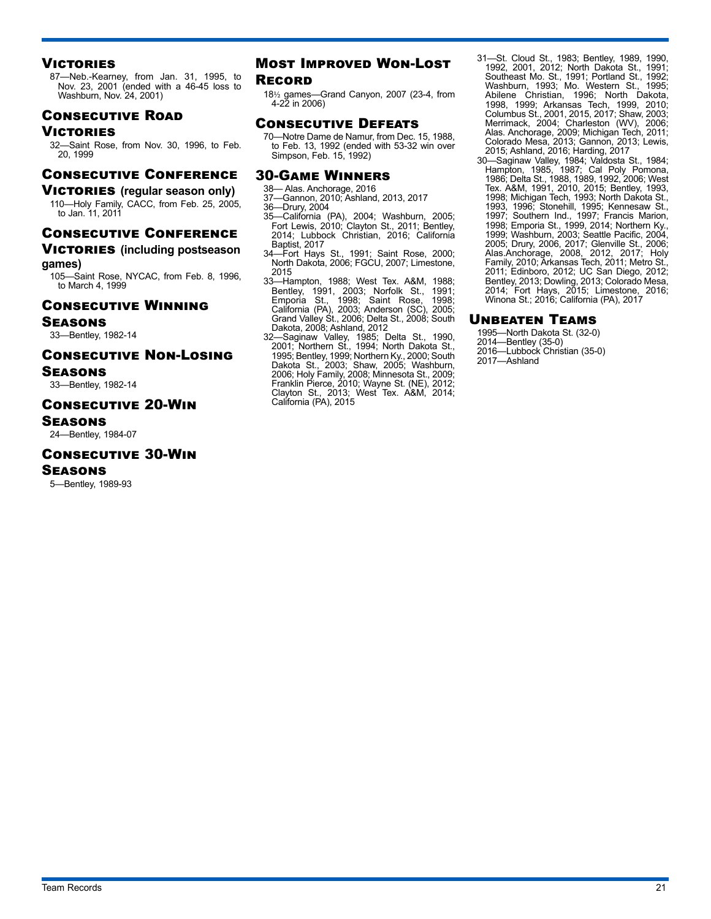### Victories

87—Neb.-Kearney, from Jan. 31, 1995, to Nov. 23, 2001 (ended with a 46-45 loss to Washburn, Nov. 24, 2001)

### Consecutive Road Victories

32—Saint Rose, from Nov. 30, 1996, to Feb. 20, 1999

### Consecutive Conference Victories (regular season only)

110—Holy Family, CACC, from Feb. 25, 2005, to Jan. 11, 2011

### Consecutive Conference Victories (including postseason games)

105—Saint Rose, NYCAC, from Feb. 8, 1996, to March 4, 1999

### Consecutive Winning Seasons

33—Bentley, 1982-14

### Consecutive Non-Losing Seasons

33—Bentley, 1982-14

### Consecutive 20-Win Seasons

24—Bentley, 1984-07

### Consecutive 30-Win Seasons

5—Bentley, 1989-93

### Most Improved Won-Lost Record

18½ games—Grand Canyon, 2007 (23-4, from 4-22 in 2006)

### Consecutive Defeats

70—Notre Dame de Namur, from Dec. 15, 1988, to Feb. 13, 1992 (ended with 53-32 win over Simpson, Feb. 15, 1992)

### 30-Game Winners

38— Alas. Anchorage, 2016
37—Gannon, 2010; Ashland, 2013, 2017
36—Drury, 2004
35—California (PA), 2004; Washburn, 2005; Fort Lewis, 2010; Clayton St., 2011; Bentley, 2014; Lubbock Christian, 2016; California Baptist, 2017
34—Fort Hays St., 1991; Saint Rose, 2000; North Dakota, 2006; FGCU, 2007; Limestone, 2015
33—Hampton, 1988; West Tex. A&M, 1988; Bentley, 1991, 2003; Norfolk St., 1991; Emporia St., 1998; Saint Rose, 1998; California (PA), 2003; Anderson (SC), 2005; Grand Valley St., 2006; Delta St., 2008; South Dakota, 2008; Ashland, 2012
32—Saginaw Valley, 1985; Delta St., 1990, 2001; Northern St., 1994; North Dakota St., 1995; Bentley, 1999; Northern Ky., 2000; South Dakota St., 2003; Shaw, 2005; Washburn, 2006; Holy Family, 2008; Minnesota St., 2009; Franklin Pierce, 2010; Wayne St. (NE), 2012; Clayton St., 2013; West Tex. A&M, 2014; California (PA), 2015
31—St. Cloud St., 1983; Bentley, 1989, 1990, 1992, 2001, 2012; North Dakota St., 1991; Southeast Mo. St., 1991; Portland St., 1992; Washburn, 1993; Mo. Western St., 1995; Abilene Christian, 1996; North Dakota, 1998, 1999; Arkansas Tech, 1999, 2010; Columbus St., 2001, 2015, 2017; Shaw, 2003; Merrimack, 2004; Charleston (WV), 2006; Alas. Anchorage, 2009; Michigan Tech, 2011; Colorado Mesa, 2013; Gannon, 2013; Lewis, 2015; Ashland, 2016; Harding, 2017
30—Saginaw Valley, 1984; Valdosta St., 1984; Hampton, 1985, 1987; Cal Poly Pomona, 1986; Delta St., 1988, 1989, 1992, 2006; West Tex. A&M, 1991, 2010, 2015; Bentley, 1993, 1998; Michigan Tech, 1993; North Dakota St., 1993, 1996; Stonehill, 1995; Kennesaw St., 1997; Southern Ind., 1997; Francis Marion, 1998; Emporia St., 1999, 2014; Northern Ky., 1999; Washburn, 2003; Seattle Pacific, 2004, 2005; Drury, 2006, 2017; Glenville St., 2006; Alas.Anchorage, 2008, 2012, 2017; Holy Family, 2010; Arkansas Tech, 2011; Metro St., 2011; Edinboro, 2012; UC San Diego, 2012; Bentley, 2013; Dowling, 2013; Colorado Mesa, 2014; Fort Hays, 2015; Limestone, 2016; Winona St.; 2016; California (PA), 2017

### Unbeaten Teams

1995—North Dakota St. (32-0)
2014—Bentley (35-0)
2016—Lubbock Christian (35-0)
2017—Ashland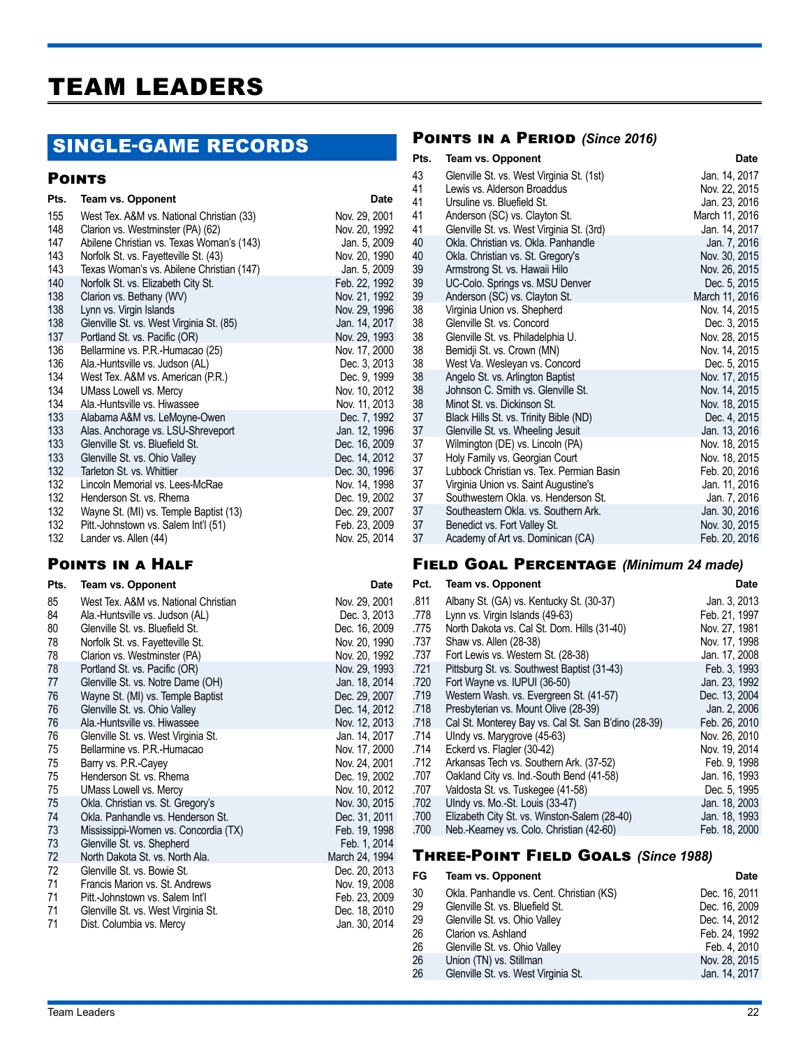# TEAM LEADERS

## SINGLE-GAME RECORDS

### Points

| Pts. | Team vs. Opponent | Date |
|---|---|---|
| 155 | West Tex. A&M vs. National Christian (33) | Nov. 29, 2001 |
| 148 | Clarion vs. Westminster (PA) (62) | Nov. 20, 1992 |
| 147 | Abilene Christian vs. Texas Woman's (143) | Jan. 5, 2009 |
| 143 | Norfolk St. vs. Fayetteville St. (43) | Nov. 20, 1990 |
| 143 | Texas Woman's vs. Abilene Christian (147) | Jan. 5, 2009 |
| 140 | Norfolk St. vs. Elizabeth City St. | Feb. 22, 1992 |
| 138 | Clarion vs. Bethany (WV) | Nov. 21, 1992 |
| 138 | Lynn vs. Virgin Islands | Nov. 29, 1996 |
| 138 | Glenville St. vs. West Virginia St. (85) | Jan. 14, 2017 |
| 137 | Portland St. vs. Pacific (OR) | Nov. 29, 1993 |
| 136 | Bellarmine vs. P.R.-Humacao (25) | Nov. 17, 2000 |
| 136 | Ala.-Huntsville vs. Judson (AL) | Dec. 3, 2013 |
| 134 | West Tex. A&M vs. American (P.R.) | Dec. 9, 1999 |
| 134 | UMass Lowell vs. Mercy | Nov. 10, 2012 |
| 134 | Ala.-Huntsville vs. Hiwassee | Nov. 11, 2013 |
| 133 | Alabama A&M vs. LeMoyne-Owen | Dec. 7, 1992 |
| 133 | Alas. Anchorage vs. LSU-Shreveport | Jan. 12, 1996 |
| 133 | Glenville St. vs. Bluefield St. | Dec. 16, 2009 |
| 133 | Glenville St. vs. Ohio Valley | Dec. 14, 2012 |
| 132 | Tarleton St. vs. Whittier | Dec. 30, 1996 |
| 132 | Lincoln Memorial vs. Lees-McRae | Nov. 14, 1998 |
| 132 | Henderson St. vs. Rhema | Dec. 19, 2002 |
| 132 | Wayne St. (MI) vs. Temple Baptist (13) | Dec. 29, 2007 |
| 132 | Pitt.-Johnstown vs. Salem Int'l (51) | Feb. 23, 2009 |
| 132 | Lander vs. Allen (44) | Nov. 25, 2014 |

### Points in a Half

| Pts. | Team vs. Opponent | Date |
|---|---|---|
| 85 | West Tex. A&M vs. National Christian | Nov. 29, 2001 |
| 84 | Ala.-Huntsville vs. Judson (AL) | Dec. 3, 2013 |
| 80 | Glenville St. vs. Bluefield St. | Dec. 16, 2009 |
| 78 | Norfolk St. vs. Fayetteville St. | Nov. 20, 1990 |
| 78 | Clarion vs. Westminster (PA) | Nov. 20, 1992 |
| 78 | Portland St. vs. Pacific (OR) | Nov. 29, 1993 |
| 77 | Glenville St. vs. Notre Dame (OH) | Jan. 18, 2014 |
| 76 | Wayne St. (MI) vs. Temple Baptist | Dec. 29, 2007 |
| 76 | Glenville St. vs. Ohio Valley | Dec. 14, 2012 |
| 76 | Ala.-Huntsville vs. Hiwassee | Nov. 12, 2013 |
| 76 | Glenville St. vs. West Virginia St. | Jan. 14, 2017 |
| 75 | Bellarmine vs. P.R.-Humacao | Nov. 17, 2000 |
| 75 | Barry vs. P.R.-Cayey | Nov. 24, 2001 |
| 75 | Henderson St. vs. Rhema | Dec. 19, 2002 |
| 75 | UMass Lowell vs. Mercy | Nov. 10, 2012 |
| 75 | Okla. Christian vs. St. Gregory's | Nov. 30, 2015 |
| 74 | Okla. Panhandle vs. Henderson St. | Dec. 31, 2011 |
| 73 | Mississippi-Women vs. Concordia (TX) | Feb. 19, 1998 |
| 73 | Glenville St. vs. Shepherd | Feb. 1, 2014 |
| 72 | North Dakota St. vs. North Ala. | March 24, 1994 |
| 72 | Glenville St. vs. Bowie St. | Dec. 20, 2013 |
| 71 | Francis Marion vs. St. Andrews | Nov. 19, 2008 |
| 71 | Pitt.-Johnstown vs. Salem Int'l | Feb. 23, 2009 |
| 71 | Glenville St. vs. West Virginia St. | Dec. 18, 2010 |
| 71 | Dist. Columbia vs. Mercy | Jan. 30, 2014 |

### Points in a Period *(Since 2016)*

| Pts. | Team vs. Opponent | Date |
|---|---|---|
| 43 | Glenville St. vs. West Virginia St. (1st) | Jan. 14, 2017 |
| 41 | Lewis vs. Alderson Broaddus | Nov. 22, 2015 |
| 41 | Ursuline vs. Bluefield St. | Jan. 23, 2016 |
| 41 | Anderson (SC) vs. Clayton St. | March 11, 2016 |
| 41 | Glenville St. vs. West Virginia St. (3rd) | Jan. 14, 2017 |
| 40 | Okla. Christian vs. Okla. Panhandle | Jan. 7, 2016 |
| 40 | Okla. Christian vs. St. Gregory's | Nov. 30, 2015 |
| 39 | Armstrong St. vs. Hawaii Hilo | Nov. 26, 2015 |
| 39 | UC-Colo. Springs vs. MSU Denver | Dec. 5, 2015 |
| 39 | Anderson (SC) vs. Clayton St. | March 11, 2016 |
| 38 | Virginia Union vs. Shepherd | Nov. 14, 2015 |
| 38 | Glenville St. vs. Concord | Dec. 3, 2015 |
| 38 | Glenville St. vs. Philadelphia U. | Nov. 28, 2015 |
| 38 | Bemidji St. vs. Crown (MN) | Nov. 14, 2015 |
| 38 | West Va. Wesleyan vs. Concord | Dec. 5, 2015 |
| 38 | Angelo St. vs. Arlington Baptist | Nov. 17, 2015 |
| 38 | Johnson C. Smith vs. Glenville St. | Nov. 14, 2015 |
| 38 | Minot St. vs. Dickinson St. | Nov. 18, 2015 |
| 37 | Black Hills St. vs. Trinity Bible (ND) | Dec. 4, 2015 |
| 37 | Glenville St. vs. Wheeling Jesuit | Jan. 13, 2016 |
| 37 | Wilmington (DE) vs. Lincoln (PA) | Nov. 18, 2015 |
| 37 | Holy Family vs. Georgian Court | Nov. 18, 2015 |
| 37 | Lubbock Christian vs. Tex. Permian Basin | Feb. 20, 2016 |
| 37 | Virginia Union vs. Saint Augustine's | Jan. 11, 2016 |
| 37 | Southwestern Okla. vs. Henderson St. | Jan. 7, 2016 |
| 37 | Southeastern Okla. vs. Southern Ark. | Jan. 30, 2016 |
| 37 | Benedict vs. Fort Valley St. | Nov. 30, 2015 |
| 37 | Academy of Art vs. Dominican (CA) | Feb. 20, 2016 |

### Field Goal Percentage *(Minimum 24 made)*

| Pct. | Team vs. Opponent | Date |
|---|---|---|
| .811 | Albany St. (GA) vs. Kentucky St. (30-37) | Jan. 3, 2013 |
| .778 | Lynn vs. Virgin Islands (49-63) | Feb. 21, 1997 |
| .775 | North Dakota vs. Cal St. Dom. Hills (31-40) | Nov. 27, 1981 |
| .737 | Shaw vs. Allen (28-38) | Nov. 17, 1998 |
| .737 | Fort Lewis vs. Western St. (28-38) | Jan. 17, 2008 |
| .721 | Pittsburg St. vs. Southwest Baptist (31-43) | Feb. 3, 1993 |
| .720 | Fort Wayne vs. IUPUI (36-50) | Jan. 23, 1992 |
| .719 | Western Wash. vs. Evergreen St. (41-57) | Dec. 13, 2004 |
| .718 | Presbyterian vs. Mount Olive (28-39) | Jan. 2, 2006 |
| .718 | Cal St. Monterey Bay vs. Cal St. San B'dino (28-39) | Feb. 26, 2010 |
| .714 | UIndy vs. Marygrove (45-63) | Nov. 26, 2010 |
| .714 | Eckerd vs. Flagler (30-42) | Nov. 19, 2014 |
| .712 | Arkansas Tech vs. Southern Ark. (37-52) | Feb. 9, 1998 |
| .707 | Oakland City vs. Ind.-South Bend (41-58) | Jan. 16, 1993 |
| .707 | Valdosta St. vs. Tuskegee (41-58) | Dec. 5, 1995 |
| .702 | UIndy vs. Mo.-St. Louis (33-47) | Jan. 18, 2003 |
| .700 | Elizabeth City St. vs. Winston-Salem (28-40) | Jan. 18, 1993 |
| .700 | Neb.-Kearney vs. Colo. Christian (42-60) | Feb. 18, 2000 |

### Three-Point Field Goals *(Since 1988)*

| FG | Team vs. Opponent | Date |
|---|---|---|
| 30 | Okla. Panhandle vs. Cent. Christian (KS) | Dec. 16, 2011 |
| 29 | Glenville St. vs. Bluefield St. | Dec. 16, 2009 |
| 29 | Glenville St. vs. Ohio Valley | Dec. 14, 2012 |
| 26 | Clarion vs. Ashland | Feb. 24, 1992 |
| 26 | Glenville St. vs. Ohio Valley | Feb. 4, 2010 |
| 26 | Union (TN) vs. Stillman | Nov. 28, 2015 |
| 26 | Glenville St. vs. West Virginia St. | Jan. 14, 2017 |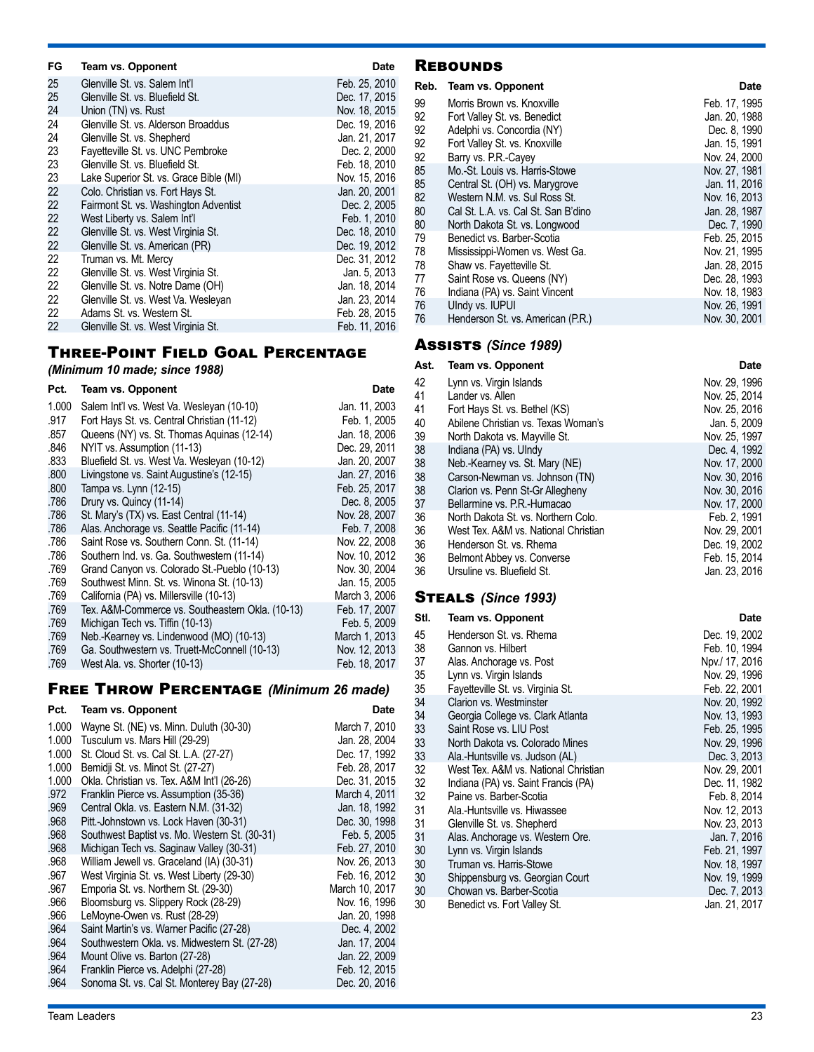| FG | Team vs. Opponent | Date |
|---|---|---|
| 25 | Glenville St. vs. Salem Int'l | Feb. 25, 2010 |
| 25 | Glenville St. vs. Bluefield St. | Dec. 17, 2015 |
| 24 | Union (TN) vs. Rust | Nov. 18, 2015 |
| 24 | Glenville St. vs. Alderson Broaddus | Dec. 19, 2016 |
| 24 | Glenville St. vs. Shepherd | Jan. 21, 2017 |
| 23 | Fayetteville St. vs. UNC Pembroke | Dec. 2, 2000 |
| 23 | Glenville St. vs. Bluefield St. | Feb. 18, 2010 |
| 23 | Lake Superior St. vs. Grace Bible (MI) | Nov. 15, 2016 |
| 22 | Colo. Christian vs. Fort Hays St. | Jan. 20, 2001 |
| 22 | Fairmont St. vs. Washington Adventist | Dec. 2, 2005 |
| 22 | West Liberty vs. Salem Int'l | Feb. 1, 2010 |
| 22 | Glenville St. vs. West Virginia St. | Dec. 18, 2010 |
| 22 | Glenville St. vs. American (PR) | Dec. 19, 2012 |
| 22 | Truman vs. Mt. Mercy | Dec. 31, 2012 |
| 22 | Glenville St. vs. West Virginia St. | Jan. 5, 2013 |
| 22 | Glenville St. vs. Notre Dame (OH) | Jan. 18, 2014 |
| 22 | Glenville St. vs. West Va. Wesleyan | Jan. 23, 2014 |
| 22 | Adams St. vs. Western St. | Feb. 28, 2015 |
| 22 | Glenville St. vs. West Virginia St. | Feb. 11, 2016 |

## Three-Point Field Goal Percentage

***(Minimum 10 made; since 1988)***

| Pct. | Team vs. Opponent | Date |
|---|---|---|
| 1.000 | Salem Int'l vs. West Va. Wesleyan (10-10) | Jan. 11, 2003 |
| .917 | Fort Hays St. vs. Central Christian (11-12) | Feb. 1, 2005 |
| .857 | Queens (NY) vs. St. Thomas Aquinas (12-14) | Jan. 18, 2006 |
| .846 | NYIT vs. Assumption (11-13) | Dec. 29, 2011 |
| .833 | Bluefield St. vs. West Va. Wesleyan (10-12) | Jan. 20, 2007 |
| .800 | Livingstone vs. Saint Augustine's (12-15) | Jan. 27, 2016 |
| .800 | Tampa vs. Lynn (12-15) | Feb. 25, 2017 |
| .786 | Drury vs. Quincy (11-14) | Dec. 8, 2005 |
| .786 | St. Mary's (TX) vs. East Central (11-14) | Nov. 28, 2007 |
| .786 | Alas. Anchorage vs. Seattle Pacific (11-14) | Feb. 7, 2008 |
| .786 | Saint Rose vs. Southern Conn. St. (11-14) | Nov. 22, 2008 |
| .786 | Southern Ind. vs. Ga. Southwestern (11-14) | Nov. 10, 2012 |
| .769 | Grand Canyon vs. Colorado St.-Pueblo (10-13) | Nov. 30, 2004 |
| .769 | Southwest Minn. St. vs. Winona St. (10-13) | Jan. 15, 2005 |
| .769 | California (PA) vs. Millersville (10-13) | March 3, 2006 |
| .769 | Tex. A&M-Commerce vs. Southeastern Okla. (10-13) | Feb. 17, 2007 |
| .769 | Michigan Tech vs. Tiffin (10-13) | Feb. 5, 2009 |
| .769 | Neb.-Kearney vs. Lindenwood (MO) (10-13) | March 1, 2013 |
| .769 | Ga. Southwestern vs. Truett-McConnell (10-13) | Nov. 12, 2013 |
| .769 | West Ala. vs. Shorter (10-13) | Feb. 18, 2017 |

## Free Throw Percentage *(Minimum 26 made)*

| Pct. | Team vs. Opponent | Date |
|---|---|---|
| 1.000 | Wayne St. (NE) vs. Minn. Duluth (30-30) | March 7, 2010 |
| 1.000 | Tusculum vs. Mars Hill (29-29) | Jan. 28, 2004 |
| 1.000 | St. Cloud St. vs. Cal St. L.A. (27-27) | Dec. 17, 1992 |
| 1.000 | Bemidji St. vs. Minot St. (27-27) | Feb. 28, 2017 |
| 1.000 | Okla. Christian vs. Tex. A&M Int'l (26-26) | Dec. 31, 2015 |
| .972 | Franklin Pierce vs. Assumption (35-36) | March 4, 2011 |
| .969 | Central Okla. vs. Eastern N.M. (31-32) | Jan. 18, 1992 |
| .968 | Pitt.-Johnstown vs. Lock Haven (30-31) | Dec. 30, 1998 |
| .968 | Southwest Baptist vs. Mo. Western St. (30-31) | Feb. 5, 2005 |
| .968 | Michigan Tech vs. Saginaw Valley (30-31) | Feb. 27, 2010 |
| .968 | William Jewell vs. Graceland (IA) (30-31) | Nov. 26, 2013 |
| .967 | West Virginia St. vs. West Liberty (29-30) | Feb. 16, 2012 |
| .967 | Emporia St. vs. Northern St. (29-30) | March 10, 2017 |
| .966 | Bloomsburg vs. Slippery Rock (28-29) | Nov. 16, 1996 |
| .966 | LeMoyne-Owen vs. Rust (28-29) | Jan. 20, 1998 |
| .964 | Saint Martin's vs. Warner Pacific (27-28) | Dec. 4, 2002 |
| .964 | Southwestern Okla. vs. Midwestern St. (27-28) | Jan. 17, 2004 |
| .964 | Mount Olive vs. Barton (27-28) | Jan. 22, 2009 |
| .964 | Franklin Pierce vs. Adelphi (27-28) | Feb. 12, 2015 |
| .964 | Sonoma St. vs. Cal St. Monterey Bay (27-28) | Dec. 20, 2016 |

## Rebounds

| Reb. | Team vs. Opponent | Date |
|---|---|---|
| 99 | Morris Brown vs. Knoxville | Feb. 17, 1995 |
| 92 | Fort Valley St. vs. Benedict | Jan. 20, 1988 |
| 92 | Adelphi vs. Concordia (NY) | Dec. 8, 1990 |
| 92 | Fort Valley St. vs. Knoxville | Jan. 15, 1991 |
| 92 | Barry vs. P.R.-Cayey | Nov. 24, 2000 |
| 85 | Mo.-St. Louis vs. Harris-Stowe | Nov. 27, 1981 |
| 85 | Central St. (OH) vs. Marygrove | Jan. 11, 2016 |
| 82 | Western N.M. vs. Sul Ross St. | Nov. 16, 2013 |
| 80 | Cal St. L.A. vs. Cal St. San B'dino | Jan. 28, 1987 |
| 80 | North Dakota St. vs. Longwood | Dec. 7, 1990 |
| 79 | Benedict vs. Barber-Scotia | Feb. 25, 2015 |
| 78 | Mississippi-Women vs. West Ga. | Nov. 21, 1995 |
| 78 | Shaw vs. Fayetteville St. | Jan. 28, 2015 |
| 77 | Saint Rose vs. Queens (NY) | Dec. 28, 1993 |
| 76 | Indiana (PA) vs. Saint Vincent | Nov. 18, 1983 |
| 76 | UIndy vs. IUPUI | Nov. 26, 1991 |
| 76 | Henderson St. vs. American (P.R.) | Nov. 30, 2001 |

## Assists *(Since 1989)*

| Ast. | Team vs. Opponent | Date |
|---|---|---|
| 42 | Lynn vs. Virgin Islands | Nov. 29, 1996 |
| 41 | Lander vs. Allen | Nov. 25, 2014 |
| 41 | Fort Hays St. vs. Bethel (KS) | Nov. 25, 2016 |
| 40 | Abilene Christian vs. Texas Woman's | Jan. 5, 2009 |
| 39 | North Dakota vs. Mayville St. | Nov. 25, 1997 |
| 38 | Indiana (PA) vs. UIndy | Dec. 4, 1992 |
| 38 | Neb.-Kearney vs. St. Mary (NE) | Nov. 17, 2000 |
| 38 | Carson-Newman vs. Johnson (TN) | Nov. 30, 2016 |
| 38 | Clarion vs. Penn St-Gr Allegheny | Nov. 30, 2016 |
| 37 | Bellarmine vs. P.R.-Humacao | Nov. 17, 2000 |
| 36 | North Dakota St. vs. Northern Colo. | Feb. 2, 1991 |
| 36 | West Tex. A&M vs. National Christian | Nov. 29, 2001 |
| 36 | Henderson St. vs. Rhema | Dec. 19, 2002 |
| 36 | Belmont Abbey vs. Converse | Feb. 15, 2014 |
| 36 | Ursuline vs. Bluefield St. | Jan. 23, 2016 |

## Steals *(Since 1993)*

| Stl. | Team vs. Opponent | Date |
|---|---|---|
| 45 | Henderson St. vs. Rhema | Dec. 19, 2002 |
| 38 | Gannon vs. Hilbert | Feb. 10, 1994 |
| 37 | Alas. Anchorage vs. Post | Npv./ 17, 2016 |
| 35 | Lynn vs. Virgin Islands | Nov. 29, 1996 |
| 35 | Fayetteville St. vs. Virginia St. | Feb. 22, 2001 |
| 34 | Clarion vs. Westminster | Nov. 20, 1992 |
| 34 | Georgia College vs. Clark Atlanta | Nov. 13, 1993 |
| 33 | Saint Rose vs. LIU Post | Feb. 25, 1995 |
| 33 | North Dakota vs. Colorado Mines | Nov. 29, 1996 |
| 33 | Ala.-Huntsville vs. Judson (AL) | Dec. 3, 2013 |
| 32 | West Tex. A&M vs. National Christian | Nov. 29, 2001 |
| 32 | Indiana (PA) vs. Saint Francis (PA) | Dec. 11, 1982 |
| 32 | Paine vs. Barber-Scotia | Feb. 8, 2014 |
| 31 | Ala.-Huntsville vs. Hiwassee | Nov. 12, 2013 |
| 31 | Glenville St. vs. Shepherd | Nov. 23, 2013 |
| 31 | Alas. Anchorage vs. Western Ore. | Jan. 7, 2016 |
| 30 | Lynn vs. Virgin Islands | Feb. 21, 1997 |
| 30 | Truman vs. Harris-Stowe | Nov. 18, 1997 |
| 30 | Shippensburg vs. Georgian Court | Nov. 19, 1999 |
| 30 | Chowan vs. Barber-Scotia | Dec. 7, 2013 |
| 30 | Benedict vs. Fort Valley St. | Jan. 21, 2017 |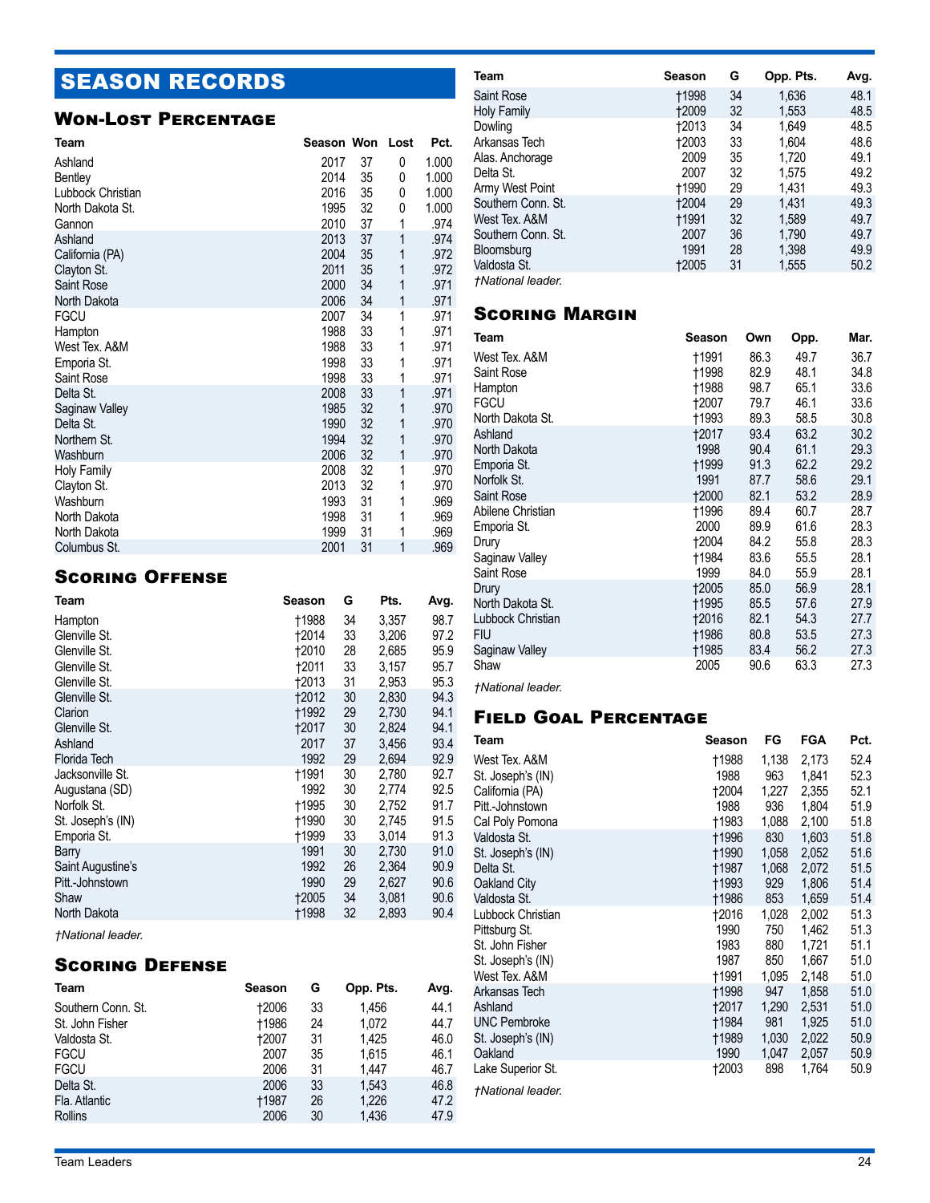# SEASON RECORDS

## Won-Lost Percentage

| Team | Season | Won | Lost | Pct. |
|---|---|---|---|---|
| Ashland | 2017 | 37 | 0 | 1.000 |
| Bentley | 2014 | 35 | 0 | 1.000 |
| Lubbock Christian | 2016 | 35 | 0 | 1.000 |
| North Dakota St. | 1995 | 32 | 0 | 1.000 |
| Gannon | 2010 | 37 | 1 | .974 |
| Ashland | 2013 | 37 | 1 | .974 |
| California (PA) | 2004 | 35 | 1 | .972 |
| Clayton St. | 2011 | 35 | 1 | .972 |
| Saint Rose | 2000 | 34 | 1 | .971 |
| North Dakota | 2006 | 34 | 1 | .971 |
| FGCU | 2007 | 34 | 1 | .971 |
| Hampton | 1988 | 33 | 1 | .971 |
| West Tex. A&M | 1988 | 33 | 1 | .971 |
| Emporia St. | 1998 | 33 | 1 | .971 |
| Saint Rose | 1998 | 33 | 1 | .971 |
| Delta St. | 2008 | 33 | 1 | .971 |
| Saginaw Valley | 1985 | 32 | 1 | .970 |
| Delta St. | 1990 | 32 | 1 | .970 |
| Northern St. | 1994 | 32 | 1 | .970 |
| Washburn | 2006 | 32 | 1 | .970 |
| Holy Family | 2008 | 32 | 1 | .970 |
| Clayton St. | 2013 | 32 | 1 | .970 |
| Washburn | 1993 | 31 | 1 | .969 |
| North Dakota | 1998 | 31 | 1 | .969 |
| North Dakota | 1999 | 31 | 1 | .969 |
| Columbus St. | 2001 | 31 | 1 | .969 |

## Scoring Offense

| Team | Season | G | Pts. | Avg. |
|---|---|---|---|---|
| Hampton | †1988 | 34 | 3,357 | 98.7 |
| Glenville St. | †2014 | 33 | 3,206 | 97.2 |
| Glenville St. | †2010 | 28 | 2,685 | 95.9 |
| Glenville St. | †2011 | 33 | 3,157 | 95.7 |
| Glenville St. | †2013 | 31 | 2,953 | 95.3 |
| Glenville St. | †2012 | 30 | 2,830 | 94.3 |
| Clarion | †1992 | 29 | 2,730 | 94.1 |
| Glenville St. | †2017 | 30 | 2,824 | 94.1 |
| Ashland | 2017 | 37 | 3,456 | 93.4 |
| Florida Tech | 1992 | 29 | 2,694 | 92.9 |
| Jacksonville St. | †1991 | 30 | 2,780 | 92.7 |
| Augustana (SD) | 1992 | 30 | 2,774 | 92.5 |
| Norfolk St. | †1995 | 30 | 2,752 | 91.7 |
| St. Joseph's (IN) | †1990 | 30 | 2,745 | 91.5 |
| Emporia St. | †1999 | 33 | 3,014 | 91.3 |
| Barry | 1991 | 30 | 2,730 | 91.0 |
| Saint Augustine's | 1992 | 26 | 2,364 | 90.9 |
| Pitt.-Johnstown | 1990 | 29 | 2,627 | 90.6 |
| Shaw | †2005 | 34 | 3,081 | 90.6 |
| North Dakota | †1998 | 32 | 2,893 | 90.4 |

*†National leader.*

## Scoring Defense

| Team | Season | G | Opp. Pts. | Avg. |
|---|---|---|---|---|
| Southern Conn. St. | †2006 | 33 | 1,456 | 44.1 |
| St. John Fisher | †1986 | 24 | 1,072 | 44.7 |
| Valdosta St. | †2007 | 31 | 1,425 | 46.0 |
| FGCU | 2007 | 35 | 1,615 | 46.1 |
| FGCU | 2006 | 31 | 1,447 | 46.7 |
| Delta St. | 2006 | 33 | 1,543 | 46.8 |
| Fla. Atlantic | †1987 | 26 | 1,226 | 47.2 |
| Rollins | 2006 | 30 | 1,436 | 47.9 |
| Saint Rose | †1998 | 34 | 1,636 | 48.1 |
| Holy Family | †2009 | 32 | 1,553 | 48.5 |
| Dowling | †2013 | 34 | 1,649 | 48.5 |
| Arkansas Tech | †2003 | 33 | 1,604 | 48.6 |
| Alas. Anchorage | 2009 | 35 | 1,720 | 49.1 |
| Delta St. | 2007 | 32 | 1,575 | 49.2 |
| Army West Point | †1990 | 29 | 1,431 | 49.3 |
| Southern Conn. St. | †2004 | 29 | 1,431 | 49.3 |
| West Tex. A&M | †1991 | 32 | 1,589 | 49.7 |
| Southern Conn. St. | 2007 | 36 | 1,790 | 49.7 |
| Bloomsburg | 1991 | 28 | 1,398 | 49.9 |
| Valdosta St. | †2005 | 31 | 1,555 | 50.2 |

*†National leader.*

## Scoring Margin

| Team | Season | Own | Opp. | Mar. |
|---|---|---|---|---|
| West Tex. A&M | †1991 | 86.3 | 49.7 | 36.7 |
| Saint Rose | †1998 | 82.9 | 48.1 | 34.8 |
| Hampton | †1988 | 98.7 | 65.1 | 33.6 |
| FGCU | †2007 | 79.7 | 46.1 | 33.6 |
| North Dakota St. | †1993 | 89.3 | 58.5 | 30.8 |
| Ashland | †2017 | 93.4 | 63.2 | 30.2 |
| North Dakota | 1998 | 90.4 | 61.1 | 29.3 |
| Emporia St. | †1999 | 91.3 | 62.2 | 29.2 |
| Norfolk St. | 1991 | 87.7 | 58.6 | 29.1 |
| Saint Rose | †2000 | 82.1 | 53.2 | 28.9 |
| Abilene Christian | †1996 | 89.4 | 60.7 | 28.7 |
| Emporia St. | 2000 | 89.9 | 61.6 | 28.3 |
| Drury | †2004 | 84.2 | 55.8 | 28.3 |
| Saginaw Valley | †1984 | 83.6 | 55.5 | 28.1 |
| Saint Rose | 1999 | 84.0 | 55.9 | 28.1 |
| Drury | †2005 | 85.0 | 56.9 | 28.1 |
| North Dakota St. | †1995 | 85.5 | 57.6 | 27.9 |
| Lubbock Christian | †2016 | 82.1 | 54.3 | 27.7 |
| FIU | †1986 | 80.8 | 53.5 | 27.3 |
| Saginaw Valley | †1985 | 83.4 | 56.2 | 27.3 |
| Shaw | 2005 | 90.6 | 63.3 | 27.3 |

*†National leader.*

## Field Goal Percentage

| Team | Season | FG | FGA | Pct. |
|---|---|---|---|---|
| West Tex. A&M | †1988 | 1,138 | 2,173 | 52.4 |
| St. Joseph's (IN) | 1988 | 963 | 1,841 | 52.3 |
| California (PA) | †2004 | 1,227 | 2,355 | 52.1 |
| Pitt.-Johnstown | 1988 | 936 | 1,804 | 51.9 |
| Cal Poly Pomona | †1983 | 1,088 | 2,100 | 51.8 |
| Valdosta St. | †1996 | 830 | 1,603 | 51.8 |
| St. Joseph's (IN) | †1990 | 1,058 | 2,052 | 51.6 |
| Delta St. | †1987 | 1,068 | 2,072 | 51.5 |
| Oakland City | †1993 | 929 | 1,806 | 51.4 |
| Valdosta St. | †1986 | 853 | 1,659 | 51.4 |
| Lubbock Christian | †2016 | 1,028 | 2,002 | 51.3 |
| Pittsburg St. | 1990 | 750 | 1,462 | 51.3 |
| St. John Fisher | 1983 | 880 | 1,721 | 51.1 |
| St. Joseph's (IN) | 1987 | 850 | 1,667 | 51.0 |
| West Tex. A&M | †1991 | 1,095 | 2,148 | 51.0 |
| Arkansas Tech | †1998 | 947 | 1,858 | 51.0 |
| Ashland | †2017 | 1,290 | 2,531 | 51.0 |
| UNC Pembroke | †1984 | 981 | 1,925 | 51.0 |
| St. Joseph's (IN) | †1989 | 1,030 | 2,022 | 50.9 |
| Oakland | 1990 | 1,047 | 2,057 | 50.9 |
| Lake Superior St. | †2003 | 898 | 1,764 | 50.9 |

*†National leader.*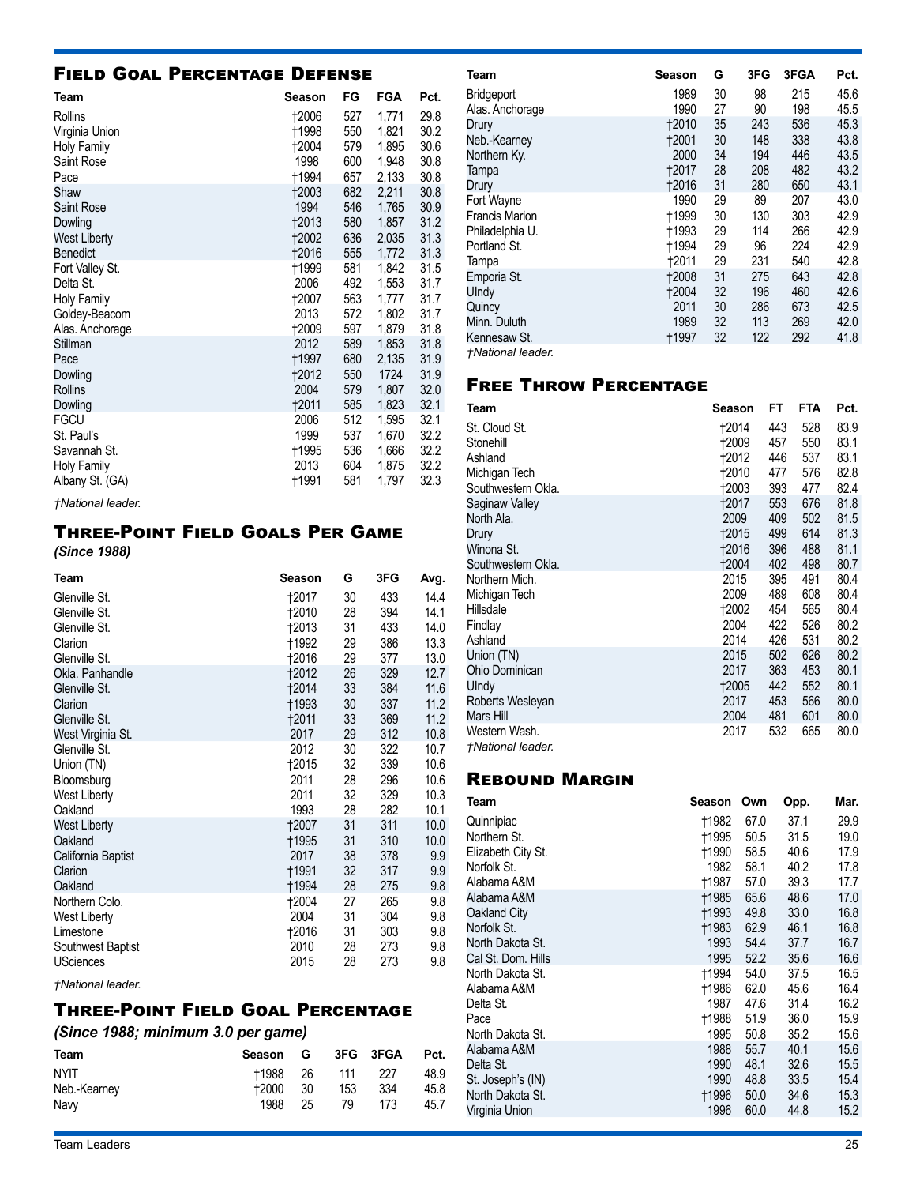## Field Goal Percentage Defense

| Team | Season | FG | FGA | Pct. |
|---|---|---|---|---|
| Rollins | †2006 | 527 | 1,771 | 29.8 |
| Virginia Union | †1998 | 550 | 1,821 | 30.2 |
| Holy Family | †2004 | 579 | 1,895 | 30.6 |
| Saint Rose | 1998 | 600 | 1,948 | 30.8 |
| Pace | †1994 | 657 | 2,133 | 30.8 |
| Shaw | †2003 | 682 | 2,211 | 30.8 |
| Saint Rose | 1994 | 546 | 1,765 | 30.9 |
| Dowling | †2013 | 580 | 1,857 | 31.2 |
| West Liberty | †2002 | 636 | 2,035 | 31.3 |
| Benedict | †2016 | 555 | 1,772 | 31.3 |
| Fort Valley St. | †1999 | 581 | 1,842 | 31.5 |
| Delta St. | 2006 | 492 | 1,553 | 31.7 |
| Holy Family | †2007 | 563 | 1,777 | 31.7 |
| Goldey-Beacom | 2013 | 572 | 1,802 | 31.7 |
| Alas. Anchorage | †2009 | 597 | 1,879 | 31.8 |
| Stillman | 2012 | 589 | 1,853 | 31.8 |
| Pace | †1997 | 680 | 2,135 | 31.9 |
| Dowling | †2012 | 550 | 1724 | 31.9 |
| Rollins | 2004 | 579 | 1,807 | 32.0 |
| Dowling | †2011 | 585 | 1,823 | 32.1 |
| FGCU | 2006 | 512 | 1,595 | 32.1 |
| St. Paul's | 1999 | 537 | 1,670 | 32.2 |
| Savannah St. | †1995 | 536 | 1,666 | 32.2 |
| Holy Family | 2013 | 604 | 1,875 | 32.2 |
| Albany St. (GA) | †1991 | 581 | 1,797 | 32.3 |

*†National leader.*

## Three-Point Field Goals Per Game

***(Since 1988)***

| Team | Season | G | 3FG | Avg. |
|---|---|---|---|---|
| Glenville St. | †2017 | 30 | 433 | 14.4 |
| Glenville St. | †2010 | 28 | 394 | 14.1 |
| Glenville St. | †2013 | 31 | 433 | 14.0 |
| Clarion | †1992 | 29 | 386 | 13.3 |
| Glenville St. | †2016 | 29 | 377 | 13.0 |
| Okla. Panhandle | †2012 | 26 | 329 | 12.7 |
| Glenville St. | †2014 | 33 | 384 | 11.6 |
| Clarion | †1993 | 30 | 337 | 11.2 |
| Glenville St. | †2011 | 33 | 369 | 11.2 |
| West Virginia St. | 2017 | 29 | 312 | 10.8 |
| Glenville St. | 2012 | 30 | 322 | 10.7 |
| Union (TN) | †2015 | 32 | 339 | 10.6 |
| Bloomsburg | 2011 | 28 | 296 | 10.6 |
| West Liberty | 2011 | 32 | 329 | 10.3 |
| Oakland | 1993 | 28 | 282 | 10.1 |
| West Liberty | †2007 | 31 | 311 | 10.0 |
| Oakland | †1995 | 31 | 310 | 10.0 |
| California Baptist | 2017 | 38 | 378 | 9.9 |
| Clarion | †1991 | 32 | 317 | 9.9 |
| Oakland | †1994 | 28 | 275 | 9.8 |
| Northern Colo. | †2004 | 27 | 265 | 9.8 |
| West Liberty | 2004 | 31 | 304 | 9.8 |
| Limestone | †2016 | 31 | 303 | 9.8 |
| Southwest Baptist | 2010 | 28 | 273 | 9.8 |
| USciences | 2015 | 28 | 273 | 9.8 |

*†National leader.*

## Three-Point Field Goal Percentage

***(Since 1988; minimum 3.0 per game)***

| Team | Season | G | 3FG | 3FGA | Pct. |
|---|---|---|---|---|---|
| NYIT | †1988 | 26 | 111 | 227 | 48.9 |
| Neb.-Kearney | †2000 | 30 | 153 | 334 | 45.8 |
| Navy | 1988 | 25 | 79 | 173 | 45.7 |
| Bridgeport | 1989 | 30 | 98 | 215 | 45.6 |
| Alas. Anchorage | 1990 | 27 | 90 | 198 | 45.5 |
| Drury | †2010 | 35 | 243 | 536 | 45.3 |
| Neb.-Kearney | †2001 | 30 | 148 | 338 | 43.8 |
| Northern Ky. | 2000 | 34 | 194 | 446 | 43.5 |
| Tampa | †2017 | 28 | 208 | 482 | 43.2 |
| Drury | †2016 | 31 | 280 | 650 | 43.1 |
| Fort Wayne | 1990 | 29 | 89 | 207 | 43.0 |
| Francis Marion | †1999 | 30 | 130 | 303 | 42.9 |
| Philadelphia U. | †1993 | 29 | 114 | 266 | 42.9 |
| Portland St. | †1994 | 29 | 96 | 224 | 42.9 |
| Tampa | †2011 | 29 | 231 | 540 | 42.8 |
| Emporia St. | †2008 | 31 | 275 | 643 | 42.8 |
| UIndy | †2004 | 32 | 196 | 460 | 42.6 |
| Quincy | 2011 | 30 | 286 | 673 | 42.5 |
| Minn. Duluth | 1989 | 32 | 113 | 269 | 42.0 |
| Kennesaw St. | †1997 | 32 | 122 | 292 | 41.8 |

*†National leader.*

## Free Throw Percentage

| Team | Season | FT | FTA | Pct. |
|---|---|---|---|---|
| St. Cloud St. | †2014 | 443 | 528 | 83.9 |
| Stonehill | †2009 | 457 | 550 | 83.1 |
| Ashland | †2012 | 446 | 537 | 83.1 |
| Michigan Tech | †2010 | 477 | 576 | 82.8 |
| Southwestern Okla. | †2003 | 393 | 477 | 82.4 |
| Saginaw Valley | †2017 | 553 | 676 | 81.8 |
| North Ala. | 2009 | 409 | 502 | 81.5 |
| Drury | †2015 | 499 | 614 | 81.3 |
| Winona St. | †2016 | 396 | 488 | 81.1 |
| Southwestern Okla. | †2004 | 402 | 498 | 80.7 |
| Northern Mich. | 2015 | 395 | 491 | 80.4 |
| Michigan Tech | 2009 | 489 | 608 | 80.4 |
| Hillsdale | †2002 | 454 | 565 | 80.4 |
| Findlay | 2004 | 422 | 526 | 80.2 |
| Ashland | 2014 | 426 | 531 | 80.2 |
| Union (TN) | 2015 | 502 | 626 | 80.2 |
| Ohio Dominican | 2017 | 363 | 453 | 80.1 |
| UIndy | †2005 | 442 | 552 | 80.1 |
| Roberts Wesleyan | 2017 | 453 | 566 | 80.0 |
| Mars Hill | 2004 | 481 | 601 | 80.0 |
| Western Wash. | 2017 | 532 | 665 | 80.0 |

*†National leader.*

## Rebound Margin

| Team | Season | Own | Opp. | Mar. |
|---|---|---|---|---|
| Quinnipiac | †1982 | 67.0 | 37.1 | 29.9 |
| Northern St. | †1995 | 50.5 | 31.5 | 19.0 |
| Elizabeth City St. | †1990 | 58.5 | 40.6 | 17.9 |
| Norfolk St. | 1982 | 58.1 | 40.2 | 17.8 |
| Alabama A&M | †1987 | 57.0 | 39.3 | 17.7 |
| Alabama A&M | †1985 | 65.6 | 48.6 | 17.0 |
| Oakland City | †1993 | 49.8 | 33.0 | 16.8 |
| Norfolk St. | †1983 | 62.9 | 46.1 | 16.8 |
| North Dakota St. | 1993 | 54.4 | 37.7 | 16.7 |
| Cal St. Dom. Hills | 1995 | 52.2 | 35.6 | 16.6 |
| North Dakota St. | †1994 | 54.0 | 37.5 | 16.5 |
| Alabama A&M | †1986 | 62.0 | 45.6 | 16.4 |
| Delta St. | 1987 | 47.6 | 31.4 | 16.2 |
| Pace | †1988 | 51.9 | 36.0 | 15.9 |
| North Dakota St. | 1995 | 50.8 | 35.2 | 15.6 |
| Alabama A&M | 1988 | 55.7 | 40.1 | 15.6 |
| Delta St. | 1990 | 48.1 | 32.6 | 15.5 |
| St. Joseph's (IN) | 1990 | 48.8 | 33.5 | 15.4 |
| North Dakota St. | †1996 | 50.0 | 34.6 | 15.3 |
| Virginia Union | 1996 | 60.0 | 44.8 | 15.2 |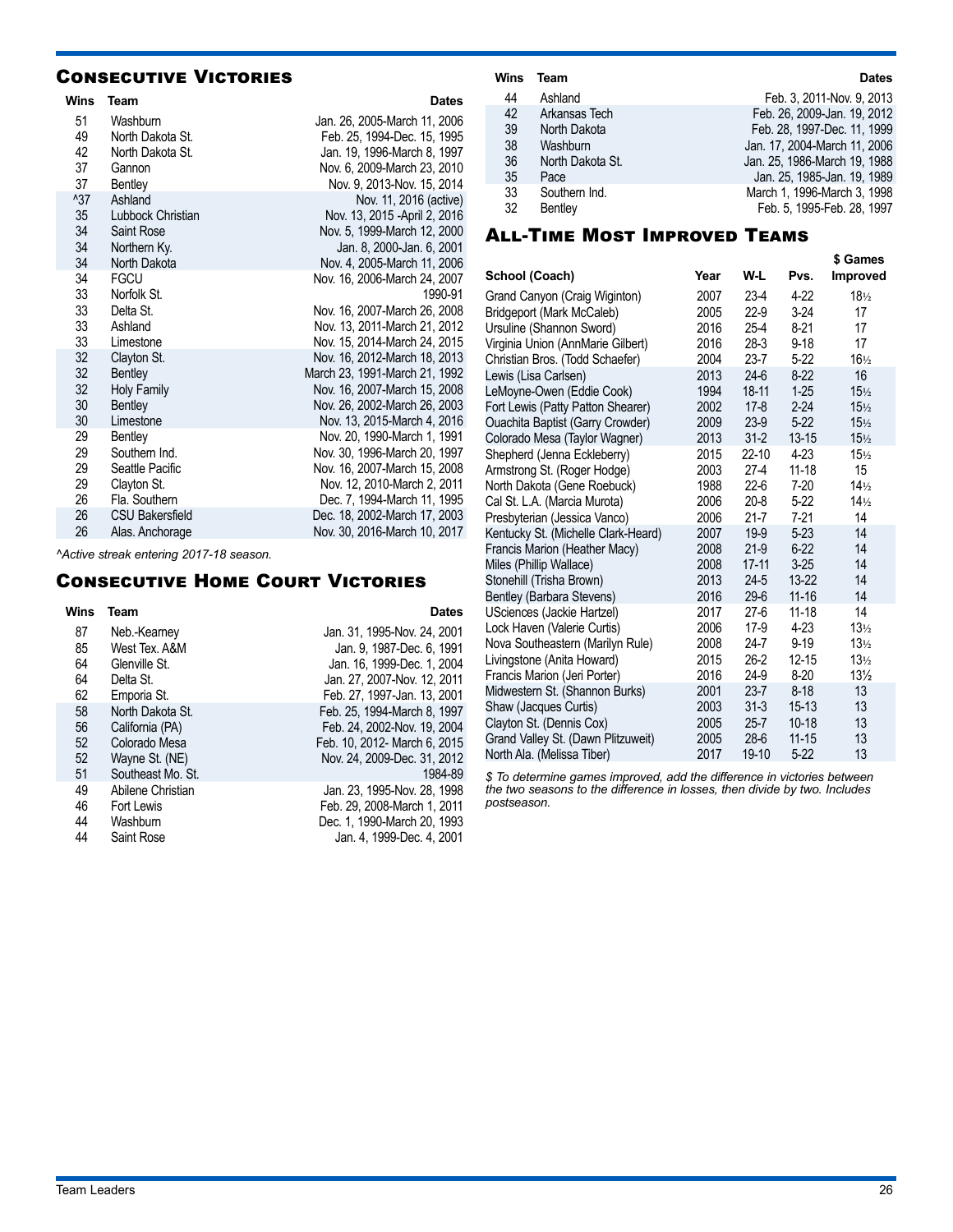## Consecutive Victories

| Wins | Team | Dates |
|---|---|---|
| 51 | Washburn | Jan. 26, 2005-March 11, 2006 |
| 49 | North Dakota St. | Feb. 25, 1994-Dec. 15, 1995 |
| 42 | North Dakota St. | Jan. 19, 1996-March 8, 1997 |
| 37 | Gannon | Nov. 6, 2009-March 23, 2010 |
| 37 | Bentley | Nov. 9, 2013-Nov. 15, 2014 |
| ^37 | Ashland | Nov. 11, 2016 (active) |
| 35 | Lubbock Christian | Nov. 13, 2015 -April 2, 2016 |
| 34 | Saint Rose | Nov. 5, 1999-March 12, 2000 |
| 34 | Northern Ky. | Jan. 8, 2000-Jan. 6, 2001 |
| 34 | North Dakota | Nov. 4, 2005-March 11, 2006 |
| 34 | FGCU | Nov. 16, 2006-March 24, 2007 |
| 33 | Norfolk St. | 1990-91 |
| 33 | Delta St. | Nov. 16, 2007-March 26, 2008 |
| 33 | Ashland | Nov. 13, 2011-March 21, 2012 |
| 33 | Limestone | Nov. 15, 2014-March 24, 2015 |
| 32 | Clayton St. | Nov. 16, 2012-March 18, 2013 |
| 32 | Bentley | March 23, 1991-March 21, 1992 |
| 32 | Holy Family | Nov. 16, 2007-March 15, 2008 |
| 30 | Bentley | Nov. 26, 2002-March 26, 2003 |
| 30 | Limestone | Nov. 13, 2015-March 4, 2016 |
| 29 | Bentley | Nov. 20, 1990-March 1, 1991 |
| 29 | Southern Ind. | Nov. 30, 1996-March 20, 1997 |
| 29 | Seattle Pacific | Nov. 16, 2007-March 15, 2008 |
| 29 | Clayton St. | Nov. 12, 2010-March 2, 2011 |
| 26 | Fla. Southern | Dec. 7, 1994-March 11, 1995 |
| 26 | CSU Bakersfield | Dec. 18, 2002-March 17, 2003 |
| 26 | Alas. Anchorage | Nov. 30, 2016-March 10, 2017 |

*^Active streak entering 2017-18 season.*

## Consecutive Home Court Victories

| Wins | Team | Dates |
|---|---|---|
| 87 | Neb.-Kearney | Jan. 31, 1995-Nov. 24, 2001 |
| 85 | West Tex. A&M | Jan. 9, 1987-Dec. 6, 1991 |
| 64 | Glenville St. | Jan. 16, 1999-Dec. 1, 2004 |
| 64 | Delta St. | Jan. 27, 2007-Nov. 12, 2011 |
| 62 | Emporia St. | Feb. 27, 1997-Jan. 13, 2001 |
| 58 | North Dakota St. | Feb. 25, 1994-March 8, 1997 |
| 56 | California (PA) | Feb. 24, 2002-Nov. 19, 2004 |
| 52 | Colorado Mesa | Feb. 10, 2012- March 6, 2015 |
| 52 | Wayne St. (NE) | Nov. 24, 2009-Dec. 31, 2012 |
| 51 | Southeast Mo. St. | 1984-89 |
| 49 | Abilene Christian | Jan. 23, 1995-Nov. 28, 1998 |
| 46 | Fort Lewis | Feb. 29, 2008-March 1, 2011 |
| 44 | Washburn | Dec. 1, 1990-March 20, 1993 |
| 44 | Saint Rose | Jan. 4, 1999-Dec. 4, 2001 |
| 44 | Ashland | Feb. 3, 2011-Nov. 9, 2013 |
| 42 | Arkansas Tech | Feb. 26, 2009-Jan. 19, 2012 |
| 39 | North Dakota | Feb. 28, 1997-Dec. 11, 1999 |
| 38 | Washburn | Jan. 17, 2004-March 11, 2006 |
| 36 | North Dakota St. | Jan. 25, 1986-March 19, 1988 |
| 35 | Pace | Jan. 25, 1985-Jan. 19, 1989 |
| 33 | Southern Ind. | March 1, 1996-March 3, 1998 |
| 32 | Bentley | Feb. 5, 1995-Feb. 28, 1997 |

## All-Time Most Improved Teams

| School (Coach) | Year | W-L | Pvs. | $ Games Improved |
|---|---|---|---|---|
| Grand Canyon (Craig Wiginton) | 2007 | 23-4 | 4-22 | 18½ |
| Bridgeport (Mark McCaleb) | 2005 | 22-9 | 3-24 | 17 |
| Ursuline (Shannon Sword) | 2016 | 25-4 | 8-21 | 17 |
| Virginia Union (AnnMarie Gilbert) | 2016 | 28-3 | 9-18 | 17 |
| Christian Bros. (Todd Schaefer) | 2004 | 23-7 | 5-22 | 16½ |
| Lewis (Lisa Carlsen) | 2013 | 24-6 | 8-22 | 16 |
| LeMoyne-Owen (Eddie Cook) | 1994 | 18-11 | 1-25 | 15½ |
| Fort Lewis (Patty Patton Shearer) | 2002 | 17-8 | 2-24 | 15½ |
| Ouachita Baptist (Garry Crowder) | 2009 | 23-9 | 5-22 | 15½ |
| Colorado Mesa (Taylor Wagner) | 2013 | 31-2 | 13-15 | 15½ |
| Shepherd (Jenna Eckleberry) | 2015 | 22-10 | 4-23 | 15½ |
| Armstrong St. (Roger Hodge) | 2003 | 27-4 | 11-18 | 15 |
| North Dakota (Gene Roebuck) | 1988 | 22-6 | 7-20 | 14½ |
| Cal St. L.A. (Marcia Murota) | 2006 | 20-8 | 5-22 | 14½ |
| Presbyterian (Jessica Vanco) | 2006 | 21-7 | 7-21 | 14 |
| Kentucky St. (Michelle Clark-Heard) | 2007 | 19-9 | 5-23 | 14 |
| Francis Marion (Heather Macy) | 2008 | 21-9 | 6-22 | 14 |
| Miles (Phillip Wallace) | 2008 | 17-11 | 3-25 | 14 |
| Stonehill (Trisha Brown) | 2013 | 24-5 | 13-22 | 14 |
| Bentley (Barbara Stevens) | 2016 | 29-6 | 11-16 | 14 |
| USciences (Jackie Hartzel) | 2017 | 27-6 | 11-18 | 14 |
| Lock Haven (Valerie Curtis) | 2006 | 17-9 | 4-23 | 13½ |
| Nova Southeastern (Marilyn Rule) | 2008 | 24-7 | 9-19 | 13½ |
| Livingstone (Anita Howard) | 2015 | 26-2 | 12-15 | 13½ |
| Francis Marion (Jeri Porter) | 2016 | 24-9 | 8-20 | 13½ |
| Midwestern St. (Shannon Burks) | 2001 | 23-7 | 8-18 | 13 |
| Shaw (Jacques Curtis) | 2003 | 31-3 | 15-13 | 13 |
| Clayton St. (Dennis Cox) | 2005 | 25-7 | 10-18 | 13 |
| Grand Valley St. (Dawn Plitzuweit) | 2005 | 28-6 | 11-15 | 13 |
| North Ala. (Melissa Tiber) | 2017 | 19-10 | 5-22 | 13 |

*$ To determine games improved, add the difference in victories between the two seasons to the difference in losses, then divide by two. Includes postseason.*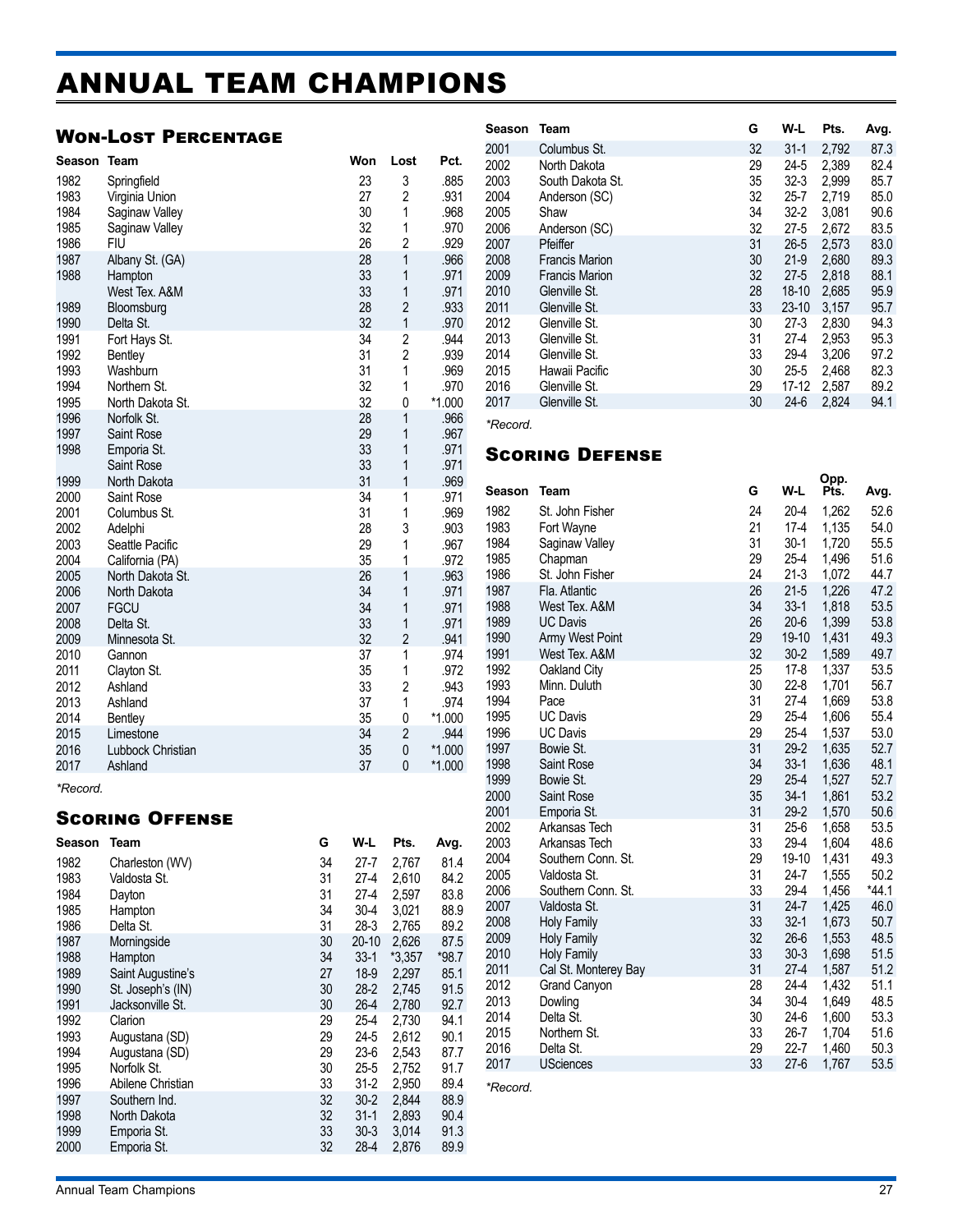# ANNUAL TEAM CHAMPIONS

## Won-Lost Percentage

| Season | Team | Won | Lost | Pct. |
|---|---|---|---|---|
| 1982 | Springfield | 23 | 3 | .885 |
| 1983 | Virginia Union | 27 | 2 | .931 |
| 1984 | Saginaw Valley | 30 | 1 | .968 |
| 1985 | Saginaw Valley | 32 | 1 | .970 |
| 1986 | FIU | 26 | 2 | .929 |
| 1987 | Albany St. (GA) | 28 | 1 | .966 |
| 1988 | Hampton | 33 | 1 | .971 |
| | West Tex. A&M | 33 | 1 | .971 |
| 1989 | Bloomsburg | 28 | 2 | .933 |
| 1990 | Delta St. | 32 | 1 | .970 |
| 1991 | Fort Hays St. | 34 | 2 | .944 |
| 1992 | Bentley | 31 | 2 | .939 |
| 1993 | Washburn | 31 | 1 | .969 |
| 1994 | Northern St. | 32 | 1 | .970 |
| 1995 | North Dakota St. | 32 | 0 | *1.000 |
| 1996 | Norfolk St. | 28 | 1 | .966 |
| 1997 | Saint Rose | 29 | 1 | .967 |
| 1998 | Emporia St. | 33 | 1 | .971 |
| | Saint Rose | 33 | 1 | .971 |
| 1999 | North Dakota | 31 | 1 | .969 |
| 2000 | Saint Rose | 34 | 1 | .971 |
| 2001 | Columbus St. | 31 | 1 | .969 |
| 2002 | Adelphi | 28 | 3 | .903 |
| 2003 | Seattle Pacific | 29 | 1 | .967 |
| 2004 | California (PA) | 35 | 1 | .972 |
| 2005 | North Dakota St. | 26 | 1 | .963 |
| 2006 | North Dakota | 34 | 1 | .971 |
| 2007 | FGCU | 34 | 1 | .971 |
| 2008 | Delta St. | 33 | 1 | .971 |
| 2009 | Minnesota St. | 32 | 2 | .941 |
| 2010 | Gannon | 37 | 1 | .974 |
| 2011 | Clayton St. | 35 | 1 | .972 |
| 2012 | Ashland | 33 | 2 | .943 |
| 2013 | Ashland | 37 | 1 | .974 |
| 2014 | Bentley | 35 | 0 | *1.000 |
| 2015 | Limestone | 34 | 2 | .944 |
| 2016 | Lubbock Christian | 35 | 0 | *1.000 |
| 2017 | Ashland | 37 | 0 | *1.000 |

*Record.

## Scoring Offense

| Season | Team | G | W-L | Pts. | Avg. |
|---|---|---|---|---|---|
| 1982 | Charleston (WV) | 34 | 27-7 | 2,767 | 81.4 |
| 1983 | Valdosta St. | 31 | 27-4 | 2,610 | 84.2 |
| 1984 | Dayton | 31 | 27-4 | 2,597 | 83.8 |
| 1985 | Hampton | 34 | 30-4 | 3,021 | 88.9 |
| 1986 | Delta St. | 31 | 28-3 | 2,765 | 89.2 |
| 1987 | Morningside | 30 | 20-10 | 2,626 | 87.5 |
| 1988 | Hampton | 34 | 33-1 | *3,357 | *98.7 |
| 1989 | Saint Augustine's | 27 | 18-9 | 2,297 | 85.1 |
| 1990 | St. Joseph's (IN) | 30 | 28-2 | 2,745 | 91.5 |
| 1991 | Jacksonville St. | 30 | 26-4 | 2,780 | 92.7 |
| 1992 | Clarion | 29 | 25-4 | 2,730 | 94.1 |
| 1993 | Augustana (SD) | 29 | 24-5 | 2,612 | 90.1 |
| 1994 | Augustana (SD) | 29 | 23-6 | 2,543 | 87.7 |
| 1995 | Norfolk St. | 30 | 25-5 | 2,752 | 91.7 |
| 1996 | Abilene Christian | 33 | 31-2 | 2,950 | 89.4 |
| 1997 | Southern Ind. | 32 | 30-2 | 2,844 | 88.9 |
| 1998 | North Dakota | 32 | 31-1 | 2,893 | 90.4 |
| 1999 | Emporia St. | 33 | 30-3 | 3,014 | 91.3 |
| 2000 | Emporia St. | 32 | 28-4 | 2,876 | 89.9 |
| 2001 | Columbus St. | 32 | 31-1 | 2,792 | 87.3 |
| 2002 | North Dakota | 29 | 24-5 | 2,389 | 82.4 |
| 2003 | South Dakota St. | 35 | 32-3 | 2,999 | 85.7 |
| 2004 | Anderson (SC) | 32 | 25-7 | 2,719 | 85.0 |
| 2005 | Shaw | 34 | 32-2 | 3,081 | 90.6 |
| 2006 | Anderson (SC) | 32 | 27-5 | 2,672 | 83.5 |
| 2007 | Pfeiffer | 31 | 26-5 | 2,573 | 83.0 |
| 2008 | Francis Marion | 30 | 21-9 | 2,680 | 89.3 |
| 2009 | Francis Marion | 32 | 27-5 | 2,818 | 88.1 |
| 2010 | Glenville St. | 28 | 18-10 | 2,685 | 95.9 |
| 2011 | Glenville St. | 33 | 23-10 | 3,157 | 95.7 |
| 2012 | Glenville St. | 30 | 27-3 | 2,830 | 94.3 |
| 2013 | Glenville St. | 31 | 27-4 | 2,953 | 95.3 |
| 2014 | Glenville St. | 33 | 29-4 | 3,206 | 97.2 |
| 2015 | Hawaii Pacific | 30 | 25-5 | 2,468 | 82.3 |
| 2016 | Glenville St. | 29 | 17-12 | 2,587 | 89.2 |
| 2017 | Glenville St. | 30 | 24-6 | 2,824 | 94.1 |

*Record.

## Scoring Defense

| Season | Team | G | W-L | Opp. Pts. | Avg. |
|---|---|---|---|---|---|
| 1982 | St. John Fisher | 24 | 20-4 | 1,262 | 52.6 |
| 1983 | Fort Wayne | 21 | 17-4 | 1,135 | 54.0 |
| 1984 | Saginaw Valley | 31 | 30-1 | 1,720 | 55.5 |
| 1985 | Chapman | 29 | 25-4 | 1,496 | 51.6 |
| 1986 | St. John Fisher | 24 | 21-3 | 1,072 | 44.7 |
| 1987 | Fla. Atlantic | 26 | 21-5 | 1,226 | 47.2 |
| 1988 | West Tex. A&M | 34 | 33-1 | 1,818 | 53.5 |
| 1989 | UC Davis | 26 | 20-6 | 1,399 | 53.8 |
| 1990 | Army West Point | 29 | 19-10 | 1,431 | 49.3 |
| 1991 | West Tex. A&M | 32 | 30-2 | 1,589 | 49.7 |
| 1992 | Oakland City | 25 | 17-8 | 1,337 | 53.5 |
| 1993 | Minn. Duluth | 30 | 22-8 | 1,701 | 56.7 |
| 1994 | Pace | 31 | 27-4 | 1,669 | 53.8 |
| 1995 | UC Davis | 29 | 25-4 | 1,606 | 55.4 |
| 1996 | UC Davis | 29 | 25-4 | 1,537 | 53.0 |
| 1997 | Bowie St. | 31 | 29-2 | 1,635 | 52.7 |
| 1998 | Saint Rose | 34 | 33-1 | 1,636 | 48.1 |
| 1999 | Bowie St. | 29 | 25-4 | 1,527 | 52.7 |
| 2000 | Saint Rose | 35 | 34-1 | 1,861 | 53.2 |
| 2001 | Emporia St. | 31 | 29-2 | 1,570 | 50.6 |
| 2002 | Arkansas Tech | 31 | 25-6 | 1,658 | 53.5 |
| 2003 | Arkansas Tech | 33 | 29-4 | 1,604 | 48.6 |
| 2004 | Southern Conn. St. | 29 | 19-10 | 1,431 | 49.3 |
| 2005 | Valdosta St. | 31 | 24-7 | 1,555 | 50.2 |
| 2006 | Southern Conn. St. | 33 | 29-4 | 1,456 | *44.1 |
| 2007 | Valdosta St. | 31 | 24-7 | 1,425 | 46.0 |
| 2008 | Holy Family | 33 | 32-1 | 1,673 | 50.7 |
| 2009 | Holy Family | 32 | 26-6 | 1,553 | 48.5 |
| 2010 | Holy Family | 33 | 30-3 | 1,698 | 51.5 |
| 2011 | Cal St. Monterey Bay | 31 | 27-4 | 1,587 | 51.2 |
| 2012 | Grand Canyon | 28 | 24-4 | 1,432 | 51.1 |
| 2013 | Dowling | 34 | 30-4 | 1,649 | 48.5 |
| 2014 | Delta St. | 30 | 24-6 | 1,600 | 53.3 |
| 2015 | Northern St. | 33 | 26-7 | 1,704 | 51.6 |
| 2016 | Delta St. | 29 | 22-7 | 1,460 | 50.3 |
| 2017 | USciences | 33 | 27-6 | 1,767 | 53.5 |

*Record.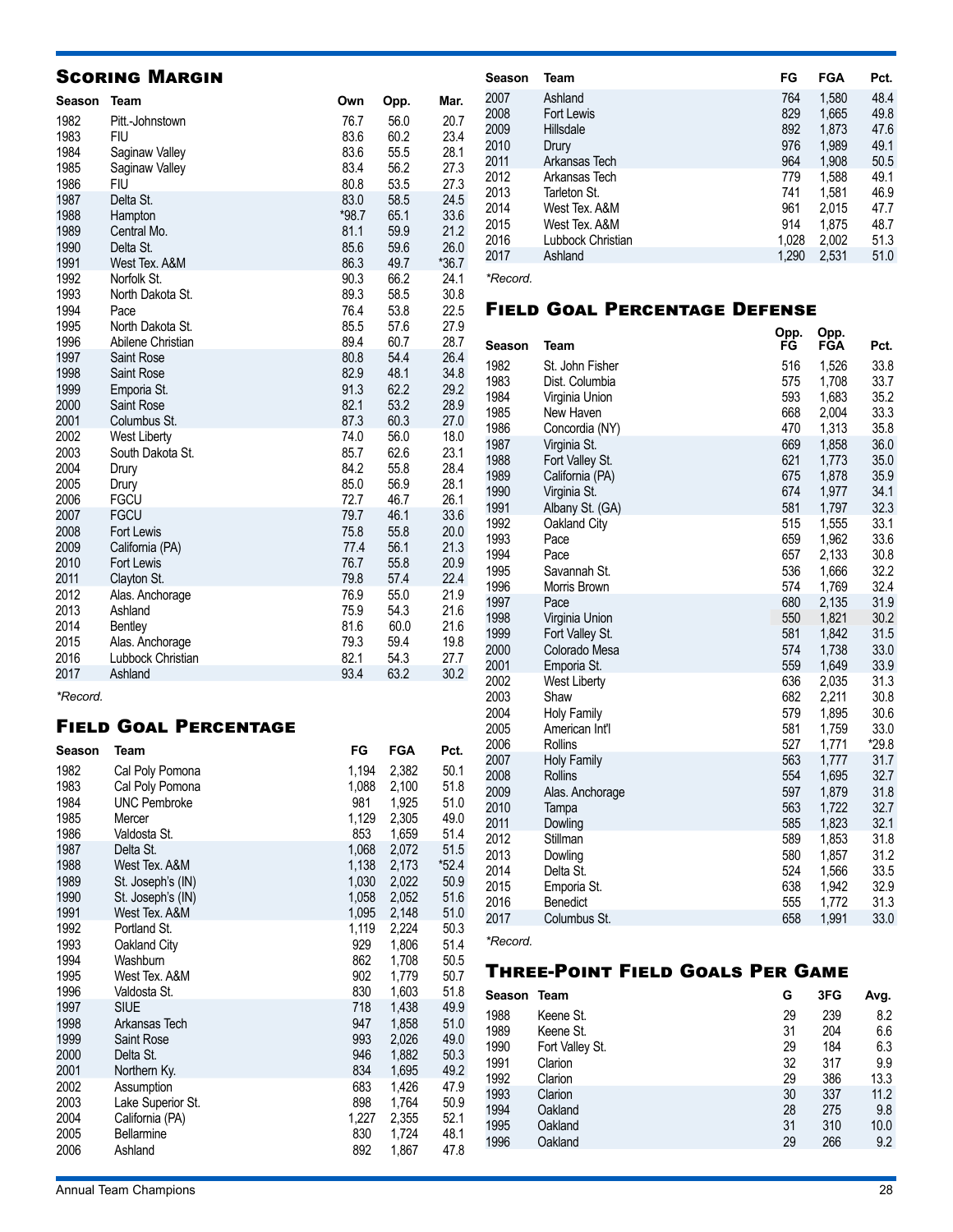## Scoring Margin

| Season | Team | Own | Opp. | Mar. |
|---|---|---|---|---|
| 1982 | Pitt.-Johnstown | 76.7 | 56.0 | 20.7 |
| 1983 | FIU | 83.6 | 60.2 | 23.4 |
| 1984 | Saginaw Valley | 83.6 | 55.5 | 28.1 |
| 1985 | Saginaw Valley | 83.4 | 56.2 | 27.3 |
| 1986 | FIU | 80.8 | 53.5 | 27.3 |
| 1987 | Delta St. | 83.0 | 58.5 | 24.5 |
| 1988 | Hampton | *98.7 | 65.1 | 33.6 |
| 1989 | Central Mo. | 81.1 | 59.9 | 21.2 |
| 1990 | Delta St. | 85.6 | 59.6 | 26.0 |
| 1991 | West Tex. A&M | 86.3 | 49.7 | *36.7 |
| 1992 | Norfolk St. | 90.3 | 66.2 | 24.1 |
| 1993 | North Dakota St. | 89.3 | 58.5 | 30.8 |
| 1994 | Pace | 76.4 | 53.8 | 22.5 |
| 1995 | North Dakota St. | 85.5 | 57.6 | 27.9 |
| 1996 | Abilene Christian | 89.4 | 60.7 | 28.7 |
| 1997 | Saint Rose | 80.8 | 54.4 | 26.4 |
| 1998 | Saint Rose | 82.9 | 48.1 | 34.8 |
| 1999 | Emporia St. | 91.3 | 62.2 | 29.2 |
| 2000 | Saint Rose | 82.1 | 53.2 | 28.9 |
| 2001 | Columbus St. | 87.3 | 60.3 | 27.0 |
| 2002 | West Liberty | 74.0 | 56.0 | 18.0 |
| 2003 | South Dakota St. | 85.7 | 62.6 | 23.1 |
| 2004 | Drury | 84.2 | 55.8 | 28.4 |
| 2005 | Drury | 85.0 | 56.9 | 28.1 |
| 2006 | FGCU | 72.7 | 46.7 | 26.1 |
| 2007 | FGCU | 79.7 | 46.1 | 33.6 |
| 2008 | Fort Lewis | 75.8 | 55.8 | 20.0 |
| 2009 | California (PA) | 77.4 | 56.1 | 21.3 |
| 2010 | Fort Lewis | 76.7 | 55.8 | 20.9 |
| 2011 | Clayton St. | 79.8 | 57.4 | 22.4 |
| 2012 | Alas. Anchorage | 76.9 | 55.0 | 21.9 |
| 2013 | Ashland | 75.9 | 54.3 | 21.6 |
| 2014 | Bentley | 81.6 | 60.0 | 21.6 |
| 2015 | Alas. Anchorage | 79.3 | 59.4 | 19.8 |
| 2016 | Lubbock Christian | 82.1 | 54.3 | 27.7 |
| 2017 | Ashland | 93.4 | 63.2 | 30.2 |

*\*Record.*

## Field Goal Percentage

| Season | Team | FG | FGA | Pct. |
|---|---|---|---|---|
| 1982 | Cal Poly Pomona | 1,194 | 2,382 | 50.1 |
| 1983 | Cal Poly Pomona | 1,088 | 2,100 | 51.8 |
| 1984 | UNC Pembroke | 981 | 1,925 | 51.0 |
| 1985 | Mercer | 1,129 | 2,305 | 49.0 |
| 1986 | Valdosta St. | 853 | 1,659 | 51.4 |
| 1987 | Delta St. | 1,068 | 2,072 | 51.5 |
| 1988 | West Tex. A&M | 1,138 | 2,173 | *52.4 |
| 1989 | St. Joseph's (IN) | 1,030 | 2,022 | 50.9 |
| 1990 | St. Joseph's (IN) | 1,058 | 2,052 | 51.6 |
| 1991 | West Tex. A&M | 1,095 | 2,148 | 51.0 |
| 1992 | Portland St. | 1,119 | 2,224 | 50.3 |
| 1993 | Oakland City | 929 | 1,806 | 51.4 |
| 1994 | Washburn | 862 | 1,708 | 50.5 |
| 1995 | West Tex. A&M | 902 | 1,779 | 50.7 |
| 1996 | Valdosta St. | 830 | 1,603 | 51.8 |
| 1997 | SIUE | 718 | 1,438 | 49.9 |
| 1998 | Arkansas Tech | 947 | 1,858 | 51.0 |
| 1999 | Saint Rose | 993 | 2,026 | 49.0 |
| 2000 | Delta St. | 946 | 1,882 | 50.3 |
| 2001 | Northern Ky. | 834 | 1,695 | 49.2 |
| 2002 | Assumption | 683 | 1,426 | 47.9 |
| 2003 | Lake Superior St. | 898 | 1,764 | 50.9 |
| 2004 | California (PA) | 1,227 | 2,355 | 52.1 |
| 2005 | Bellarmine | 830 | 1,724 | 48.1 |
| 2006 | Ashland | 892 | 1,867 | 47.8 |
| 2007 | Ashland | 764 | 1,580 | 48.4 |
| 2008 | Fort Lewis | 829 | 1,665 | 49.8 |
| 2009 | Hillsdale | 892 | 1,873 | 47.6 |
| 2010 | Drury | 976 | 1,989 | 49.1 |
| 2011 | Arkansas Tech | 964 | 1,908 | 50.5 |
| 2012 | Arkansas Tech | 779 | 1,588 | 49.1 |
| 2013 | Tarleton St. | 741 | 1,581 | 46.9 |
| 2014 | West Tex. A&M | 961 | 2,015 | 47.7 |
| 2015 | West Tex. A&M | 914 | 1,875 | 48.7 |
| 2016 | Lubbock Christian | 1,028 | 2,002 | 51.3 |
| 2017 | Ashland | 1,290 | 2,531 | 51.0 |

*\*Record.*

## Field Goal Percentage Defense

| Season | Team | Opp. FG | Opp. FGA | Pct. |
|---|---|---|---|---|
| 1982 | St. John Fisher | 516 | 1,526 | 33.8 |
| 1983 | Dist. Columbia | 575 | 1,708 | 33.7 |
| 1984 | Virginia Union | 593 | 1,683 | 35.2 |
| 1985 | New Haven | 668 | 2,004 | 33.3 |
| 1986 | Concordia (NY) | 470 | 1,313 | 35.8 |
| 1987 | Virginia St. | 669 | 1,858 | 36.0 |
| 1988 | Fort Valley St. | 621 | 1,773 | 35.0 |
| 1989 | California (PA) | 675 | 1,878 | 35.9 |
| 1990 | Virginia St. | 674 | 1,977 | 34.1 |
| 1991 | Albany St. (GA) | 581 | 1,797 | 32.3 |
| 1992 | Oakland City | 515 | 1,555 | 33.1 |
| 1993 | Pace | 659 | 1,962 | 33.6 |
| 1994 | Pace | 657 | 2,133 | 30.8 |
| 1995 | Savannah St. | 536 | 1,666 | 32.2 |
| 1996 | Morris Brown | 574 | 1,769 | 32.4 |
| 1997 | Pace | 680 | 2,135 | 31.9 |
| 1998 | Virginia Union | 550 | 1,821 | 30.2 |
| 1999 | Fort Valley St. | 581 | 1,842 | 31.5 |
| 2000 | Colorado Mesa | 574 | 1,738 | 33.0 |
| 2001 | Emporia St. | 559 | 1,649 | 33.9 |
| 2002 | West Liberty | 636 | 2,035 | 31.3 |
| 2003 | Shaw | 682 | 2,211 | 30.8 |
| 2004 | Holy Family | 579 | 1,895 | 30.6 |
| 2005 | American Int'l | 581 | 1,759 | 33.0 |
| 2006 | Rollins | 527 | 1,771 | *29.8 |
| 2007 | Holy Family | 563 | 1,777 | 31.7 |
| 2008 | Rollins | 554 | 1,695 | 32.7 |
| 2009 | Alas. Anchorage | 597 | 1,879 | 31.8 |
| 2010 | Tampa | 563 | 1,722 | 32.7 |
| 2011 | Dowling | 585 | 1,823 | 32.1 |
| 2012 | Stillman | 589 | 1,853 | 31.8 |
| 2013 | Dowling | 580 | 1,857 | 31.2 |
| 2014 | Delta St. | 524 | 1,566 | 33.5 |
| 2015 | Emporia St. | 638 | 1,942 | 32.9 |
| 2016 | Benedict | 555 | 1,772 | 31.3 |
| 2017 | Columbus St. | 658 | 1,991 | 33.0 |

*\*Record.*

## Three-Point Field Goals Per Game

| Season | Team | G | 3FG | Avg. |
|---|---|---|---|---|
| 1988 | Keene St. | 29 | 239 | 8.2 |
| 1989 | Keene St. | 31 | 204 | 6.6 |
| 1990 | Fort Valley St. | 29 | 184 | 6.3 |
| 1991 | Clarion | 32 | 317 | 9.9 |
| 1992 | Clarion | 29 | 386 | 13.3 |
| 1993 | Clarion | 30 | 337 | 11.2 |
| 1994 | Oakland | 28 | 275 | 9.8 |
| 1995 | Oakland | 31 | 310 | 10.0 |
| 1996 | Oakland | 29 | 266 | 9.2 |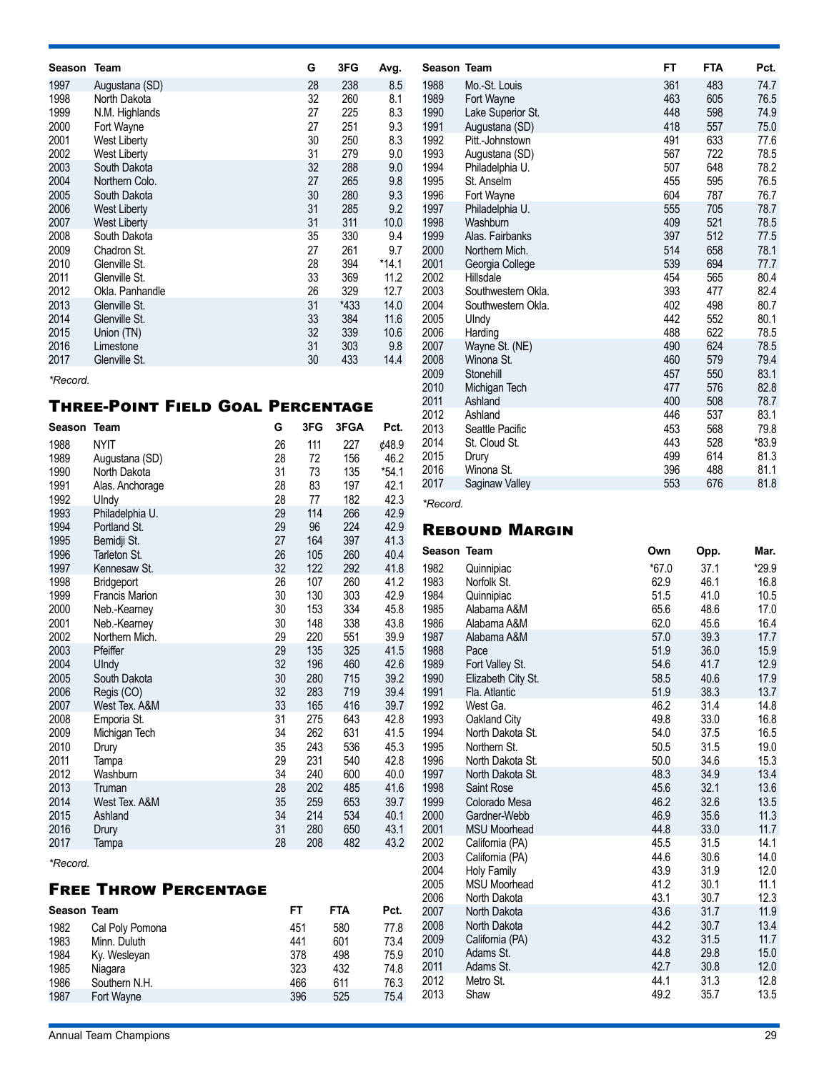| Season | Team | G | 3FG | Avg. |
|---|---|---|---|---|
| 1997 | Augustana (SD) | 28 | 238 | 8.5 |
| 1998 | North Dakota | 32 | 260 | 8.1 |
| 1999 | N.M. Highlands | 27 | 225 | 8.3 |
| 2000 | Fort Wayne | 27 | 251 | 9.3 |
| 2001 | West Liberty | 30 | 250 | 8.3 |
| 2002 | West Liberty | 31 | 279 | 9.0 |
| 2003 | South Dakota | 32 | 288 | 9.0 |
| 2004 | Northern Colo. | 27 | 265 | 9.8 |
| 2005 | South Dakota | 30 | 280 | 9.3 |
| 2006 | West Liberty | 31 | 285 | 9.2 |
| 2007 | West Liberty | 31 | 311 | 10.0 |
| 2008 | South Dakota | 35 | 330 | 9.4 |
| 2009 | Chadron St. | 27 | 261 | 9.7 |
| 2010 | Glenville St. | 28 | 394 | *14.1 |
| 2011 | Glenville St. | 33 | 369 | 11.2 |
| 2012 | Okla. Panhandle | 26 | 329 | 12.7 |
| 2013 | Glenville St. | 31 | *433 | 14.0 |
| 2014 | Glenville St. | 33 | 384 | 11.6 |
| 2015 | Union (TN) | 32 | 339 | 10.6 |
| 2016 | Limestone | 31 | 303 | 9.8 |
| 2017 | Glenville St. | 30 | 433 | 14.4 |

*Record.

## Three-Point Field Goal Percentage

| Season | Team | G | 3FG | 3FGA | Pct. |
|---|---|---|---|---|---|
| 1988 | NYIT | 26 | 111 | 227 | ¢48.9 |
| 1989 | Augustana (SD) | 28 | 72 | 156 | 46.2 |
| 1990 | North Dakota | 31 | 73 | 135 | *54.1 |
| 1991 | Alas. Anchorage | 28 | 83 | 197 | 42.1 |
| 1992 | UIndy | 28 | 77 | 182 | 42.3 |
| 1993 | Philadelphia U. | 29 | 114 | 266 | 42.9 |
| 1994 | Portland St. | 29 | 96 | 224 | 42.9 |
| 1995 | Bemidji St. | 27 | 164 | 397 | 41.3 |
| 1996 | Tarleton St. | 26 | 105 | 260 | 40.4 |
| 1997 | Kennesaw St. | 32 | 122 | 292 | 41.8 |
| 1998 | Bridgeport | 26 | 107 | 260 | 41.2 |
| 1999 | Francis Marion | 30 | 130 | 303 | 42.9 |
| 2000 | Neb.-Kearney | 30 | 153 | 334 | 45.8 |
| 2001 | Neb.-Kearney | 30 | 148 | 338 | 43.8 |
| 2002 | Northern Mich. | 29 | 220 | 551 | 39.9 |
| 2003 | Pfeiffer | 29 | 135 | 325 | 41.5 |
| 2004 | UIndy | 32 | 196 | 460 | 42.6 |
| 2005 | South Dakota | 30 | 280 | 715 | 39.2 |
| 2006 | Regis (CO) | 32 | 283 | 719 | 39.4 |
| 2007 | West Tex. A&M | 33 | 165 | 416 | 39.7 |
| 2008 | Emporia St. | 31 | 275 | 643 | 42.8 |
| 2009 | Michigan Tech | 34 | 262 | 631 | 41.5 |
| 2010 | Drury | 35 | 243 | 536 | 45.3 |
| 2011 | Tampa | 29 | 231 | 540 | 42.8 |
| 2012 | Washburn | 34 | 240 | 600 | 40.0 |
| 2013 | Truman | 28 | 202 | 485 | 41.6 |
| 2014 | West Tex. A&M | 35 | 259 | 653 | 39.7 |
| 2015 | Ashland | 34 | 214 | 534 | 40.1 |
| 2016 | Drury | 31 | 280 | 650 | 43.1 |
| 2017 | Tampa | 28 | 208 | 482 | 43.2 |

*Record.

## Free Throw Percentage

| Season | Team | FT | FTA | Pct. |
|---|---|---|---|---|
| 1982 | Cal Poly Pomona | 451 | 580 | 77.8 |
| 1983 | Minn. Duluth | 441 | 601 | 73.4 |
| 1984 | Ky. Wesleyan | 378 | 498 | 75.9 |
| 1985 | Niagara | 323 | 432 | 74.8 |
| 1986 | Southern N.H. | 466 | 611 | 76.3 |
| 1987 | Fort Wayne | 396 | 525 | 75.4 |
| 1988 | Mo.-St. Louis | 361 | 483 | 74.7 |
| 1989 | Fort Wayne | 463 | 605 | 76.5 |
| 1990 | Lake Superior St. | 448 | 598 | 74.9 |
| 1991 | Augustana (SD) | 418 | 557 | 75.0 |
| 1992 | Pitt.-Johnstown | 491 | 633 | 77.6 |
| 1993 | Augustana (SD) | 567 | 722 | 78.5 |
| 1994 | Philadelphia U. | 507 | 648 | 78.2 |
| 1995 | St. Anselm | 455 | 595 | 76.5 |
| 1996 | Fort Wayne | 604 | 787 | 76.7 |
| 1997 | Philadelphia U. | 555 | 705 | 78.7 |
| 1998 | Washburn | 409 | 521 | 78.5 |
| 1999 | Alas. Fairbanks | 397 | 512 | 77.5 |
| 2000 | Northern Mich. | 514 | 658 | 78.1 |
| 2001 | Georgia College | 539 | 694 | 77.7 |
| 2002 | Hillsdale | 454 | 565 | 80.4 |
| 2003 | Southwestern Okla. | 393 | 477 | 82.4 |
| 2004 | Southwestern Okla. | 402 | 498 | 80.7 |
| 2005 | UIndy | 442 | 552 | 80.1 |
| 2006 | Harding | 488 | 622 | 78.5 |
| 2007 | Wayne St. (NE) | 490 | 624 | 78.5 |
| 2008 | Winona St. | 460 | 579 | 79.4 |
| 2009 | Stonehill | 457 | 550 | 83.1 |
| 2010 | Michigan Tech | 477 | 576 | 82.8 |
| 2011 | Ashland | 400 | 508 | 78.7 |
| 2012 | Ashland | 446 | 537 | 83.1 |
| 2013 | Seattle Pacific | 453 | 568 | 79.8 |
| 2014 | St. Cloud St. | 443 | 528 | *83.9 |
| 2015 | Drury | 499 | 614 | 81.3 |
| 2016 | Winona St. | 396 | 488 | 81.1 |
| 2017 | Saginaw Valley | 553 | 676 | 81.8 |

*Record.

## Rebound Margin

| Season | Team | Own | Opp. | Mar. |
|---|---|---|---|---|
| 1982 | Quinnipiac | *67.0 | 37.1 | *29.9 |
| 1983 | Norfolk St. | 62.9 | 46.1 | 16.8 |
| 1984 | Quinnipiac | 51.5 | 41.0 | 10.5 |
| 1985 | Alabama A&M | 65.6 | 48.6 | 17.0 |
| 1986 | Alabama A&M | 62.0 | 45.6 | 16.4 |
| 1987 | Alabama A&M | 57.0 | 39.3 | 17.7 |
| 1988 | Pace | 51.9 | 36.0 | 15.9 |
| 1989 | Fort Valley St. | 54.6 | 41.7 | 12.9 |
| 1990 | Elizabeth City St. | 58.5 | 40.6 | 17.9 |
| 1991 | Fla. Atlantic | 51.9 | 38.3 | 13.7 |
| 1992 | West Ga. | 46.2 | 31.4 | 14.8 |
| 1993 | Oakland City | 49.8 | 33.0 | 16.8 |
| 1994 | North Dakota St. | 54.0 | 37.5 | 16.5 |
| 1995 | Northern St. | 50.5 | 31.5 | 19.0 |
| 1996 | North Dakota St. | 50.0 | 34.6 | 15.3 |
| 1997 | North Dakota St. | 48.3 | 34.9 | 13.4 |
| 1998 | Saint Rose | 45.6 | 32.1 | 13.6 |
| 1999 | Colorado Mesa | 46.2 | 32.6 | 13.5 |
| 2000 | Gardner-Webb | 46.9 | 35.6 | 11.3 |
| 2001 | MSU Moorhead | 44.8 | 33.0 | 11.7 |
| 2002 | California (PA) | 45.5 | 31.5 | 14.1 |
| 2003 | California (PA) | 44.6 | 30.6 | 14.0 |
| 2004 | Holy Family | 43.9 | 31.9 | 12.0 |
| 2005 | MSU Moorhead | 41.2 | 30.1 | 11.1 |
| 2006 | North Dakota | 43.1 | 30.7 | 12.3 |
| 2007 | North Dakota | 43.6 | 31.7 | 11.9 |
| 2008 | North Dakota | 44.2 | 30.7 | 13.4 |
| 2009 | California (PA) | 43.2 | 31.5 | 11.7 |
| 2010 | Adams St. | 44.8 | 29.8 | 15.0 |
| 2011 | Adams St. | 42.7 | 30.8 | 12.0 |
| 2012 | Metro St. | 44.1 | 31.3 | 12.8 |
| 2013 | Shaw | 49.2 | 35.7 | 13.5 |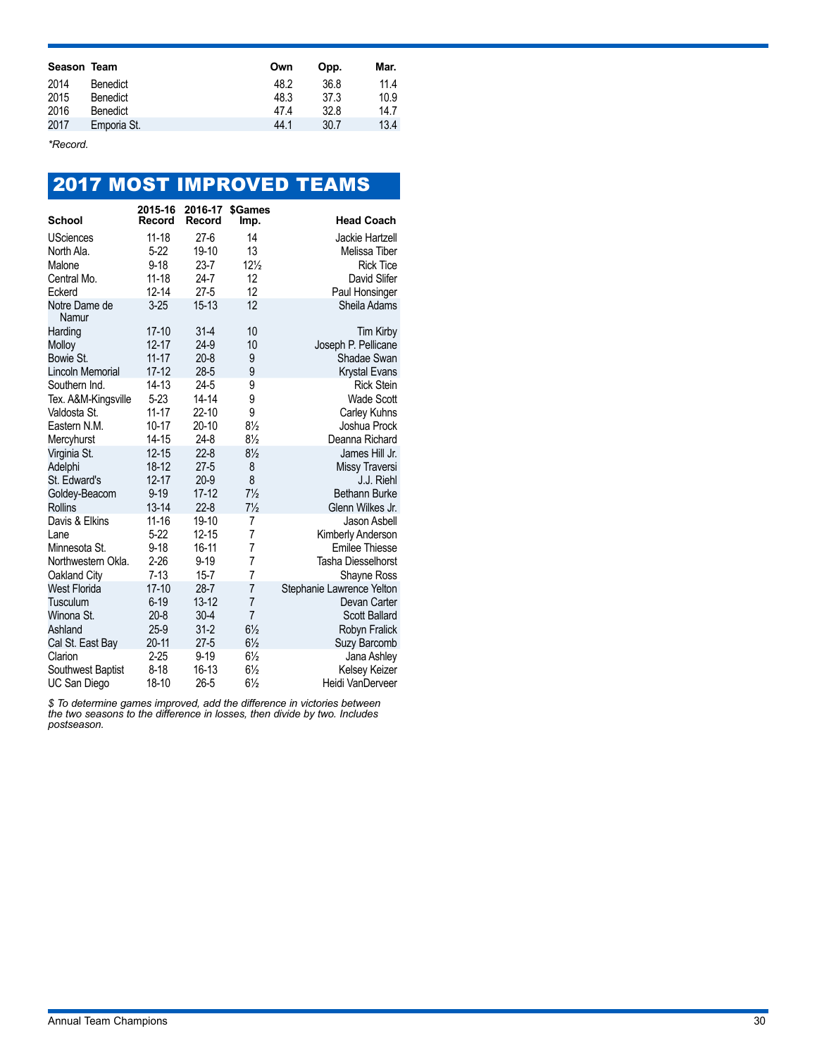| Season | Team | Own | Opp. | Mar. |
|---|---|---|---|---|
| 2014 | Benedict | 48.2 | 36.8 | 11.4 |
| 2015 | Benedict | 48.3 | 37.3 | 10.9 |
| 2016 | Benedict | 47.4 | 32.8 | 14.7 |
| 2017 | Emporia St. | 44.1 | 30.7 | 13.4 |

*\*Record.*

## 2017 MOST IMPROVED TEAMS

| School | 2015-16 Record | 2016-17 Record | $Games Imp. | Head Coach |
|---|---|---|---|---|
| USciences | 11-18 | 27-6 | 14 | Jackie Hartzell |
| North Ala. | 5-22 | 19-10 | 13 | Melissa Tiber |
| Malone | 9-18 | 23-7 | 12½ | Rick Tice |
| Central Mo. | 11-18 | 24-7 | 12 | David Slifer |
| Eckerd | 12-14 | 27-5 | 12 | Paul Honsinger |
| Notre Dame de Namur | 3-25 | 15-13 | 12 | Sheila Adams |
| Harding | 17-10 | 31-4 | 10 | Tim Kirby |
| Molloy | 12-17 | 24-9 | 10 | Joseph P. Pellicane |
| Bowie St. | 11-17 | 20-8 | 9 | Shadae Swan |
| Lincoln Memorial | 17-12 | 28-5 | 9 | Krystal Evans |
| Southern Ind. | 14-13 | 24-5 | 9 | Rick Stein |
| Tex. A&M-Kingsville | 5-23 | 14-14 | 9 | Wade Scott |
| Valdosta St. | 11-17 | 22-10 | 9 | Carley Kuhns |
| Eastern N.M. | 10-17 | 20-10 | 8½ | Joshua Prock |
| Mercyhurst | 14-15 | 24-8 | 8½ | Deanna Richard |
| Virginia St. | 12-15 | 22-8 | 8½ | James Hill Jr. |
| Adelphi | 18-12 | 27-5 | 8 | Missy Traversi |
| St. Edward's | 12-17 | 20-9 | 8 | J.J. Riehl |
| Goldey-Beacom | 9-19 | 17-12 | 7½ | Bethann Burke |
| Rollins | 13-14 | 22-8 | 7½ | Glenn Wilkes Jr. |
| Davis & Elkins | 11-16 | 19-10 | 7 | Jason Asbell |
| Lane | 5-22 | 12-15 | 7 | Kimberly Anderson |
| Minnesota St. | 9-18 | 16-11 | 7 | Emilee Thiesse |
| Northwestern Okla. | 2-26 | 9-19 | 7 | Tasha Diesselhorst |
| Oakland City | 7-13 | 15-7 | 7 | Shayne Ross |
| West Florida | 17-10 | 28-7 | 7 | Stephanie Lawrence Yelton |
| Tusculum | 6-19 | 13-12 | 7 | Devan Carter |
| Winona St. | 20-8 | 30-4 | 7 | Scott Ballard |
| Ashland | 25-9 | 31-2 | 6½ | Robyn Fralick |
| Cal St. East Bay | 20-11 | 27-5 | 6½ | Suzy Barcomb |
| Clarion | 2-25 | 9-19 | 6½ | Jana Ashley |
| Southwest Baptist | 8-18 | 16-13 | 6½ | Kelsey Keizer |
| UC San Diego | 18-10 | 26-5 | 6½ | Heidi VanDerveer |

*$ To determine games improved, add the difference in victories between the two seasons to the difference in losses, then divide by two. Includes postseason.*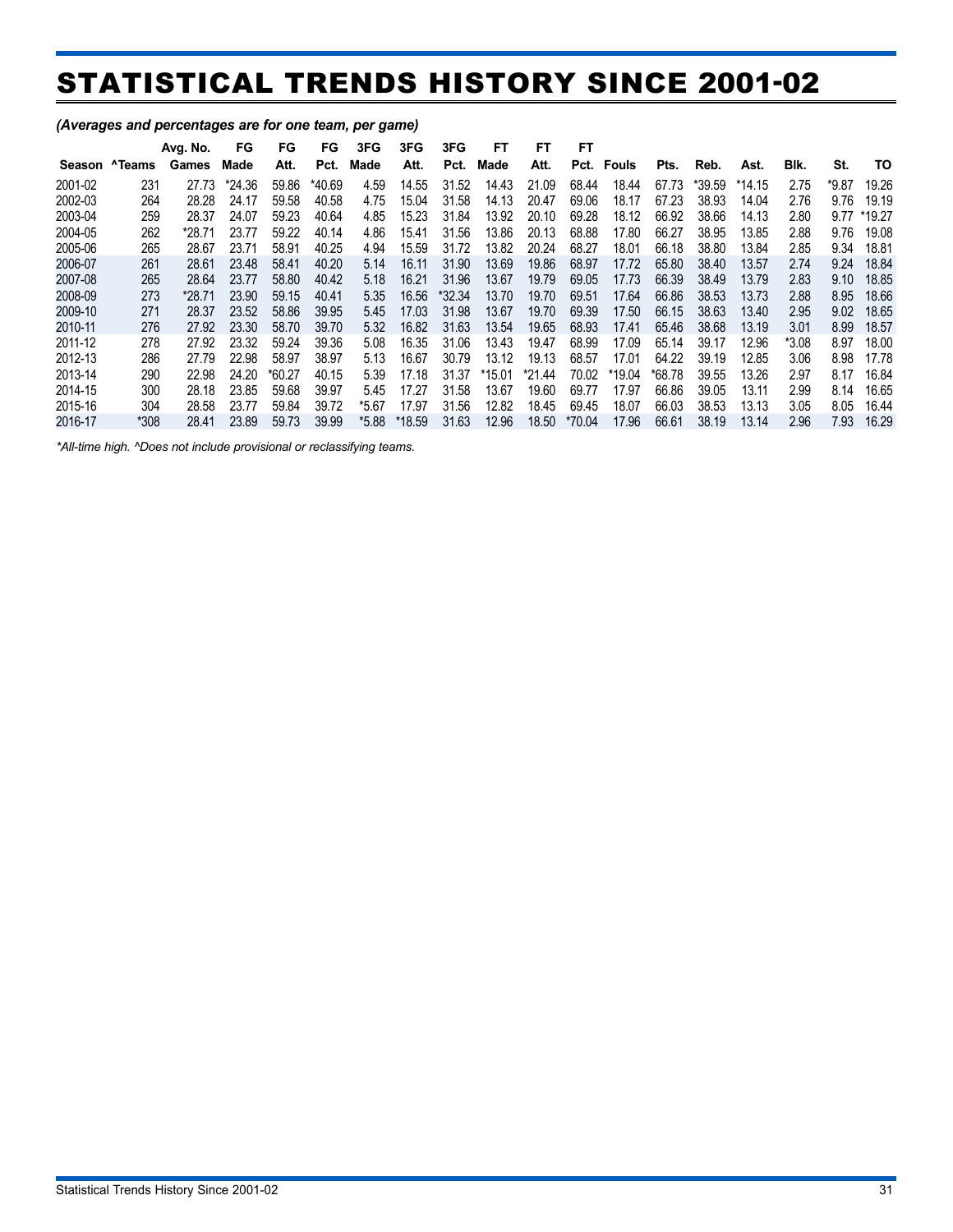# STATISTICAL TRENDS HISTORY SINCE 2001-02

*(Averages and percentages are for one team, per game)*

| Season | ^Teams | Avg. No. Games | FG Made | FG Att. | FG Pct. | 3FG Made | 3FG Att. | 3FG Pct. | FT Made | FT Att. | FT Pct. | Fouls | Pts. | Reb. | Ast. | Blk. | St. | TO |
|---|---|---|---|---|---|---|---|---|---|---|---|---|---|---|---|---|---|---|
| 2001-02 | 231 | 27.73 | *24.36 | 59.86 | *40.69 | 4.59 | 14.55 | 31.52 | 14.43 | 21.09 | 68.44 | 18.44 | 67.73 | *39.59 | *14.15 | 2.75 | *9.87 | 19.26 |
| 2002-03 | 264 | 28.28 | 24.17 | 59.58 | 40.58 | 4.75 | 15.04 | 31.58 | 14.13 | 20.47 | 69.06 | 18.17 | 67.23 | 38.93 | 14.04 | 2.76 | 9.76 | 19.19 |
| 2003-04 | 259 | 28.37 | 24.07 | 59.23 | 40.64 | 4.85 | 15.23 | 31.84 | 13.92 | 20.10 | 69.28 | 18.12 | 66.92 | 38.66 | 14.13 | 2.80 | 9.77 | *19.27 |
| 2004-05 | 262 | *28.71 | 23.77 | 59.22 | 40.14 | 4.86 | 15.41 | 31.56 | 13.86 | 20.13 | 68.88 | 17.80 | 66.27 | 38.95 | 13.85 | 2.88 | 9.76 | 19.08 |
| 2005-06 | 265 | 28.67 | 23.71 | 58.91 | 40.25 | 4.94 | 15.59 | 31.72 | 13.82 | 20.24 | 68.27 | 18.01 | 66.18 | 38.80 | 13.84 | 2.85 | 9.34 | 18.81 |
| 2006-07 | 261 | 28.61 | 23.48 | 58.41 | 40.20 | 5.14 | 16.11 | 31.90 | 13.69 | 19.86 | 68.97 | 17.72 | 65.80 | 38.40 | 13.57 | 2.74 | 9.24 | 18.84 |
| 2007-08 | 265 | 28.64 | 23.77 | 58.80 | 40.42 | 5.18 | 16.21 | 31.96 | 13.67 | 19.79 | 69.05 | 17.73 | 66.39 | 38.49 | 13.79 | 2.83 | 9.10 | 18.85 |
| 2008-09 | 273 | *28.71 | 23.90 | 59.15 | 40.41 | 5.35 | 16.56 | *32.34 | 13.70 | 19.70 | 69.51 | 17.64 | 66.86 | 38.53 | 13.73 | 2.88 | 8.95 | 18.66 |
| 2009-10 | 271 | 28.37 | 23.52 | 58.86 | 39.95 | 5.45 | 17.03 | 31.98 | 13.67 | 19.70 | 69.39 | 17.50 | 66.15 | 38.63 | 13.40 | 2.95 | 9.02 | 18.65 |
| 2010-11 | 276 | 27.92 | 23.30 | 58.70 | 39.70 | 5.32 | 16.82 | 31.63 | 13.54 | 19.65 | 68.93 | 17.41 | 65.46 | 38.68 | 13.19 | 3.01 | 8.99 | 18.57 |
| 2011-12 | 278 | 27.92 | 23.32 | 59.24 | 39.36 | 5.08 | 16.35 | 31.06 | 13.43 | 19.47 | 68.99 | 17.09 | 65.14 | 39.17 | 12.96 | *3.08 | 8.97 | 18.00 |
| 2012-13 | 286 | 27.79 | 22.98 | 58.97 | 38.97 | 5.13 | 16.67 | 30.79 | 13.12 | 19.13 | 68.57 | 17.01 | 64.22 | 39.19 | 12.85 | 3.06 | 8.98 | 17.78 |
| 2013-14 | 290 | 22.98 | 24.20 | *60.27 | 40.15 | 5.39 | 17.18 | 31.37 | *15.01 | *21.44 | 70.02 | *19.04 | *68.78 | 39.55 | 13.26 | 2.97 | 8.17 | 16.84 |
| 2014-15 | 300 | 28.18 | 23.85 | 59.68 | 39.97 | 5.45 | 17.27 | 31.58 | 13.67 | 19.60 | 69.77 | 17.97 | 66.86 | 39.05 | 13.11 | 2.99 | 8.14 | 16.65 |
| 2015-16 | 304 | 28.58 | 23.77 | 59.84 | 39.72 | *5.67 | 17.97 | 31.56 | 12.82 | 18.45 | 69.45 | 18.07 | 66.03 | 38.53 | 13.13 | 3.05 | 8.05 | 16.44 |
| 2016-17 | *308 | 28.41 | 23.89 | 59.73 | 39.99 | *5.88 | *18.59 | 31.63 | 12.96 | 18.50 | *70.04 | 17.96 | 66.61 | 38.19 | 13.14 | 2.96 | 7.93 | 16.29 |

*\*All-time high. ^Does not include provisional or reclassifying teams.*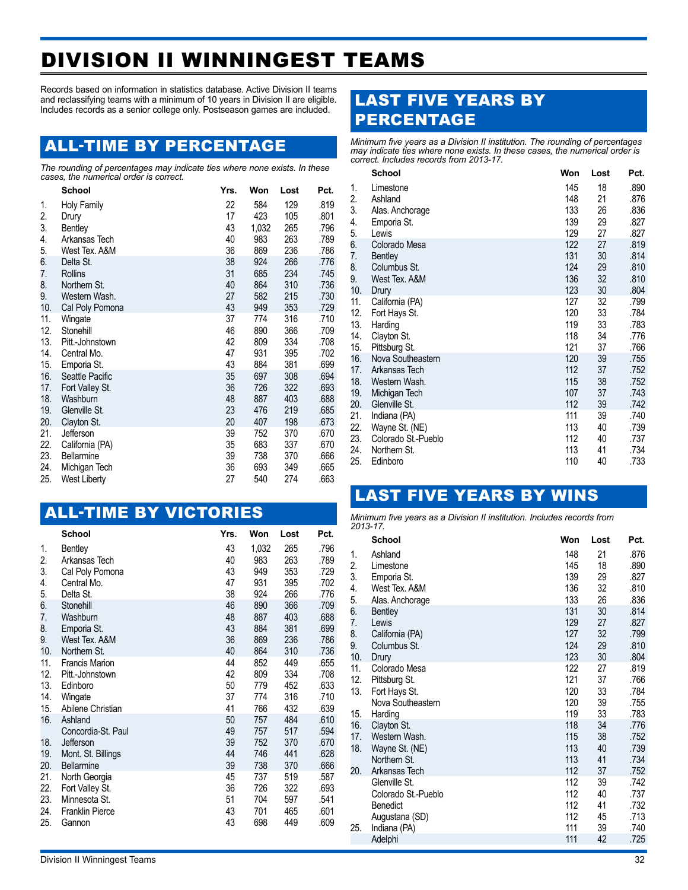# DIVISION II WINNINGEST TEAMS

Records based on information in statistics database. Active Division II teams and reclassifying teams with a minimum of 10 years in Division II are eligible. Includes records as a senior college only. Postseason games are included.

## ALL-TIME BY PERCENTAGE

*The rounding of percentages may indicate ties where none exists. In these cases, the numerical order is correct.*

| | School | Yrs. | Won | Lost | Pct. |
|---|---|---|---|---|---|
| 1. | Holy Family | 22 | 584 | 129 | .819 |
| 2. | Drury | 17 | 423 | 105 | .801 |
| 3. | Bentley | 43 | 1,032 | 265 | .796 |
| 4. | Arkansas Tech | 40 | 983 | 263 | .789 |
| 5. | West Tex. A&M | 36 | 869 | 236 | .786 |
| 6. | Delta St. | 38 | 924 | 266 | .776 |
| 7. | Rollins | 31 | 685 | 234 | .745 |
| 8. | Northern St. | 40 | 864 | 310 | .736 |
| 9. | Western Wash. | 27 | 582 | 215 | .730 |
| 10. | Cal Poly Pomona | 43 | 949 | 353 | .729 |
| 11. | Wingate | 37 | 774 | 316 | .710 |
| 12. | Stonehill | 46 | 890 | 366 | .709 |
| 13. | Pitt.-Johnstown | 42 | 809 | 334 | .708 |
| 14. | Central Mo. | 47 | 931 | 395 | .702 |
| 15. | Emporia St. | 43 | 884 | 381 | .699 |
| 16. | Seattle Pacific | 35 | 697 | 308 | .694 |
| 17. | Fort Valley St. | 36 | 726 | 322 | .693 |
| 18. | Washburn | 48 | 887 | 403 | .688 |
| 19. | Glenville St. | 23 | 476 | 219 | .685 |
| 20. | Clayton St. | 20 | 407 | 198 | .673 |
| 21. | Jefferson | 39 | 752 | 370 | .670 |
| 22. | California (PA) | 35 | 683 | 337 | .670 |
| 23. | Bellarmine | 39 | 738 | 370 | .666 |
| 24. | Michigan Tech | 36 | 693 | 349 | .665 |
| 25. | West Liberty | 27 | 540 | 274 | .663 |

## ALL-TIME BY VICTORIES

| | School | Yrs. | Won | Lost | Pct. |
|---|---|---|---|---|---|
| 1. | Bentley | 43 | 1,032 | 265 | .796 |
| 2. | Arkansas Tech | 40 | 983 | 263 | .789 |
| 3. | Cal Poly Pomona | 43 | 949 | 353 | .729 |
| 4. | Central Mo. | 47 | 931 | 395 | .702 |
| 5. | Delta St. | 38 | 924 | 266 | .776 |
| 6. | Stonehill | 46 | 890 | 366 | .709 |
| 7. | Washburn | 48 | 887 | 403 | .688 |
| 8. | Emporia St. | 43 | 884 | 381 | .699 |
| 9. | West Tex. A&M | 36 | 869 | 236 | .786 |
| 10. | Northern St. | 40 | 864 | 310 | .736 |
| 11. | Francis Marion | 44 | 852 | 449 | .655 |
| 12. | Pitt.-Johnstown | 42 | 809 | 334 | .708 |
| 13. | Edinboro | 50 | 779 | 452 | .633 |
| 14. | Wingate | 37 | 774 | 316 | .710 |
| 15. | Abilene Christian | 41 | 766 | 432 | .639 |
| 16. | Ashland | 50 | 757 | 484 | .610 |
| | Concordia-St. Paul | 49 | 757 | 517 | .594 |
| 18. | Jefferson | 39 | 752 | 370 | .670 |
| 19. | Mont. St. Billings | 44 | 746 | 441 | .628 |
| 20. | Bellarmine | 39 | 738 | 370 | .666 |
| 21. | North Georgia | 45 | 737 | 519 | .587 |
| 22. | Fort Valley St. | 36 | 726 | 322 | .693 |
| 23. | Minnesota St. | 51 | 704 | 597 | .541 |
| 24. | Franklin Pierce | 43 | 701 | 465 | .601 |
| 25. | Gannon | 43 | 698 | 449 | .609 |

## LAST FIVE YEARS BY PERCENTAGE

*Minimum five years as a Division II institution. The rounding of percentages may indicate ties where none exists. In these cases, the numerical order is correct. Includes records from 2013-17.*

| | School | Won | Lost | Pct. |
|---|---|---|---|---|
| 1. | Limestone | 145 | 18 | .890 |
| 2. | Ashland | 148 | 21 | .876 |
| 3. | Alas. Anchorage | 133 | 26 | .836 |
| 4. | Emporia St. | 139 | 29 | .827 |
| 5. | Lewis | 129 | 27 | .827 |
| 6. | Colorado Mesa | 122 | 27 | .819 |
| 7. | Bentley | 131 | 30 | .814 |
| 8. | Columbus St. | 124 | 29 | .810 |
| 9. | West Tex. A&M | 136 | 32 | .810 |
| 10. | Drury | 123 | 30 | .804 |
| 11. | California (PA) | 127 | 32 | .799 |
| 12. | Fort Hays St. | 120 | 33 | .784 |
| 13. | Harding | 119 | 33 | .783 |
| 14. | Clayton St. | 118 | 34 | .776 |
| 15. | Pittsburg St. | 121 | 37 | .766 |
| 16. | Nova Southeastern | 120 | 39 | .755 |
| 17. | Arkansas Tech | 112 | 37 | .752 |
| 18. | Western Wash. | 115 | 38 | .752 |
| 19. | Michigan Tech | 107 | 37 | .743 |
| 20. | Glenville St. | 112 | 39 | .742 |
| 21. | Indiana (PA) | 111 | 39 | .740 |
| 22. | Wayne St. (NE) | 113 | 40 | .739 |
| 23. | Colorado St.-Pueblo | 112 | 40 | .737 |
| 24. | Northern St. | 113 | 41 | .734 |
| 25. | Edinboro | 110 | 40 | .733 |

## LAST FIVE YEARS BY WINS

*Minimum five years as a Division II institution. Includes records from 2013-17.*

| | School | Won | Lost | Pct. |
|---|---|---|---|---|
| 1. | Ashland | 148 | 21 | .876 |
| 2. | Limestone | 145 | 18 | .890 |
| 3. | Emporia St. | 139 | 29 | .827 |
| 4. | West Tex. A&M | 136 | 32 | .810 |
| 5. | Alas. Anchorage | 133 | 26 | .836 |
| 6. | Bentley | 131 | 30 | .814 |
| 7. | Lewis | 129 | 27 | .827 |
| 8. | California (PA) | 127 | 32 | .799 |
| 9. | Columbus St. | 124 | 29 | .810 |
| 10. | Drury | 123 | 30 | .804 |
| 11. | Colorado Mesa | 122 | 27 | .819 |
| 12. | Pittsburg St. | 121 | 37 | .766 |
| 13. | Fort Hays St. | 120 | 33 | .784 |
| | Nova Southeastern | 120 | 39 | .755 |
| 15. | Harding | 119 | 33 | .783 |
| 16. | Clayton St. | 118 | 34 | .776 |
| 17. | Western Wash. | 115 | 38 | .752 |
| 18. | Wayne St. (NE) | 113 | 40 | .739 |
| | Northern St. | 113 | 41 | .734 |
| 20. | Arkansas Tech | 112 | 37 | .752 |
| | Glenville St. | 112 | 39 | .742 |
| | Colorado St.-Pueblo | 112 | 40 | .737 |
| | Benedict | 112 | 41 | .732 |
| | Augustana (SD) | 112 | 45 | .713 |
| 25. | Indiana (PA) | 111 | 39 | .740 |
| | Adelphi | 111 | 42 | .725 |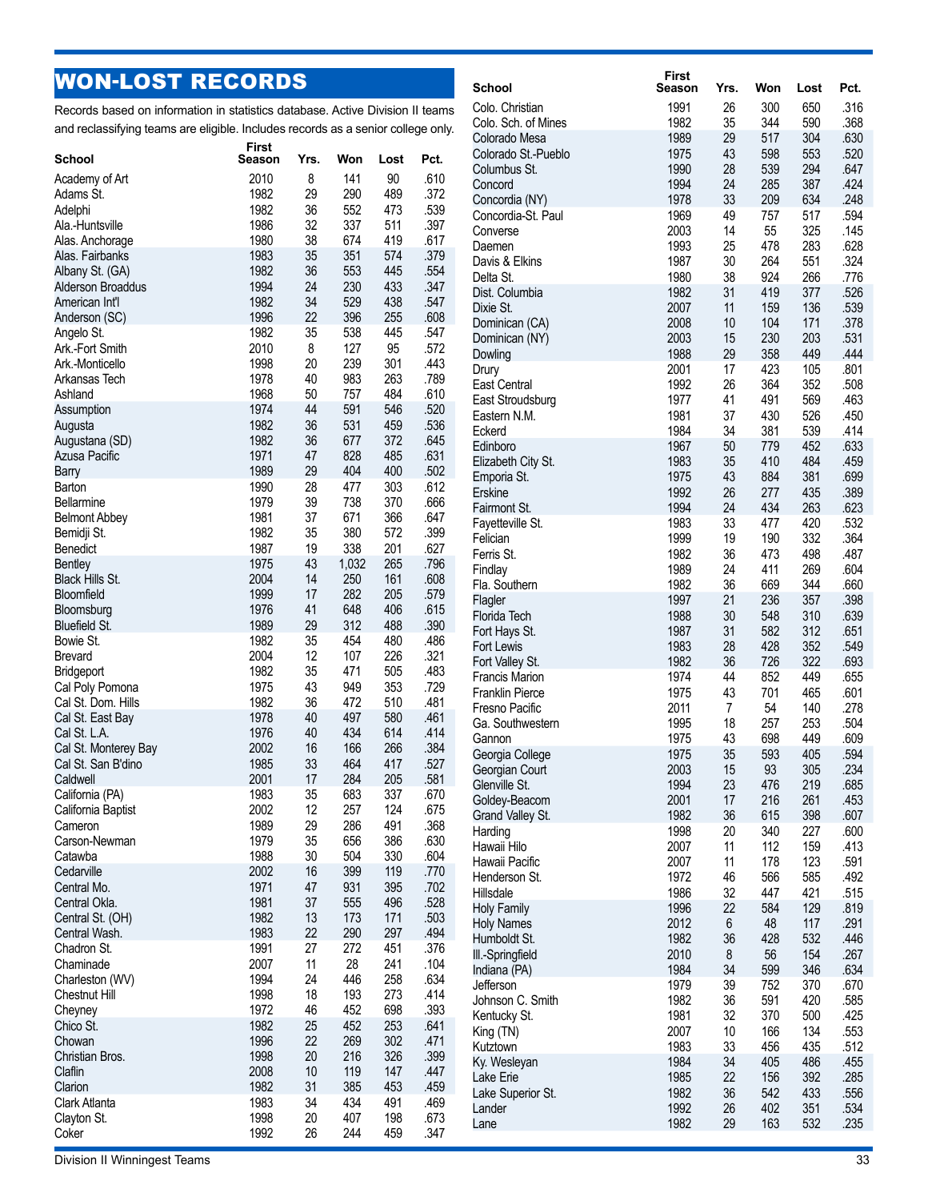# WON-LOST RECORDS

Records based on information in statistics database. Active Division II teams and reclassifying teams are eligible. Includes records as a senior college only.

| School | First Season | Yrs. | Won | Lost | Pct. |
|---|---|---|---|---|---|
| Academy of Art | 2010 | 8 | 141 | 90 | .610 |
| Adams St. | 1982 | 29 | 290 | 489 | .372 |
| Adelphi | 1982 | 36 | 552 | 473 | .539 |
| Ala.-Huntsville | 1986 | 32 | 337 | 511 | .397 |
| Alas. Anchorage | 1980 | 38 | 674 | 419 | .617 |
| Alas. Fairbanks | 1983 | 35 | 351 | 574 | .379 |
| Albany St. (GA) | 1982 | 36 | 553 | 445 | .554 |
| Alderson Broaddus | 1994 | 24 | 230 | 433 | .347 |
| American Int'l | 1982 | 34 | 529 | 438 | .547 |
| Anderson (SC) | 1996 | 22 | 396 | 255 | .608 |
| Angelo St. | 1982 | 35 | 538 | 445 | .547 |
| Ark.-Fort Smith | 2010 | 8 | 127 | 95 | .572 |
| Ark.-Monticello | 1998 | 20 | 239 | 301 | .443 |
| Arkansas Tech | 1978 | 40 | 983 | 263 | .789 |
| Ashland | 1968 | 50 | 757 | 484 | .610 |
| Assumption | 1974 | 44 | 591 | 546 | .520 |
| Augusta | 1982 | 36 | 531 | 459 | .536 |
| Augustana (SD) | 1982 | 36 | 677 | 372 | .645 |
| Azusa Pacific | 1971 | 47 | 828 | 485 | .631 |
| Barry | 1989 | 29 | 404 | 400 | .502 |
| Barton | 1990 | 28 | 477 | 303 | .612 |
| Bellarmine | 1979 | 39 | 738 | 370 | .666 |
| Belmont Abbey | 1981 | 37 | 671 | 366 | .647 |
| Bemidji St. | 1982 | 35 | 380 | 572 | .399 |
| Benedict | 1987 | 19 | 338 | 201 | .627 |
| Bentley | 1975 | 43 | 1,032 | 265 | .796 |
| Black Hills St. | 2004 | 14 | 250 | 161 | .608 |
| Bloomfield | 1999 | 17 | 282 | 205 | .579 |
| Bloomsburg | 1976 | 41 | 648 | 406 | .615 |
| Bluefield St. | 1989 | 29 | 312 | 488 | .390 |
| Bowie St. | 1982 | 35 | 454 | 480 | .486 |
| Brevard | 2004 | 12 | 107 | 226 | .321 |
| Bridgeport | 1982 | 35 | 471 | 505 | .483 |
| Cal Poly Pomona | 1975 | 43 | 949 | 353 | .729 |
| Cal St. Dom. Hills | 1982 | 36 | 472 | 510 | .481 |
| Cal St. East Bay | 1978 | 40 | 497 | 580 | .461 |
| Cal St. L.A. | 1976 | 40 | 434 | 614 | .414 |
| Cal St. Monterey Bay | 2002 | 16 | 166 | 266 | .384 |
| Cal St. San B'dino | 1985 | 33 | 464 | 417 | .527 |
| Caldwell | 2001 | 17 | 284 | 205 | .581 |
| California (PA) | 1983 | 35 | 683 | 337 | .670 |
| California Baptist | 2002 | 12 | 257 | 124 | .675 |
| Cameron | 1989 | 29 | 286 | 491 | .368 |
| Carson-Newman | 1979 | 35 | 656 | 386 | .630 |
| Catawba | 1988 | 30 | 504 | 330 | .604 |
| Cedarville | 2002 | 16 | 399 | 119 | .770 |
| Central Mo. | 1971 | 47 | 931 | 395 | .702 |
| Central Okla. | 1981 | 37 | 555 | 496 | .528 |
| Central St. (OH) | 1982 | 13 | 173 | 171 | .503 |
| Central Wash. | 1983 | 22 | 290 | 297 | .494 |
| Chadron St. | 1991 | 27 | 272 | 451 | .376 |
| Chaminade | 2007 | 11 | 28 | 241 | .104 |
| Charleston (WV) | 1994 | 24 | 446 | 258 | .634 |
| Chestnut Hill | 1998 | 18 | 193 | 273 | .414 |
| Cheyney | 1972 | 46 | 452 | 698 | .393 |
| Chico St. | 1982 | 25 | 452 | 253 | .641 |
| Chowan | 1996 | 22 | 269 | 302 | .471 |
| Christian Bros. | 1998 | 20 | 216 | 326 | .399 |
| Claflin | 2008 | 10 | 119 | 147 | .447 |
| Clarion | 1982 | 31 | 385 | 453 | .459 |
| Clark Atlanta | 1983 | 34 | 434 | 491 | .469 |
| Clayton St. | 1998 | 20 | 407 | 198 | .673 |
| Coker | 1992 | 26 | 244 | 459 | .347 |
| Colo. Christian | 1991 | 26 | 300 | 650 | .316 |
| Colo. Sch. of Mines | 1982 | 35 | 344 | 590 | .368 |
| Colorado Mesa | 1989 | 29 | 517 | 304 | .630 |
| Colorado St.-Pueblo | 1975 | 43 | 598 | 553 | .520 |
| Columbus St. | 1990 | 28 | 539 | 294 | .647 |
| Concord | 1994 | 24 | 285 | 387 | .424 |
| Concordia (NY) | 1978 | 33 | 209 | 634 | .248 |
| Concordia-St. Paul | 1969 | 49 | 757 | 517 | .594 |
| Converse | 2003 | 14 | 55 | 325 | .145 |
| Daemen | 1993 | 25 | 478 | 283 | .628 |
| Davis & Elkins | 1987 | 30 | 264 | 551 | .324 |
| Delta St. | 1980 | 38 | 924 | 266 | .776 |
| Dist. Columbia | 1982 | 31 | 419 | 377 | .526 |
| Dixie St. | 2007 | 11 | 159 | 136 | .539 |
| Dominican (CA) | 2008 | 10 | 104 | 171 | .378 |
| Dominican (NY) | 2003 | 15 | 230 | 203 | .531 |
| Dowling | 1988 | 29 | 358 | 449 | .444 |
| Drury | 2001 | 17 | 423 | 105 | .801 |
| East Central | 1992 | 26 | 364 | 352 | .508 |
| East Stroudsburg | 1977 | 41 | 491 | 569 | .463 |
| Eastern N.M. | 1981 | 37 | 430 | 526 | .450 |
| Eckerd | 1984 | 34 | 381 | 539 | .414 |
| Edinboro | 1967 | 50 | 779 | 452 | .633 |
| Elizabeth City St. | 1983 | 35 | 410 | 484 | .459 |
| Emporia St. | 1975 | 43 | 884 | 381 | .699 |
| Erskine | 1992 | 26 | 277 | 435 | .389 |
| Fairmont St. | 1994 | 24 | 434 | 263 | .623 |
| Fayetteville St. | 1983 | 33 | 477 | 420 | .532 |
| Felician | 1999 | 19 | 190 | 332 | .364 |
| Ferris St. | 1982 | 36 | 473 | 498 | .487 |
| Findlay | 1989 | 24 | 411 | 269 | .604 |
| Fla. Southern | 1982 | 36 | 669 | 344 | .660 |
| Flagler | 1997 | 21 | 236 | 357 | .398 |
| Florida Tech | 1988 | 30 | 548 | 310 | .639 |
| Fort Hays St. | 1987 | 31 | 582 | 312 | .651 |
| Fort Lewis | 1983 | 28 | 428 | 352 | .549 |
| Fort Valley St. | 1982 | 36 | 726 | 322 | .693 |
| Francis Marion | 1974 | 44 | 852 | 449 | .655 |
| Franklin Pierce | 1975 | 43 | 701 | 465 | .601 |
| Fresno Pacific | 2011 | 7 | 54 | 140 | .278 |
| Ga. Southwestern | 1995 | 18 | 257 | 253 | .504 |
| Gannon | 1975 | 43 | 698 | 449 | .609 |
| Georgia College | 1975 | 35 | 593 | 405 | .594 |
| Georgian Court | 2003 | 15 | 93 | 305 | .234 |
| Glenville St. | 1994 | 23 | 476 | 219 | .685 |
| Goldey-Beacom | 2001 | 17 | 216 | 261 | .453 |
| Grand Valley St. | 1982 | 36 | 615 | 398 | .607 |
| Harding | 1998 | 20 | 340 | 227 | .600 |
| Hawaii Hilo | 2007 | 11 | 112 | 159 | .413 |
| Hawaii Pacific | 2007 | 11 | 178 | 123 | .591 |
| Henderson St. | 1972 | 46 | 566 | 585 | .492 |
| Hillsdale | 1986 | 32 | 447 | 421 | .515 |
| Holy Family | 1996 | 22 | 584 | 129 | .819 |
| Holy Names | 2012 | 6 | 48 | 117 | .291 |
| Humboldt St. | 1982 | 36 | 428 | 532 | .446 |
| Ill.-Springfield | 2010 | 8 | 56 | 154 | .267 |
| Indiana (PA) | 1984 | 34 | 599 | 346 | .634 |
| Jefferson | 1979 | 39 | 752 | 370 | .670 |
| Johnson C. Smith | 1982 | 36 | 591 | 420 | .585 |
| Kentucky St. | 1981 | 32 | 370 | 500 | .425 |
| King (TN) | 2007 | 10 | 166 | 134 | .553 |
| Kutztown | 1983 | 33 | 456 | 435 | .512 |
| Ky. Wesleyan | 1984 | 34 | 405 | 486 | .455 |
| Lake Erie | 1985 | 22 | 156 | 392 | .285 |
| Lake Superior St. | 1982 | 36 | 542 | 433 | .556 |
| Lander | 1992 | 26 | 402 | 351 | .534 |
| Lane | 1982 | 29 | 163 | 532 | .235 |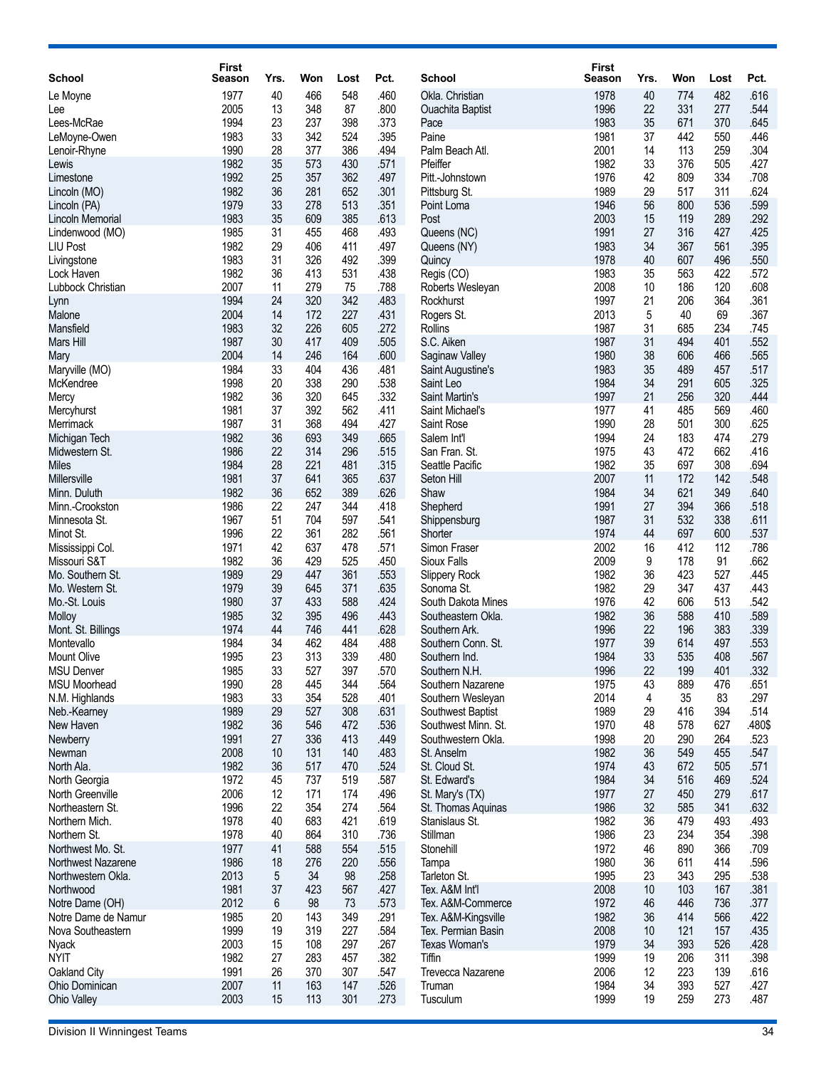| School | First Season | Yrs. | Won | Lost | Pct. |
|---|---|---|---|---|---|
| Le Moyne | 1977 | 40 | 466 | 548 | .460 |
| Lee | 2005 | 13 | 348 | 87 | .800 |
| Lees-McRae | 1994 | 23 | 237 | 398 | .373 |
| LeMoyne-Owen | 1983 | 33 | 342 | 524 | .395 |
| Lenoir-Rhyne | 1990 | 28 | 377 | 386 | .494 |
| Lewis | 1982 | 35 | 573 | 430 | .571 |
| Limestone | 1992 | 25 | 357 | 362 | .497 |
| Lincoln (MO) | 1982 | 36 | 281 | 652 | .301 |
| Lincoln (PA) | 1979 | 33 | 278 | 513 | .351 |
| Lincoln Memorial | 1983 | 35 | 609 | 385 | .613 |
| Lindenwood (MO) | 1985 | 31 | 455 | 468 | .493 |
| LIU Post | 1982 | 29 | 406 | 411 | .497 |
| Livingstone | 1983 | 31 | 326 | 492 | .399 |
| Lock Haven | 1982 | 36 | 413 | 531 | .438 |
| Lubbock Christian | 2007 | 11 | 279 | 75 | .788 |
| Lynn | 1994 | 24 | 320 | 342 | .483 |
| Malone | 2004 | 14 | 172 | 227 | .431 |
| Mansfield | 1983 | 32 | 226 | 605 | .272 |
| Mars Hill | 1987 | 30 | 417 | 409 | .505 |
| Mary | 2004 | 14 | 246 | 164 | .600 |
| Maryville (MO) | 1984 | 33 | 404 | 436 | .481 |
| McKendree | 1998 | 20 | 338 | 290 | .538 |
| Mercy | 1982 | 36 | 320 | 645 | .332 |
| Mercyhurst | 1981 | 37 | 392 | 562 | .411 |
| Merrimack | 1987 | 31 | 368 | 494 | .427 |
| Michigan Tech | 1982 | 36 | 693 | 349 | .665 |
| Midwestern St. | 1986 | 22 | 314 | 296 | .515 |
| Miles | 1984 | 28 | 221 | 481 | .315 |
| Millersville | 1981 | 37 | 641 | 365 | .637 |
| Minn. Duluth | 1982 | 36 | 652 | 389 | .626 |
| Minn.-Crookston | 1986 | 22 | 247 | 344 | .418 |
| Minnesota St. | 1967 | 51 | 704 | 597 | .541 |
| Minot St. | 1996 | 22 | 361 | 282 | .561 |
| Mississippi Col. | 1971 | 42 | 637 | 478 | .571 |
| Missouri S&T | 1982 | 36 | 429 | 525 | .450 |
| Mo. Southern St. | 1989 | 29 | 447 | 361 | .553 |
| Mo. Western St. | 1979 | 39 | 645 | 371 | .635 |
| Mo.-St. Louis | 1980 | 37 | 433 | 588 | .424 |
| Molloy | 1985 | 32 | 395 | 496 | .443 |
| Mont. St. Billings | 1974 | 44 | 746 | 441 | .628 |
| Montevallo | 1984 | 34 | 462 | 484 | .488 |
| Mount Olive | 1995 | 23 | 313 | 339 | .480 |
| MSU Denver | 1985 | 33 | 527 | 397 | .570 |
| MSU Moorhead | 1990 | 28 | 445 | 344 | .564 |
| N.M. Highlands | 1983 | 33 | 354 | 528 | .401 |
| Neb.-Kearney | 1989 | 29 | 527 | 308 | .631 |
| New Haven | 1982 | 36 | 546 | 472 | .536 |
| Newberry | 1991 | 27 | 336 | 413 | .449 |
| Newman | 2008 | 10 | 131 | 140 | .483 |
| North Ala. | 1982 | 36 | 517 | 470 | .524 |
| North Georgia | 1972 | 45 | 737 | 519 | .587 |
| North Greenville | 2006 | 12 | 171 | 174 | .496 |
| Northeastern St. | 1996 | 22 | 354 | 274 | .564 |
| Northern Mich. | 1978 | 40 | 683 | 421 | .619 |
| Northern St. | 1978 | 40 | 864 | 310 | .736 |
| Northwest Mo. St. | 1977 | 41 | 588 | 554 | .515 |
| Northwest Nazarene | 1986 | 18 | 276 | 220 | .556 |
| Northwestern Okla. | 2013 | 5 | 34 | 98 | .258 |
| Northwood | 1981 | 37 | 423 | 567 | .427 |
| Notre Dame (OH) | 2012 | 6 | 98 | 73 | .573 |
| Notre Dame de Namur | 1985 | 20 | 143 | 349 | .291 |
| Nova Southeastern | 1999 | 19 | 319 | 227 | .584 |
| Nyack | 2003 | 15 | 108 | 297 | .267 |
| NYIT | 1982 | 27 | 283 | 457 | .382 |
| Oakland City | 1991 | 26 | 370 | 307 | .547 |
| Ohio Dominican | 2007 | 11 | 163 | 147 | .526 |
| Ohio Valley | 2003 | 15 | 113 | 301 | .273 |
| Okla. Christian | 1978 | 40 | 774 | 482 | .616 |
| Ouachita Baptist | 1996 | 22 | 331 | 277 | .544 |
| Pace | 1983 | 35 | 671 | 370 | .645 |
| Paine | 1981 | 37 | 442 | 550 | .446 |
| Palm Beach Atl. | 2001 | 14 | 113 | 259 | .304 |
| Pfeiffer | 1982 | 33 | 376 | 505 | .427 |
| Pitt.-Johnstown | 1976 | 42 | 809 | 334 | .708 |
| Pittsburg St. | 1989 | 29 | 517 | 311 | .624 |
| Point Loma | 1946 | 56 | 800 | 536 | .599 |
| Post | 2003 | 15 | 119 | 289 | .292 |
| Queens (NC) | 1991 | 27 | 316 | 427 | .425 |
| Queens (NY) | 1983 | 34 | 367 | 561 | .395 |
| Quincy | 1978 | 40 | 607 | 496 | .550 |
| Regis (CO) | 1983 | 35 | 563 | 422 | .572 |
| Roberts Wesleyan | 2008 | 10 | 186 | 120 | .608 |
| Rockhurst | 1997 | 21 | 206 | 364 | .361 |
| Rogers St. | 2013 | 5 | 40 | 69 | .367 |
| Rollins | 1987 | 31 | 685 | 234 | .745 |
| S.C. Aiken | 1987 | 31 | 494 | 401 | .552 |
| Saginaw Valley | 1980 | 38 | 606 | 466 | .565 |
| Saint Augustine's | 1983 | 35 | 489 | 457 | .517 |
| Saint Leo | 1984 | 34 | 291 | 605 | .325 |
| Saint Martin's | 1997 | 21 | 256 | 320 | .444 |
| Saint Michael's | 1977 | 41 | 485 | 569 | .460 |
| Saint Rose | 1990 | 28 | 501 | 300 | .625 |
| Salem Int'l | 1994 | 24 | 183 | 474 | .279 |
| San Fran. St. | 1975 | 43 | 472 | 662 | .416 |
| Seattle Pacific | 1982 | 35 | 697 | 308 | .694 |
| Seton Hill | 2007 | 11 | 172 | 142 | .548 |
| Shaw | 1984 | 34 | 621 | 349 | .640 |
| Shepherd | 1991 | 27 | 394 | 366 | .518 |
| Shippensburg | 1987 | 31 | 532 | 338 | .611 |
| Shorter | 1974 | 44 | 697 | 600 | .537 |
| Simon Fraser | 2002 | 16 | 412 | 112 | .786 |
| Sioux Falls | 2009 | 9 | 178 | 91 | .662 |
| Slippery Rock | 1982 | 36 | 423 | 527 | .445 |
| Sonoma St. | 1982 | 29 | 347 | 437 | .443 |
| South Dakota Mines | 1976 | 42 | 606 | 513 | .542 |
| Southeastern Okla. | 1982 | 36 | 588 | 410 | .589 |
| Southern Ark. | 1996 | 22 | 196 | 383 | .339 |
| Southern Conn. St. | 1977 | 39 | 614 | 497 | .553 |
| Southern Ind. | 1984 | 33 | 535 | 408 | .567 |
| Southern N.H. | 1996 | 22 | 199 | 401 | .332 |
| Southern Nazarene | 1975 | 43 | 889 | 476 | .651 |
| Southern Wesleyan | 2014 | 4 | 35 | 83 | .297 |
| Southwest Baptist | 1989 | 29 | 416 | 394 | .514 |
| Southwest Minn. St. | 1970 | 48 | 578 | 627 | .480$ |
| Southwestern Okla. | 1998 | 20 | 290 | 264 | .523 |
| St. Anselm | 1982 | 36 | 549 | 455 | .547 |
| St. Cloud St. | 1974 | 43 | 672 | 505 | .571 |
| St. Edward's | 1984 | 34 | 516 | 469 | .524 |
| St. Mary's (TX) | 1977 | 27 | 450 | 279 | .617 |
| St. Thomas Aquinas | 1986 | 32 | 585 | 341 | .632 |
| Stanislaus St. | 1982 | 36 | 479 | 493 | .493 |
| Stillman | 1986 | 23 | 234 | 354 | .398 |
| Stonehill | 1972 | 46 | 890 | 366 | .709 |
| Tampa | 1980 | 36 | 611 | 414 | .596 |
| Tarleton St. | 1995 | 23 | 343 | 295 | .538 |
| Tex. A&M Int'l | 2008 | 10 | 103 | 167 | .381 |
| Tex. A&M-Commerce | 1972 | 46 | 446 | 736 | .377 |
| Tex. A&M-Kingsville | 1982 | 36 | 414 | 566 | .422 |
| Tex. Permian Basin | 2008 | 10 | 121 | 157 | .435 |
| Texas Woman's | 1979 | 34 | 393 | 526 | .428 |
| Tiffin | 1999 | 19 | 206 | 311 | .398 |
| Trevecca Nazarene | 2006 | 12 | 223 | 139 | .616 |
| Truman | 1984 | 34 | 393 | 527 | .427 |
| Tusculum | 1999 | 19 | 259 | 273 | .487 |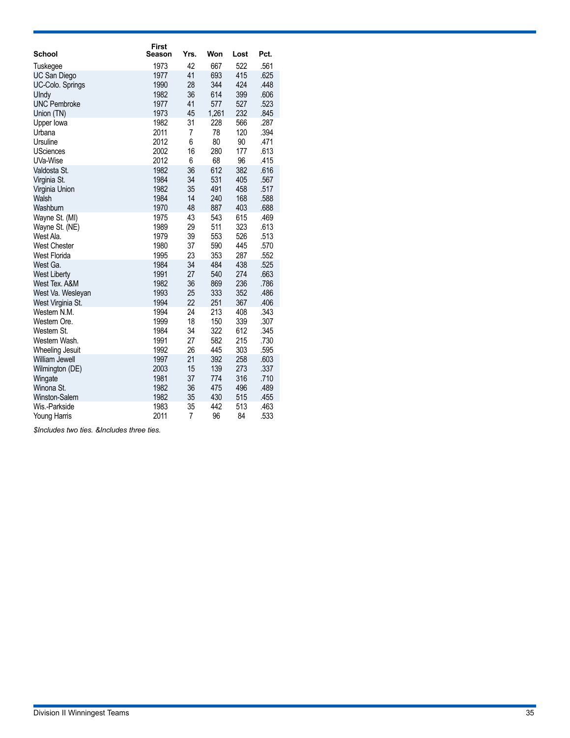| School | First Season | Yrs. | Won | Lost | Pct. |
|---|---|---|---|---|---|
| Tuskegee | 1973 | 42 | 667 | 522 | .561 |
| UC San Diego | 1977 | 41 | 693 | 415 | .625 |
| UC-Colo. Springs | 1990 | 28 | 344 | 424 | .448 |
| UIndy | 1982 | 36 | 614 | 399 | .606 |
| UNC Pembroke | 1977 | 41 | 577 | 527 | .523 |
| Union (TN) | 1973 | 45 | 1,261 | 232 | .845 |
| Upper Iowa | 1982 | 31 | 228 | 566 | .287 |
| Urbana | 2011 | 7 | 78 | 120 | .394 |
| Ursuline | 2012 | 6 | 80 | 90 | .471 |
| USciences | 2002 | 16 | 280 | 177 | .613 |
| UVa-Wise | 2012 | 6 | 68 | 96 | .415 |
| Valdosta St. | 1982 | 36 | 612 | 382 | .616 |
| Virginia St. | 1984 | 34 | 531 | 405 | .567 |
| Virginia Union | 1982 | 35 | 491 | 458 | .517 |
| Walsh | 1984 | 14 | 240 | 168 | .588 |
| Washburn | 1970 | 48 | 887 | 403 | .688 |
| Wayne St. (MI) | 1975 | 43 | 543 | 615 | .469 |
| Wayne St. (NE) | 1989 | 29 | 511 | 323 | .613 |
| West Ala. | 1979 | 39 | 553 | 526 | .513 |
| West Chester | 1980 | 37 | 590 | 445 | .570 |
| West Florida | 1995 | 23 | 353 | 287 | .552 |
| West Ga. | 1984 | 34 | 484 | 438 | .525 |
| West Liberty | 1991 | 27 | 540 | 274 | .663 |
| West Tex. A&M | 1982 | 36 | 869 | 236 | .786 |
| West Va. Wesleyan | 1993 | 25 | 333 | 352 | .486 |
| West Virginia St. | 1994 | 22 | 251 | 367 | .406 |
| Western N.M. | 1994 | 24 | 213 | 408 | .343 |
| Western Ore. | 1999 | 18 | 150 | 339 | .307 |
| Western St. | 1984 | 34 | 322 | 612 | .345 |
| Western Wash. | 1991 | 27 | 582 | 215 | .730 |
| Wheeling Jesuit | 1992 | 26 | 445 | 303 | .595 |
| William Jewell | 1997 | 21 | 392 | 258 | .603 |
| Wilmington (DE) | 2003 | 15 | 139 | 273 | .337 |
| Wingate | 1981 | 37 | 774 | 316 | .710 |
| Winona St. | 1982 | 36 | 475 | 496 | .489 |
| Winston-Salem | 1982 | 35 | 430 | 515 | .455 |
| Wis.-Parkside | 1983 | 35 | 442 | 513 | .463 |
| Young Harris | 2011 | 7 | 96 | 84 | .533 |

*$Includes two ties. &Includes three ties.*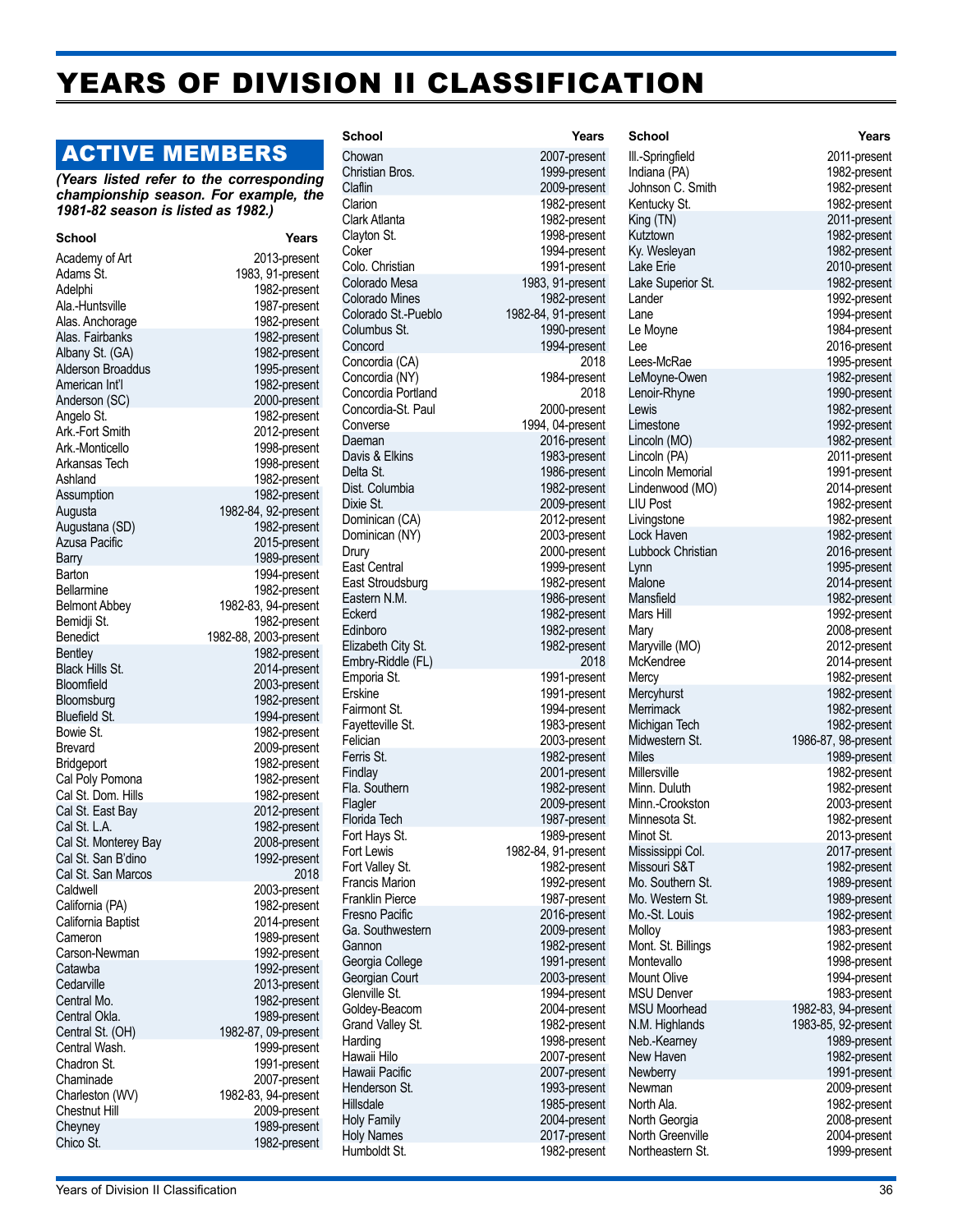# YEARS OF DIVISION II CLASSIFICATION

## ACTIVE MEMBERS

***(Years listed refer to the corresponding championship season. For example, the 1981-82 season is listed as 1982.)***

| School | Years |
|---|---|
| Academy of Art | 2013-present |
| Adams St. | 1983, 91-present |
| Adelphi | 1982-present |
| Ala.-Huntsville | 1987-present |
| Alas. Anchorage | 1982-present |
| Alas. Fairbanks | 1982-present |
| Albany St. (GA) | 1982-present |
| Alderson Broaddus | 1995-present |
| American Int'l | 1982-present |
| Anderson (SC) | 2000-present |
| Angelo St. | 1982-present |
| Ark.-Fort Smith | 2012-present |
| Ark.-Monticello | 1998-present |
| Arkansas Tech | 1998-present |
| Ashland | 1982-present |
| Assumption | 1982-present |
| Augusta | 1982-84, 92-present |
| Augustana (SD) | 1982-present |
| Azusa Pacific | 2015-present |
| Barry | 1989-present |
| Barton | 1994-present |
| Bellarmine | 1982-present |
| Belmont Abbey | 1982-83, 94-present |
| Bemidji St. | 1982-present |
| Benedict | 1982-88, 2003-present |
| Bentley | 1982-present |
| Black Hills St. | 2014-present |
| Bloomfield | 2003-present |
| Bloomsburg | 1982-present |
| Bluefield St. | 1994-present |
| Bowie St. | 1982-present |
| Brevard | 2009-present |
| Bridgeport | 1982-present |
| Cal Poly Pomona | 1982-present |
| Cal St. Dom. Hills | 1982-present |
| Cal St. East Bay | 2012-present |
| Cal St. L.A. | 1982-present |
| Cal St. Monterey Bay | 2008-present |
| Cal St. San B'dino | 1992-present |
| Cal St. San Marcos | 2018 |
| Caldwell | 2003-present |
| California (PA) | 1982-present |
| California Baptist | 2014-present |
| Cameron | 1989-present |
| Carson-Newman | 1992-present |
| Catawba | 1992-present |
| Cedarville | 2013-present |
| Central Mo. | 1982-present |
| Central Okla. | 1989-present |
| Central St. (OH) | 1982-87, 09-present |
| Central Wash. | 1999-present |
| Chadron St. | 1991-present |
| Chaminade | 2007-present |
| Charleston (WV) | 1982-83, 94-present |
| Chestnut Hill | 2009-present |
| Cheyney | 1989-present |
| Chico St. | 1982-present |
| Chowan | 2007-present |
| Christian Bros. | 1999-present |
| Claflin | 2009-present |
| Clarion | 1982-present |
| Clark Atlanta | 1982-present |
| Clayton St. | 1998-present |
| Coker | 1994-present |
| Colo. Christian | 1991-present |
| Colorado Mesa | 1983, 91-present |
| Colorado Mines | 1982-present |
| Colorado St.-Pueblo | 1982-84, 91-present |
| Columbus St. | 1990-present |
| Concord | 1994-present |
| Concordia (CA) | 2018 |
| Concordia (NY) | 1984-present |
| Concordia Portland | 2018 |
| Concordia-St. Paul | 2000-present |
| Converse | 1994, 04-present |
| Daemen | 2016-present |
| Davis & Elkins | 1983-present |
| Delta St. | 1986-present |
| Dist. Columbia | 1982-present |
| Dixie St. | 2009-present |
| Dominican (CA) | 2012-present |
| Dominican (NY) | 2003-present |
| Drury | 2000-present |
| East Central | 1999-present |
| East Stroudsburg | 1982-present |
| Eastern N.M. | 1986-present |
| Eckerd | 1982-present |
| Edinboro | 1982-present |
| Elizabeth City St. | 1982-present |
| Embry-Riddle (FL) | 2018 |
| Emporia St. | 1991-present |
| Erskine | 1991-present |
| Fairmont St. | 1994-present |
| Fayetteville St. | 1983-present |
| Felician | 2003-present |
| Ferris St. | 1982-present |
| Findlay | 2001-present |
| Fla. Southern | 1982-present |
| Flagler | 2009-present |
| Florida Tech | 1987-present |
| Fort Hays St. | 1989-present |
| Fort Lewis | 1982-84, 91-present |
| Fort Valley St. | 1982-present |
| Francis Marion | 1992-present |
| Franklin Pierce | 1987-present |
| Fresno Pacific | 2016-present |
| Ga. Southwestern | 2009-present |
| Gannon | 1982-present |
| Georgia College | 1991-present |
| Georgian Court | 2003-present |
| Glenville St. | 1994-present |
| Goldey-Beacom | 2004-present |
| Grand Valley St. | 1982-present |
| Harding | 1998-present |
| Hawaii Hilo | 2007-present |
| Hawaii Pacific | 2007-present |
| Henderson St. | 1993-present |
| Hillsdale | 1985-present |
| Holy Family | 2004-present |
| Holy Names | 2017-present |
| Humboldt St. | 1982-present |
| Ill.-Springfield | 2011-present |
| Indiana (PA) | 1982-present |
| Johnson C. Smith | 1982-present |
| Kentucky St. | 1982-present |
| King (TN) | 2011-present |
| Kutztown | 1982-present |
| Ky. Wesleyan | 1982-present |
| Lake Erie | 2010-present |
| Lake Superior St. | 1982-present |
| Lander | 1992-present |
| Lane | 1994-present |
| Le Moyne | 1984-present |
| Lee | 2016-present |
| Lees-McRae | 1995-present |
| LeMoyne-Owen | 1982-present |
| Lenoir-Rhyne | 1990-present |
| Lewis | 1982-present |
| Limestone | 1992-present |
| Lincoln (MO) | 1982-present |
| Lincoln (PA) | 2011-present |
| Lincoln Memorial | 1991-present |
| Lindenwood (MO) | 2014-present |
| LIU Post | 1982-present |
| Livingstone | 1982-present |
| Lock Haven | 1982-present |
| Lubbock Christian | 2016-present |
| Lynn | 1995-present |
| Malone | 2014-present |
| Mansfield | 1982-present |
| Mars Hill | 1992-present |
| Mary | 2008-present |
| Maryville (MO) | 2012-present |
| McKendree | 2014-present |
| Mercy | 1982-present |
| Mercyhurst | 1982-present |
| Merrimack | 1982-present |
| Michigan Tech | 1982-present |
| Midwestern St. | 1986-87, 98-present |
| Miles | 1989-present |
| Millersville | 1982-present |
| Minn. Duluth | 1982-present |
| Minn.-Crookston | 2003-present |
| Minnesota St. | 1982-present |
| Minot St. | 2013-present |
| Mississippi Col. | 2017-present |
| Missouri S&T | 1982-present |
| Mo. Southern St. | 1989-present |
| Mo. Western St. | 1989-present |
| Mo.-St. Louis | 1982-present |
| Molloy | 1983-present |
| Mont. St. Billings | 1982-present |
| Montevallo | 1998-present |
| Mount Olive | 1994-present |
| MSU Denver | 1983-present |
| MSU Moorhead | 1982-83, 94-present |
| N.M. Highlands | 1983-85, 92-present |
| Neb.-Kearney | 1989-present |
| New Haven | 1982-present |
| Newberry | 1991-present |
| Newman | 2009-present |
| North Ala. | 1982-present |
| North Georgia | 2008-present |
| North Greenville | 2004-present |
| Northeastern St. | 1999-present |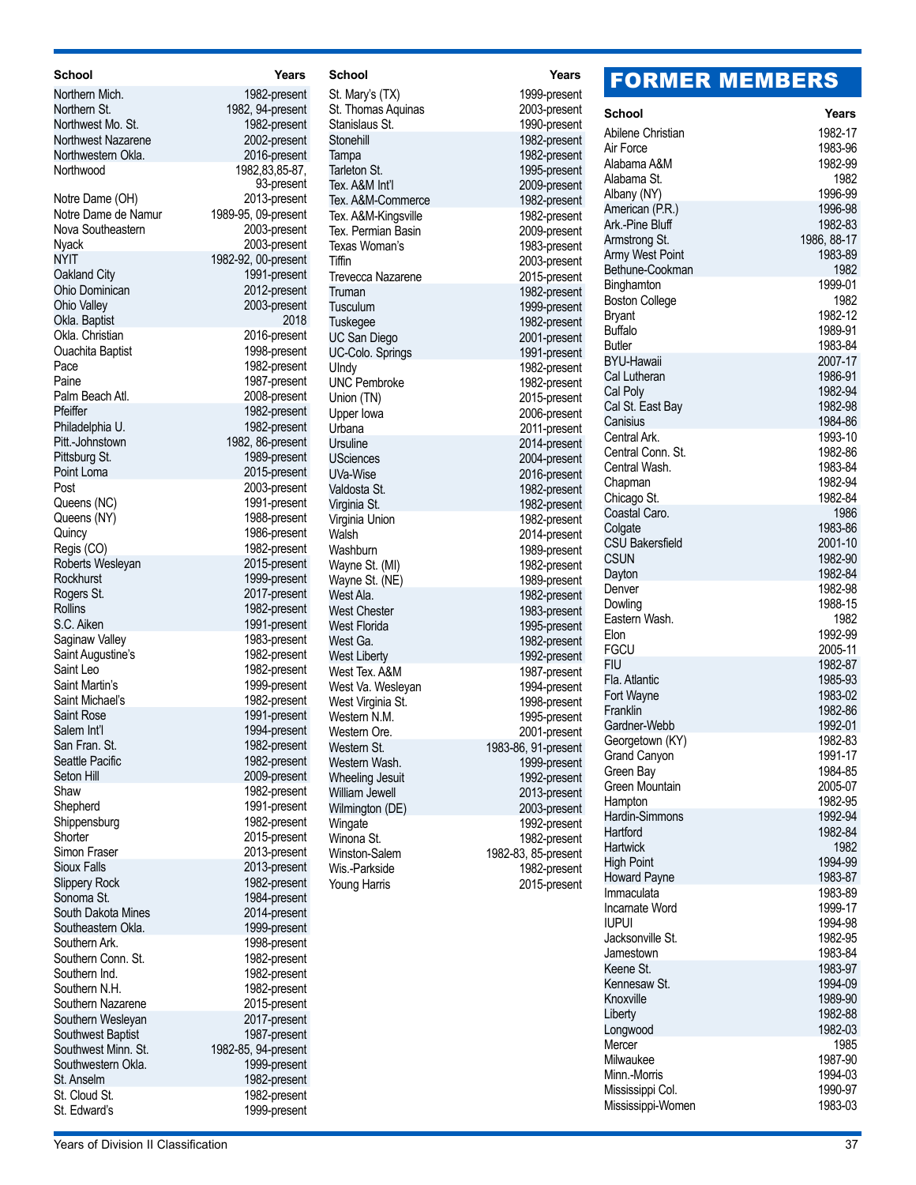| School | Years |
|---|---|
| Northern Mich. | 1982-present |
| Northern St. | 1982, 94-present |
| Northwest Mo. St. | 1982-present |
| Northwest Nazarene | 2002-present |
| Northwestern Okla. | 2016-present |
| Northwood | 1982,83,85-87, 93-present |
| Notre Dame (OH) | 2013-present |
| Notre Dame de Namur | 1989-95, 09-present |
| Nova Southeastern | 2003-present |
| Nyack | 2003-present |
| NYIT | 1982-92, 00-present |
| Oakland City | 1991-present |
| Ohio Dominican | 2012-present |
| Ohio Valley | 2003-present |
| Okla. Baptist | 2018 |
| Okla. Christian | 2016-present |
| Ouachita Baptist | 1998-present |
| Pace | 1982-present |
| Paine | 1987-present |
| Palm Beach Atl. | 2008-present |
| Pfeiffer | 1982-present |
| Philadelphia U. | 1982-present |
| Pitt.-Johnstown | 1982, 86-present |
| Pittsburg St. | 1989-present |
| Point Loma | 2015-present |
| Post | 2003-present |
| Queens (NC) | 1991-present |
| Queens (NY) | 1988-present |
| Quincy | 1986-present |
| Regis (CO) | 1982-present |
| Roberts Wesleyan | 2015-present |
| Rockhurst | 1999-present |
| Rogers St. | 2017-present |
| Rollins | 1982-present |
| S.C. Aiken | 1991-present |
| Saginaw Valley | 1983-present |
| Saint Augustine's | 1982-present |
| Saint Leo | 1982-present |
| Saint Martin's | 1999-present |
| Saint Michael's | 1982-present |
| Saint Rose | 1991-present |
| Salem Int'l | 1994-present |
| San Fran. St. | 1982-present |
| Seattle Pacific | 1982-present |
| Seton Hill | 2009-present |
| Shaw | 1982-present |
| Shepherd | 1991-present |
| Shippensburg | 1982-present |
| Shorter | 2015-present |
| Simon Fraser | 2013-present |
| Sioux Falls | 2013-present |
| Slippery Rock | 1982-present |
| Sonoma St. | 1984-present |
| South Dakota Mines | 2014-present |
| Southeastern Okla. | 1999-present |
| Southern Ark. | 1998-present |
| Southern Conn. St. | 1982-present |
| Southern Ind. | 1982-present |
| Southern N.H. | 1982-present |
| Southern Nazarene | 2015-present |
| Southern Wesleyan | 2017-present |
| Southwest Baptist | 1987-present |
| Southwest Minn. St. | 1982-85, 94-present |
| Southwestern Okla. | 1999-present |
| St. Anselm | 1982-present |
| St. Cloud St. | 1982-present |
| St. Edward's | 1999-present |
| St. Mary's (TX) | 1999-present |
| St. Thomas Aquinas | 2003-present |
| Stanislaus St. | 1990-present |
| Stonehill | 1982-present |
| Tampa | 1982-present |
| Tarleton St. | 1995-present |
| Tex. A&M Int'l | 2009-present |
| Tex. A&M-Commerce | 1982-present |
| Tex. A&M-Kingsville | 1982-present |
| Tex. Permian Basin | 2009-present |
| Texas Woman's | 1983-present |
| Tiffin | 2003-present |
| Trevecca Nazarene | 2015-present |
| Truman | 1982-present |
| Tusculum | 1999-present |
| Tuskegee | 1982-present |
| UC San Diego | 2001-present |
| UC-Colo. Springs | 1991-present |
| UIndy | 1982-present |
| UNC Pembroke | 1982-present |
| Union (TN) | 2015-present |
| Upper Iowa | 2006-present |
| Urbana | 2011-present |
| Ursuline | 2014-present |
| USciences | 2004-present |
| UVa-Wise | 2016-present |
| Valdosta St. | 1982-present |
| Virginia St. | 1982-present |
| Virginia Union | 1982-present |
| Walsh | 2014-present |
| Washburn | 1989-present |
| Wayne St. (MI) | 1982-present |
| Wayne St. (NE) | 1989-present |
| West Ala. | 1982-present |
| West Chester | 1983-present |
| West Florida | 1995-present |
| West Ga. | 1982-present |
| West Liberty | 1992-present |
| West Tex. A&M | 1987-present |
| West Va. Wesleyan | 1994-present |
| West Virginia St. | 1998-present |
| Western N.M. | 1995-present |
| Western Ore. | 2001-present |
| Western St. | 1983-86, 91-present |
| Western Wash. | 1999-present |
| Wheeling Jesuit | 1992-present |
| William Jewell | 2013-present |
| Wilmington (DE) | 2003-present |
| Wingate | 1992-present |
| Winona St. | 1982-present |
| Winston-Salem | 1982-83, 85-present |
| Wis.-Parkside | 1982-present |
| Young Harris | 2015-present |

# FORMER MEMBERS

| School | Years |
|---|---|
| Abilene Christian | 1982-17 |
| Air Force | 1983-96 |
| Alabama A&M | 1982-99 |
| Alabama St. | 1982 |
| Albany (NY) | 1996-99 |
| American (P.R.) | 1996-98 |
| Ark.-Pine Bluff | 1982-83 |
| Armstrong St. | 1986, 88-17 |
| Army West Point | 1983-89 |
| Bethune-Cookman | 1982 |
| Binghamton | 1999-01 |
| Boston College | 1982 |
| Bryant | 1982-12 |
| Buffalo | 1989-91 |
| Butler | 1983-84 |
| BYU-Hawaii | 2007-17 |
| Cal Lutheran | 1986-91 |
| Cal Poly | 1982-94 |
| Cal St. East Bay | 1982-98 |
| Canisius | 1984-86 |
| Central Ark. | 1993-10 |
| Central Conn. St. | 1982-86 |
| Central Wash. | 1983-84 |
| Chapman | 1982-94 |
| Chicago St. | 1982-84 |
| Coastal Caro. | 1986 |
| Colgate | 1983-86 |
| CSU Bakersfield | 2001-10 |
| CSUN | 1982-90 |
| Dayton | 1982-84 |
| Denver | 1982-98 |
| Dowling | 1988-15 |
| Eastern Wash. | 1982 |
| Elon | 1992-99 |
| FGCU | 2005-11 |
| FIU | 1982-87 |
| Fla. Atlantic | 1985-93 |
| Fort Wayne | 1983-02 |
| Franklin | 1982-86 |
| Gardner-Webb | 1992-01 |
| Georgetown (KY) | 1982-83 |
| Grand Canyon | 1991-17 |
| Green Bay | 1984-85 |
| Green Mountain | 2005-07 |
| Hampton | 1982-95 |
| Hardin-Simmons | 1992-94 |
| Hartford | 1982-84 |
| Hartwick | 1982 |
| High Point | 1994-99 |
| Howard Payne | 1983-87 |
| Immaculata | 1983-89 |
| Incarnate Word | 1999-17 |
| IUPUI | 1994-98 |
| Jacksonville St. | 1982-95 |
| Jamestown | 1983-84 |
| Keene St. | 1983-97 |
| Kennesaw St. | 1994-09 |
| Knoxville | 1989-90 |
| Liberty | 1982-88 |
| Longwood | 1982-03 |
| Mercer | 1985 |
| Milwaukee | 1987-90 |
| Minn.-Morris | 1994-03 |
| Mississippi Col. | 1990-97 |
| Mississippi-Women | 1983-03 |

Years of Division II Classification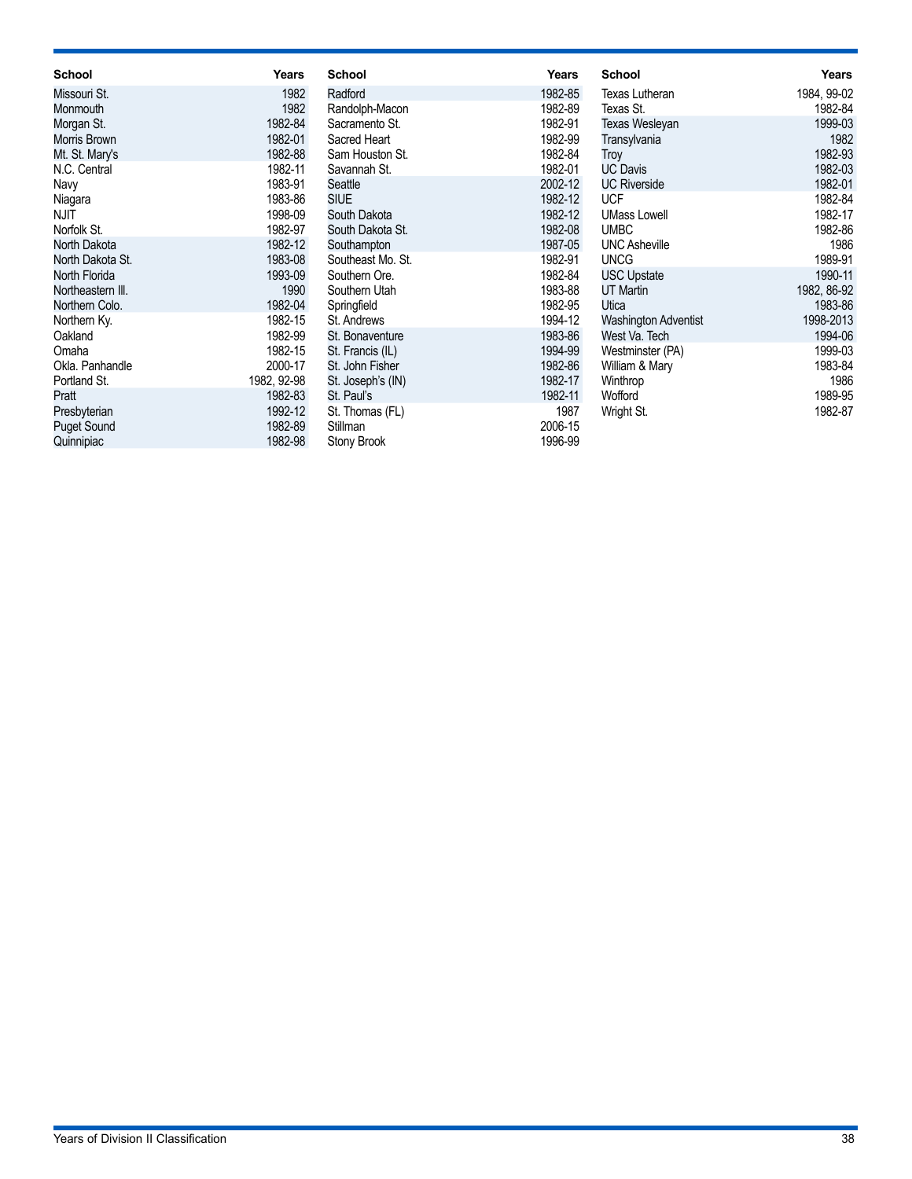| School | Years |
|---|---|
| Missouri St. | 1982 |
| Monmouth | 1982 |
| Morgan St. | 1982-84 |
| Morris Brown | 1982-01 |
| Mt. St. Mary's | 1982-88 |
| N.C. Central | 1982-11 |
| Navy | 1983-91 |
| Niagara | 1983-86 |
| NJIT | 1998-09 |
| Norfolk St. | 1982-97 |
| North Dakota | 1982-12 |
| North Dakota St. | 1983-08 |
| North Florida | 1993-09 |
| Northeastern Ill. | 1990 |
| Northern Colo. | 1982-04 |
| Northern Ky. | 1982-15 |
| Oakland | 1982-99 |
| Omaha | 1982-15 |
| Okla. Panhandle | 2000-17 |
| Portland St. | 1982, 92-98 |
| Pratt | 1982-83 |
| Presbyterian | 1992-12 |
| Puget Sound | 1982-89 |
| Quinnipiac | 1982-98 |
| Radford | 1982-85 |
| Randolph-Macon | 1982-89 |
| Sacramento St. | 1982-91 |
| Sacred Heart | 1982-99 |
| Sam Houston St. | 1982-84 |
| Savannah St. | 1982-01 |
| Seattle | 2002-12 |
| SIUE | 1982-12 |
| South Dakota | 1982-12 |
| South Dakota St. | 1982-08 |
| Southampton | 1987-05 |
| Southeast Mo. St. | 1982-91 |
| Southern Ore. | 1982-84 |
| Southern Utah | 1983-88 |
| Springfield | 1982-95 |
| St. Andrews | 1994-12 |
| St. Bonaventure | 1983-86 |
| St. Francis (IL) | 1994-99 |
| St. John Fisher | 1982-86 |
| St. Joseph's (IN) | 1982-17 |
| St. Paul's | 1982-11 |
| St. Thomas (FL) | 1987 |
| Stillman | 2006-15 |
| Stony Brook | 1996-99 |
| Texas Lutheran | 1984, 99-02 |
| Texas St. | 1982-84 |
| Texas Wesleyan | 1999-03 |
| Transylvania | 1982 |
| Troy | 1982-93 |
| UC Davis | 1982-03 |
| UC Riverside | 1982-01 |
| UCF | 1982-84 |
| UMass Lowell | 1982-17 |
| UMBC | 1982-86 |
| UNC Asheville | 1986 |
| UNCG | 1989-91 |
| USC Upstate | 1990-11 |
| UT Martin | 1982, 86-92 |
| Utica | 1983-86 |
| Washington Adventist | 1998-2013 |
| West Va. Tech | 1994-06 |
| Westminster (PA) | 1999-03 |
| William & Mary | 1983-84 |
| Winthrop | 1986 |
| Wofford | 1989-95 |
| Wright St. | 1982-87 |